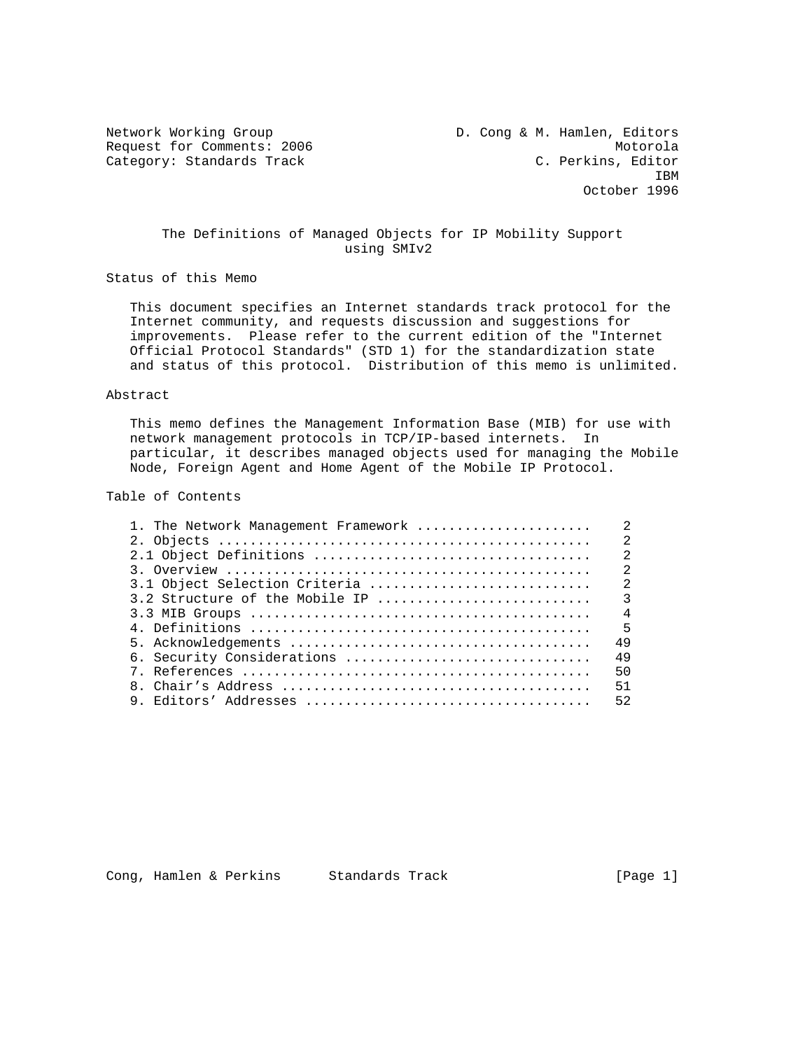Network Working Group D. Cong & M. Hamlen, Editors
Request for Comments: 2006 Motorola
Category: Standards Track C. Perkins, Editor
IBM
October 1996

# The Definitions of Managed Objects for IP Mobility Support using SMIv2

## Status of this Memo

This document specifies an Internet standards track protocol for the Internet community, and requests discussion and suggestions for improvements. Please refer to the current edition of the "Internet Official Protocol Standards" (STD 1) for the standardization state and status of this protocol. Distribution of this memo is unlimited.

## Abstract

This memo defines the Management Information Base (MIB) for use with network management protocols in TCP/IP-based internets. In particular, it describes managed objects used for managing the Mobile Node, Foreign Agent and Home Agent of the Mobile IP Protocol.

## Table of Contents

| | |
|---|---|
| 1. The Network Management Framework | 2 |
| 2. Objects | 2 |
| 2.1 Object Definitions | 2 |
| 3. Overview | 2 |
| 3.1 Object Selection Criteria | 2 |
| 3.2 Structure of the Mobile IP | 3 |
| 3.3 MIB Groups | 4 |
| 4. Definitions | 5 |
| 5. Acknowledgements | 49 |
| 6. Security Considerations | 49 |
| 7. References | 50 |
| 8. Chair's Address | 51 |
| 9. Editors' Addresses | 52 |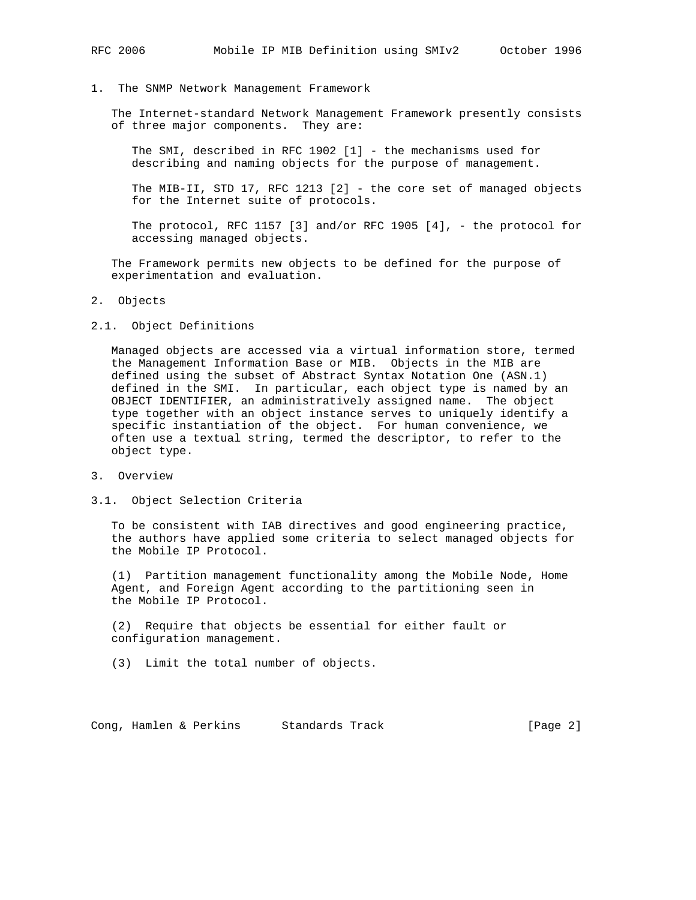# 1. The SNMP Network Management Framework

The Internet-standard Network Management Framework presently consists of three major components. They are:

The SMI, described in RFC 1902 [1] - the mechanisms used for describing and naming objects for the purpose of management.

The MIB-II, STD 17, RFC 1213 [2] - the core set of managed objects for the Internet suite of protocols.

The protocol, RFC 1157 [3] and/or RFC 1905 [4], - the protocol for accessing managed objects.

The Framework permits new objects to be defined for the purpose of experimentation and evaluation.

# 2. Objects

## 2.1. Object Definitions

Managed objects are accessed via a virtual information store, termed the Management Information Base or MIB. Objects in the MIB are defined using the subset of Abstract Syntax Notation One (ASN.1) defined in the SMI. In particular, each object type is named by an OBJECT IDENTIFIER, an administratively assigned name. The object type together with an object instance serves to uniquely identify a specific instantiation of the object. For human convenience, we often use a textual string, termed the descriptor, to refer to the object type.

# 3. Overview

## 3.1. Object Selection Criteria

To be consistent with IAB directives and good engineering practice, the authors have applied some criteria to select managed objects for the Mobile IP Protocol.

(1) Partition management functionality among the Mobile Node, Home Agent, and Foreign Agent according to the partitioning seen in the Mobile IP Protocol.

(2) Require that objects be essential for either fault or configuration management.

(3) Limit the total number of objects.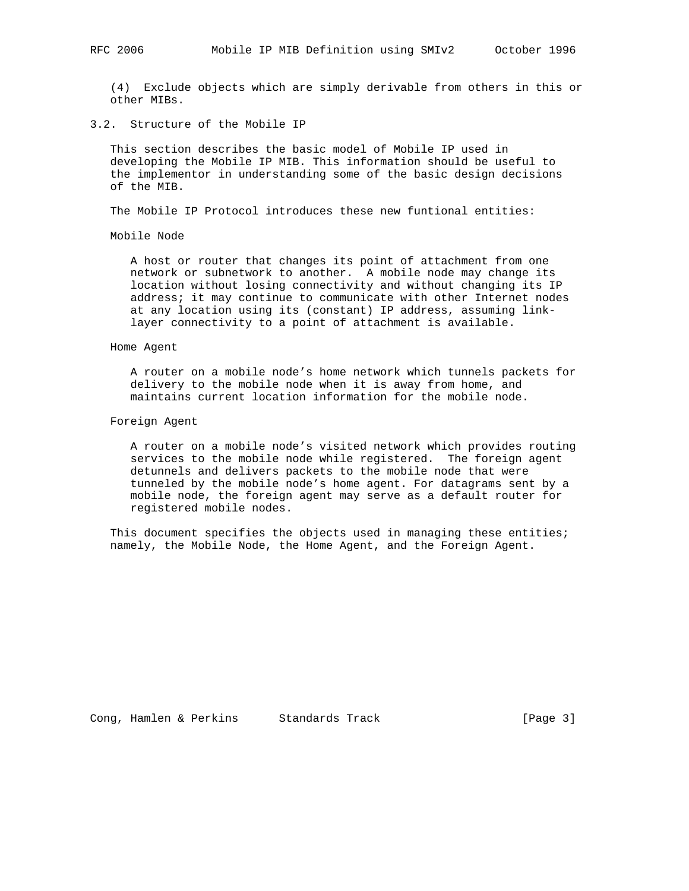(4) Exclude objects which are simply derivable from others in this or other MIBs.

## 3.2. Structure of the Mobile IP

This section describes the basic model of Mobile IP used in developing the Mobile IP MIB. This information should be useful to the implementor in understanding some of the basic design decisions of the MIB.

The Mobile IP Protocol introduces these new funtional entities:

Mobile Node

> A host or router that changes its point of attachment from one network or subnetwork to another. A mobile node may change its location without losing connectivity and without changing its IP address; it may continue to communicate with other Internet nodes at any location using its (constant) IP address, assuming link-layer connectivity to a point of attachment is available.

Home Agent

> A router on a mobile node's home network which tunnels packets for delivery to the mobile node when it is away from home, and maintains current location information for the mobile node.

Foreign Agent

> A router on a mobile node's visited network which provides routing services to the mobile node while registered. The foreign agent detunnels and delivers packets to the mobile node that were tunneled by the mobile node's home agent. For datagrams sent by a mobile node, the foreign agent may serve as a default router for registered mobile nodes.

This document specifies the objects used in managing these entities; namely, the Mobile Node, the Home Agent, and the Foreign Agent.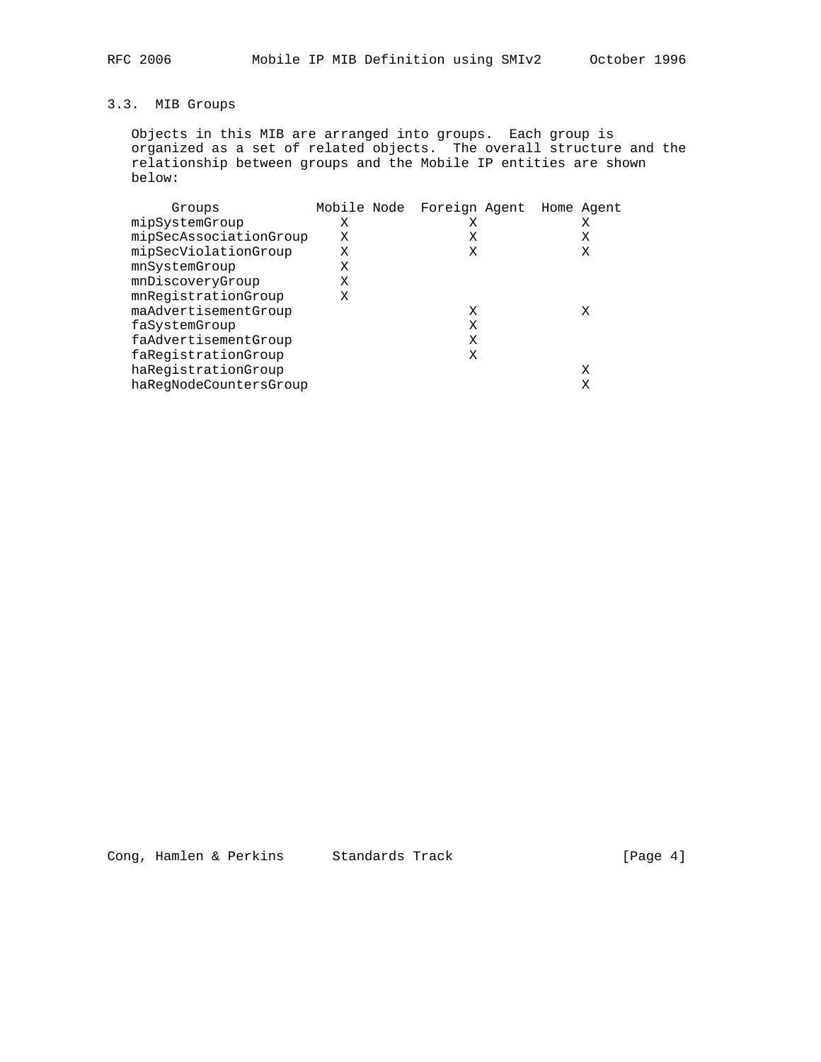### 3.3. MIB Groups

Objects in this MIB are arranged into groups. Each group is organized as a set of related objects. The overall structure and the relationship between groups and the Mobile IP entities are shown below:

| Groups | Mobile Node | Foreign Agent | Home Agent |
|---|---|---|---|
| mipSystemGroup | X | X | X |
| mipSecAssociationGroup | X | X | X |
| mipSecViolationGroup | X | X | X |
| mnSystemGroup | X | | |
| mnDiscoveryGroup | X | | |
| mnRegistrationGroup | X | | |
| maAdvertisementGroup | | X | X |
| faSystemGroup | | X | |
| faAdvertisementGroup | | X | |
| faRegistrationGroup | | X | |
| haRegistrationGroup | | | X |
| haRegNodeCountersGroup | | | X |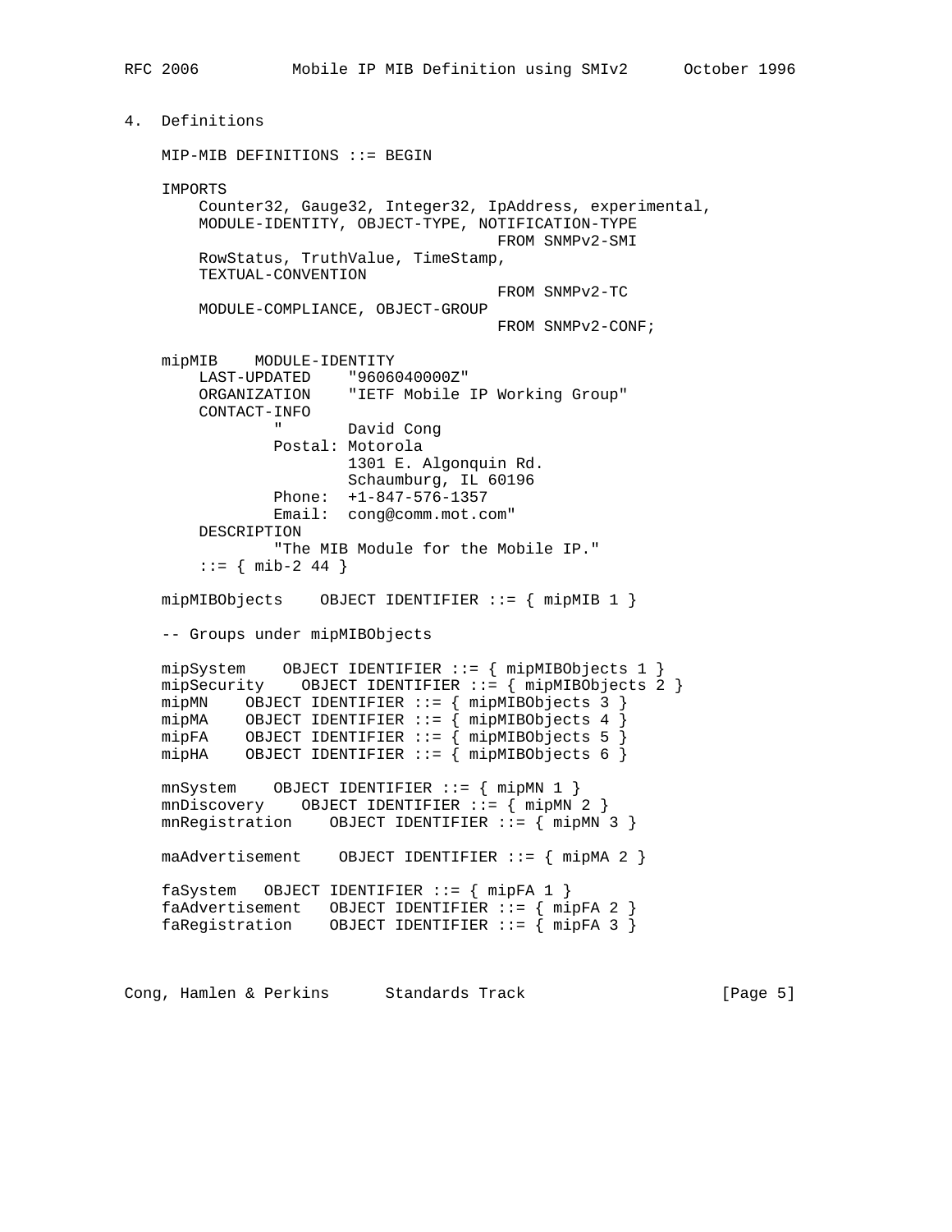## 4. Definitions

```
MIP-MIB DEFINITIONS ::= BEGIN

IMPORTS
    Counter32, Gauge32, Integer32, IpAddress, experimental,
    MODULE-IDENTITY, OBJECT-TYPE, NOTIFICATION-TYPE
                                    FROM SNMPv2-SMI
    RowStatus, TruthValue, TimeStamp,
    TEXTUAL-CONVENTION
                                    FROM SNMPv2-TC
    MODULE-COMPLIANCE, OBJECT-GROUP
                                    FROM SNMPv2-CONF;

mipMIB    MODULE-IDENTITY
    LAST-UPDATED    "9606040000Z"
    ORGANIZATION    "IETF Mobile IP Working Group"
    CONTACT-INFO
            "       David Cong
            Postal: Motorola
                    1301 E. Algonquin Rd.
                    Schaumburg, IL 60196
            Phone:  +1-847-576-1357
            Email:  cong@comm.mot.com"
    DESCRIPTION
            "The MIB Module for the Mobile IP."
    ::= { mib-2 44 }

mipMIBObjects    OBJECT IDENTIFIER ::= { mipMIB 1 }

-- Groups under mipMIBObjects

mipSystem    OBJECT IDENTIFIER ::= { mipMIBObjects 1 }
mipSecurity    OBJECT IDENTIFIER ::= { mipMIBObjects 2 }
mipMN    OBJECT IDENTIFIER ::= { mipMIBObjects 3 }
mipMA    OBJECT IDENTIFIER ::= { mipMIBObjects 4 }
mipFA    OBJECT IDENTIFIER ::= { mipMIBObjects 5 }
mipHA    OBJECT IDENTIFIER ::= { mipMIBObjects 6 }

mnSystem    OBJECT IDENTIFIER ::= { mipMN 1 }
mnDiscovery    OBJECT IDENTIFIER ::= { mipMN 2 }
mnRegistration    OBJECT IDENTIFIER ::= { mipMN 3 }

maAdvertisement    OBJECT IDENTIFIER ::= { mipMA 2 }

faSystem   OBJECT IDENTIFIER ::= { mipFA 1 }
faAdvertisement   OBJECT IDENTIFIER ::= { mipFA 2 }
faRegistration    OBJECT IDENTIFIER ::= { mipFA 3 }
```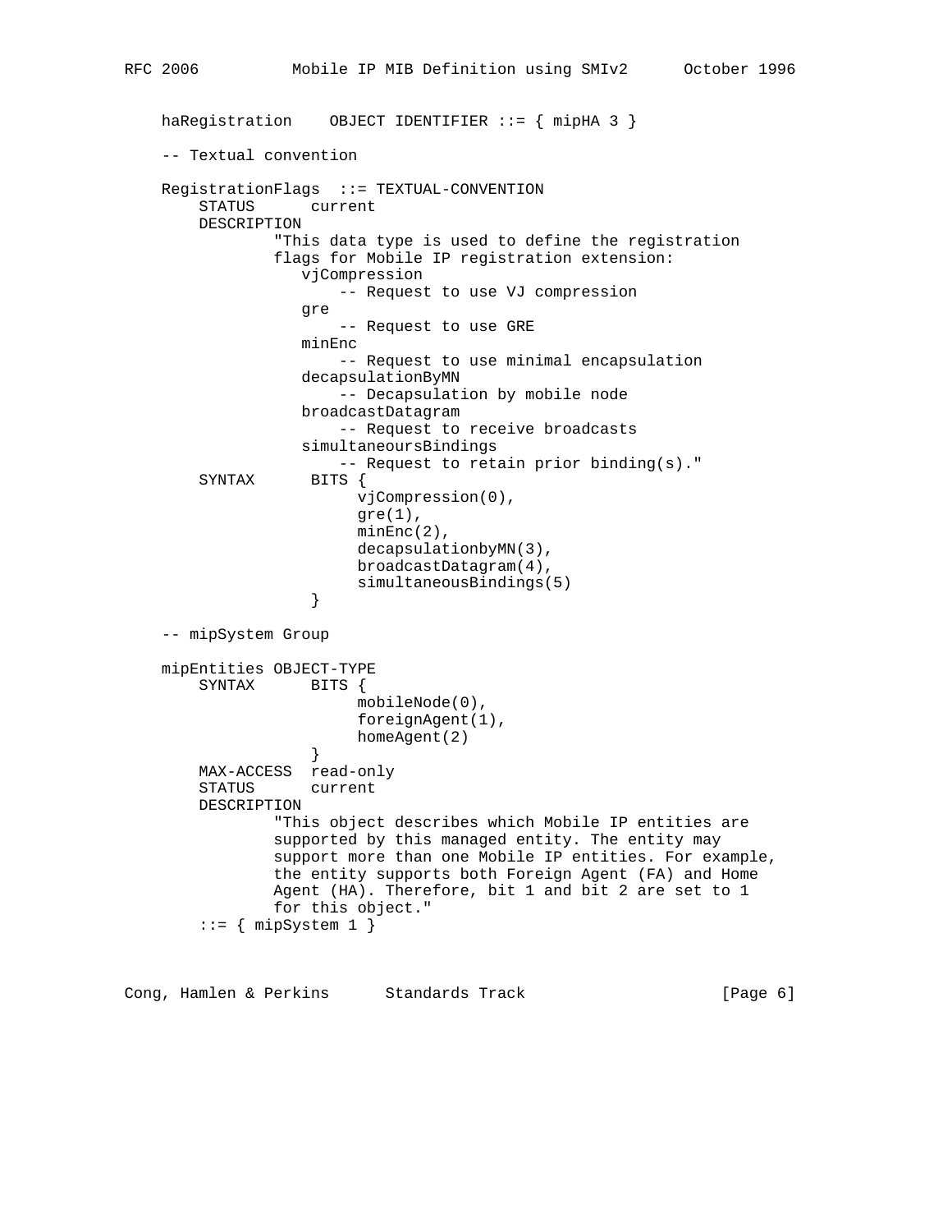```
    haRegistration    OBJECT IDENTIFIER ::= { mipHA 3 }

    -- Textual convention

    RegistrationFlags  ::= TEXTUAL-CONVENTION
        STATUS      current
        DESCRIPTION
                "This data type is used to define the registration
                flags for Mobile IP registration extension:
                   vjCompression
                      -- Request to use VJ compression
                   gre
                      -- Request to use GRE
                   minEnc
                      -- Request to use minimal encapsulation
                   decapsulationByMN
                      -- Decapsulation by mobile node
                   broadcastDatagram
                      -- Request to receive broadcasts
                   simultaneoursBindings
                      -- Request to retain prior binding(s)."
        SYNTAX      BITS {
                        vjCompression(0),
                        gre(1),
                        minEnc(2),
                        decapsulationbyMN(3),
                        broadcastDatagram(4),
                        simultaneousBindings(5)
                    }

    -- mipSystem Group

    mipEntities OBJECT-TYPE
        SYNTAX      BITS {
                        mobileNode(0),
                        foreignAgent(1),
                        homeAgent(2)
                    }
        MAX-ACCESS  read-only
        STATUS      current
        DESCRIPTION
                "This object describes which Mobile IP entities are
                supported by this managed entity. The entity may
                support more than one Mobile IP entities. For example,
                the entity supports both Foreign Agent (FA) and Home
                Agent (HA). Therefore, bit 1 and bit 2 are set to 1
                for this object."
        ::= { mipSystem 1 }
```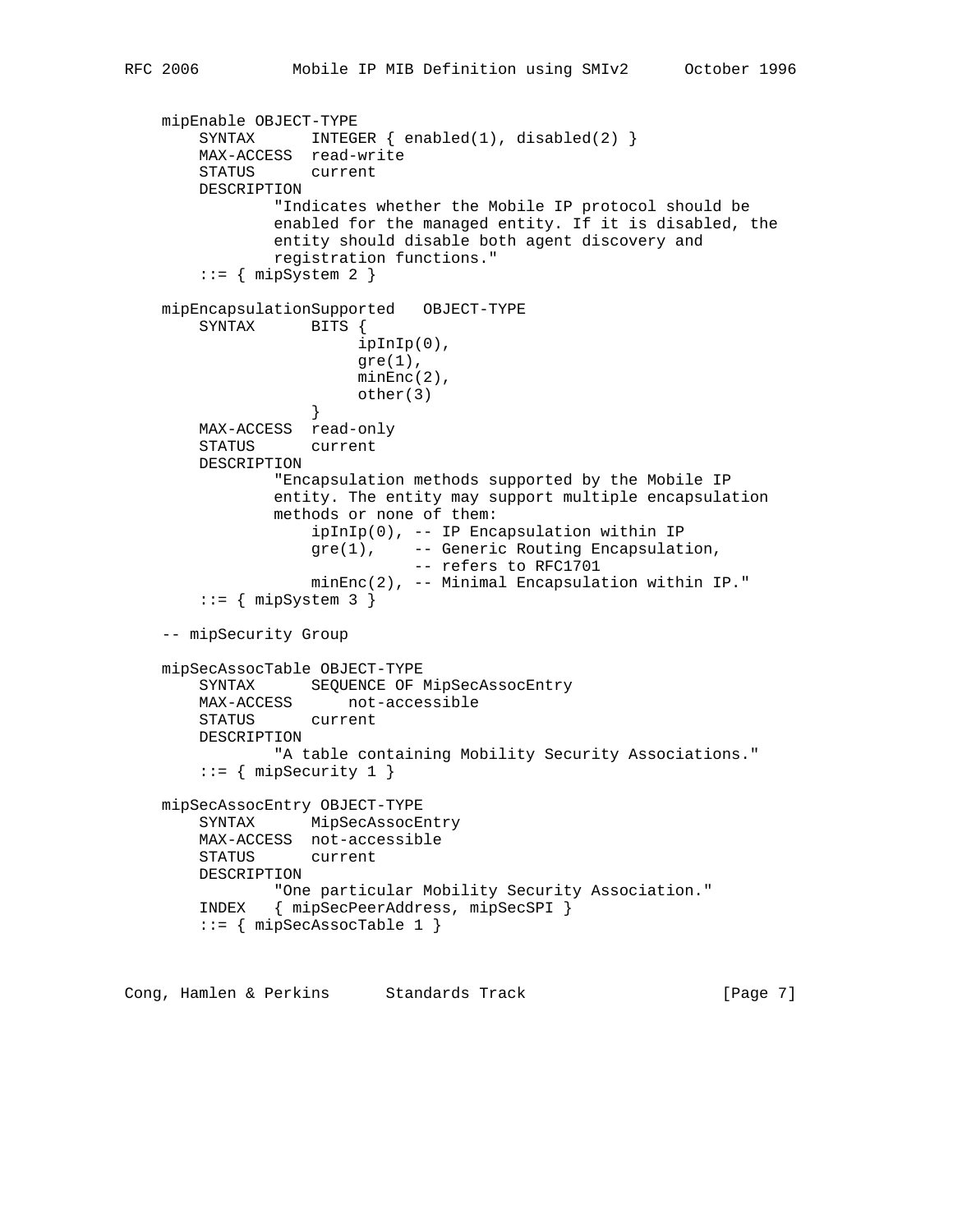```
    mipEnable OBJECT-TYPE
        SYNTAX      INTEGER { enabled(1), disabled(2) }
        MAX-ACCESS  read-write
        STATUS      current
        DESCRIPTION
                "Indicates whether the Mobile IP protocol should be
                enabled for the managed entity. If it is disabled, the
                entity should disable both agent discovery and
                registration functions."
        ::= { mipSystem 2 }

    mipEncapsulationSupported   OBJECT-TYPE
        SYNTAX      BITS {
                        ipInIp(0),
                        gre(1),
                        minEnc(2),
                        other(3)
                    }
        MAX-ACCESS  read-only
        STATUS      current
        DESCRIPTION
                "Encapsulation methods supported by the Mobile IP
                entity. The entity may support multiple encapsulation
                methods or none of them:
                    ipInIp(0), -- IP Encapsulation within IP
                    gre(1),    -- Generic Routing Encapsulation,
                               -- refers to RFC1701
                    minEnc(2), -- Minimal Encapsulation within IP."
        ::= { mipSystem 3 }

    -- mipSecurity Group

    mipSecAssocTable OBJECT-TYPE
        SYNTAX      SEQUENCE OF MipSecAssocEntry
        MAX-ACCESS      not-accessible
        STATUS      current
        DESCRIPTION
                "A table containing Mobility Security Associations."
        ::= { mipSecurity 1 }

    mipSecAssocEntry OBJECT-TYPE
        SYNTAX      MipSecAssocEntry
        MAX-ACCESS  not-accessible
        STATUS      current
        DESCRIPTION
                "One particular Mobility Security Association."
        INDEX   { mipSecPeerAddress, mipSecSPI }
        ::= { mipSecAssocTable 1 }
```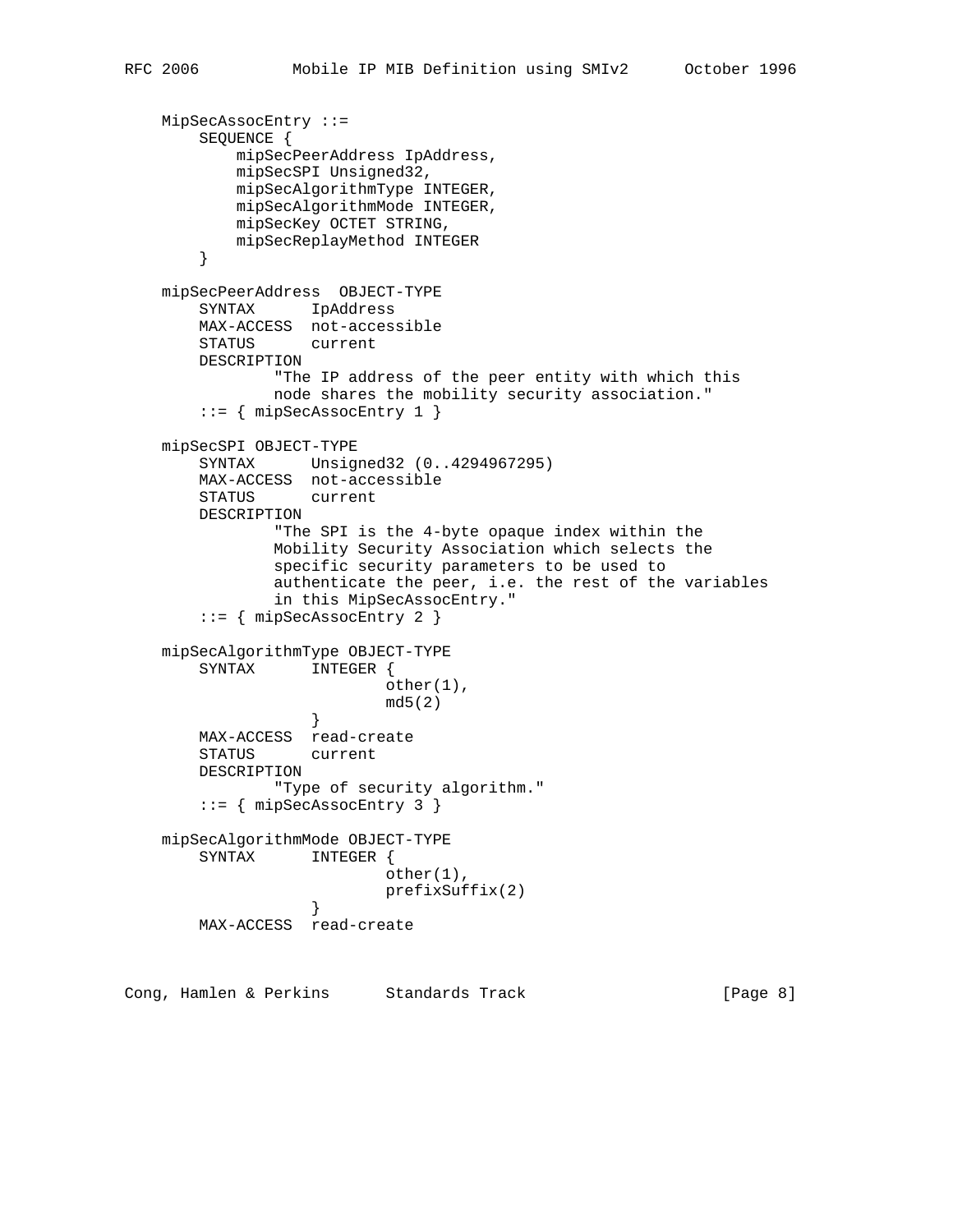```
    MipSecAssocEntry ::=
        SEQUENCE {
            mipSecPeerAddress IpAddress,
            mipSecSPI Unsigned32,
            mipSecAlgorithmType INTEGER,
            mipSecAlgorithmMode INTEGER,
            mipSecKey OCTET STRING,
            mipSecReplayMethod INTEGER
        }

    mipSecPeerAddress  OBJECT-TYPE
        SYNTAX      IpAddress
        MAX-ACCESS  not-accessible
        STATUS      current
        DESCRIPTION
                "The IP address of the peer entity with which this
                node shares the mobility security association."
        ::= { mipSecAssocEntry 1 }

    mipSecSPI OBJECT-TYPE
        SYNTAX      Unsigned32 (0..4294967295)
        MAX-ACCESS  not-accessible
        STATUS      current
        DESCRIPTION
                "The SPI is the 4-byte opaque index within the
                Mobility Security Association which selects the
                specific security parameters to be used to
                authenticate the peer, i.e. the rest of the variables
                in this MipSecAssocEntry."
        ::= { mipSecAssocEntry 2 }

    mipSecAlgorithmType OBJECT-TYPE
        SYNTAX      INTEGER {
                        other(1),
                        md5(2)
                    }
        MAX-ACCESS  read-create
        STATUS      current
        DESCRIPTION
                "Type of security algorithm."
        ::= { mipSecAssocEntry 3 }

    mipSecAlgorithmMode OBJECT-TYPE
        SYNTAX      INTEGER {
                        other(1),
                        prefixSuffix(2)
                    }
        MAX-ACCESS  read-create
```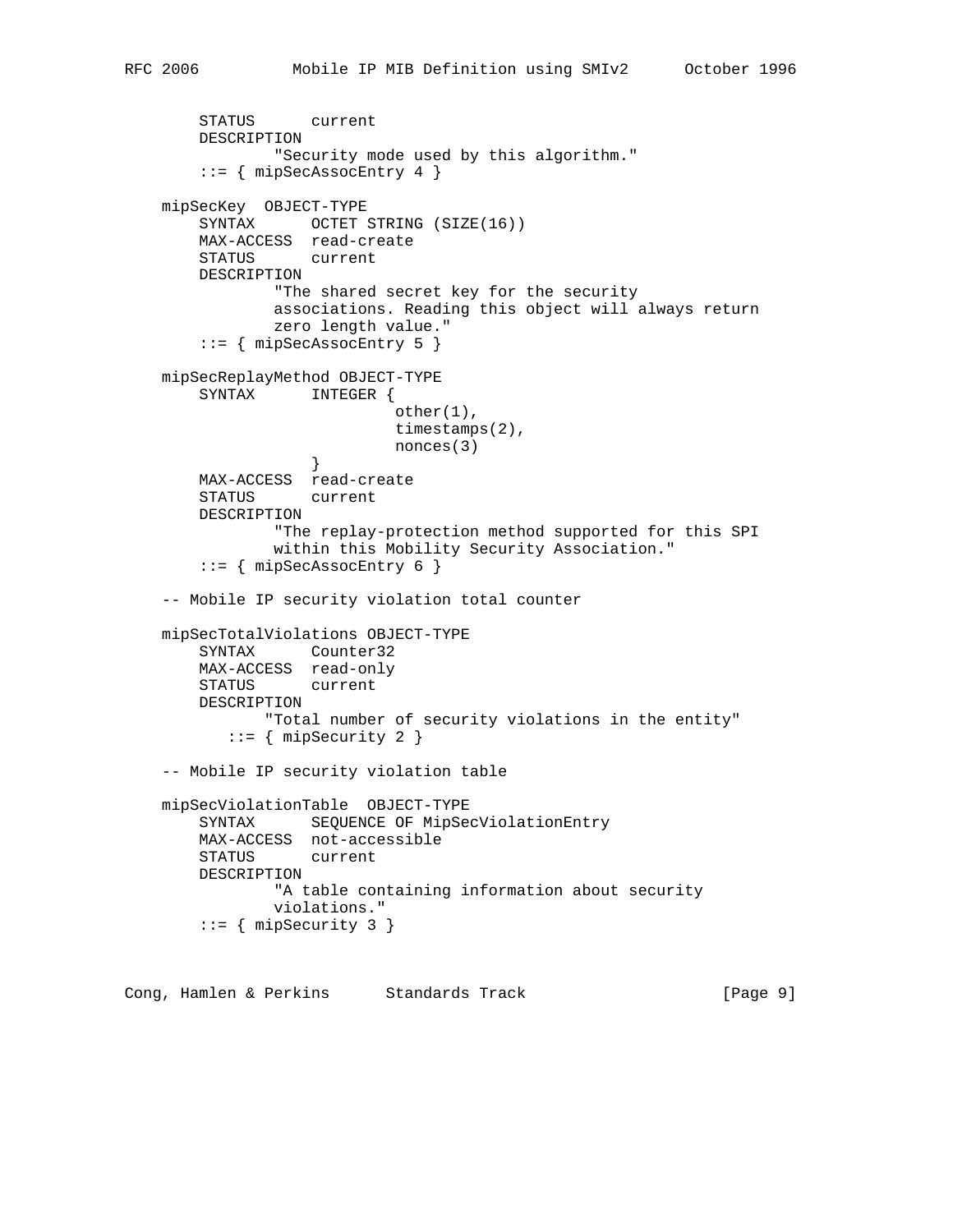```
        STATUS      current
        DESCRIPTION
                "Security mode used by this algorithm."
        ::= { mipSecAssocEntry 4 }

    mipSecKey  OBJECT-TYPE
        SYNTAX      OCTET STRING (SIZE(16))
        MAX-ACCESS  read-create
        STATUS      current
        DESCRIPTION
                "The shared secret key for the security
                associations. Reading this object will always return
                zero length value."
        ::= { mipSecAssocEntry 5 }

    mipSecReplayMethod OBJECT-TYPE
        SYNTAX      INTEGER {
                            other(1),
                            timestamps(2),
                            nonces(3)
                    }
        MAX-ACCESS  read-create
        STATUS      current
        DESCRIPTION
                "The replay-protection method supported for this SPI
                within this Mobility Security Association."
        ::= { mipSecAssocEntry 6 }

    -- Mobile IP security violation total counter

    mipSecTotalViolations OBJECT-TYPE
        SYNTAX      Counter32
        MAX-ACCESS  read-only
        STATUS      current
        DESCRIPTION
               "Total number of security violations in the entity"
           ::= { mipSecurity 2 }

    -- Mobile IP security violation table

    mipSecViolationTable  OBJECT-TYPE
        SYNTAX      SEQUENCE OF MipSecViolationEntry
        MAX-ACCESS  not-accessible
        STATUS      current
        DESCRIPTION
                "A table containing information about security
                violations."
        ::= { mipSecurity 3 }
```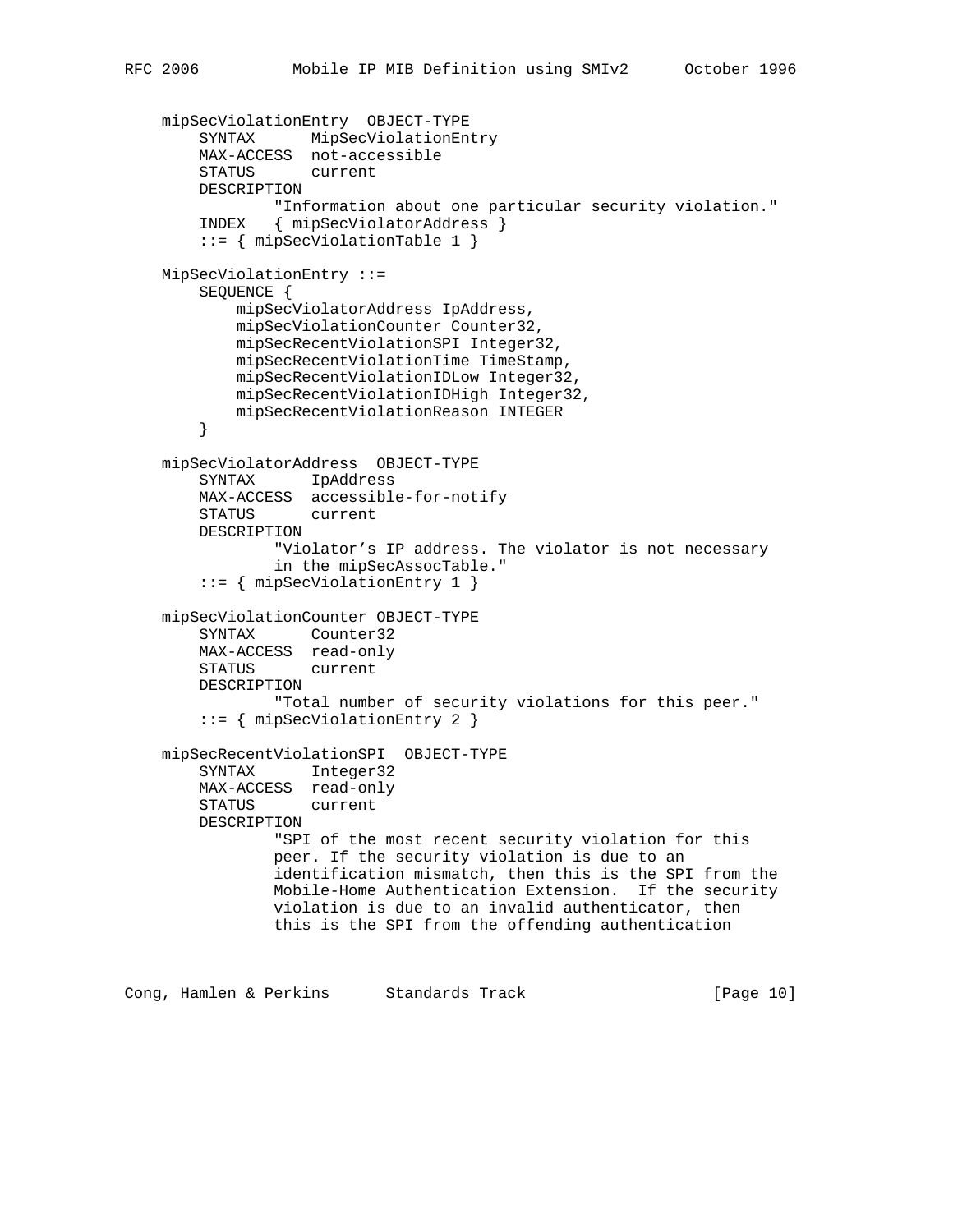```
    mipSecViolationEntry  OBJECT-TYPE
        SYNTAX      MipSecViolationEntry
        MAX-ACCESS  not-accessible
        STATUS      current
        DESCRIPTION
                "Information about one particular security violation."
        INDEX   { mipSecViolatorAddress }
        ::= { mipSecViolationTable 1 }

    MipSecViolationEntry ::=
        SEQUENCE {
            mipSecViolatorAddress IpAddress,
            mipSecViolationCounter Counter32,
            mipSecRecentViolationSPI Integer32,
            mipSecRecentViolationTime TimeStamp,
            mipSecRecentViolationIDLow Integer32,
            mipSecRecentViolationIDHigh Integer32,
            mipSecRecentViolationReason INTEGER
        }

    mipSecViolatorAddress  OBJECT-TYPE
        SYNTAX      IpAddress
        MAX-ACCESS  accessible-for-notify
        STATUS      current
        DESCRIPTION
                "Violator's IP address. The violator is not necessary
                in the mipSecAssocTable."
        ::= { mipSecViolationEntry 1 }

    mipSecViolationCounter OBJECT-TYPE
        SYNTAX      Counter32
        MAX-ACCESS  read-only
        STATUS      current
        DESCRIPTION
                "Total number of security violations for this peer."
        ::= { mipSecViolationEntry 2 }

    mipSecRecentViolationSPI  OBJECT-TYPE
        SYNTAX      Integer32
        MAX-ACCESS  read-only
        STATUS      current
        DESCRIPTION
                "SPI of the most recent security violation for this
                peer. If the security violation is due to an
                identification mismatch, then this is the SPI from the
                Mobile-Home Authentication Extension.  If the security
                violation is due to an invalid authenticator, then
                this is the SPI from the offending authentication
```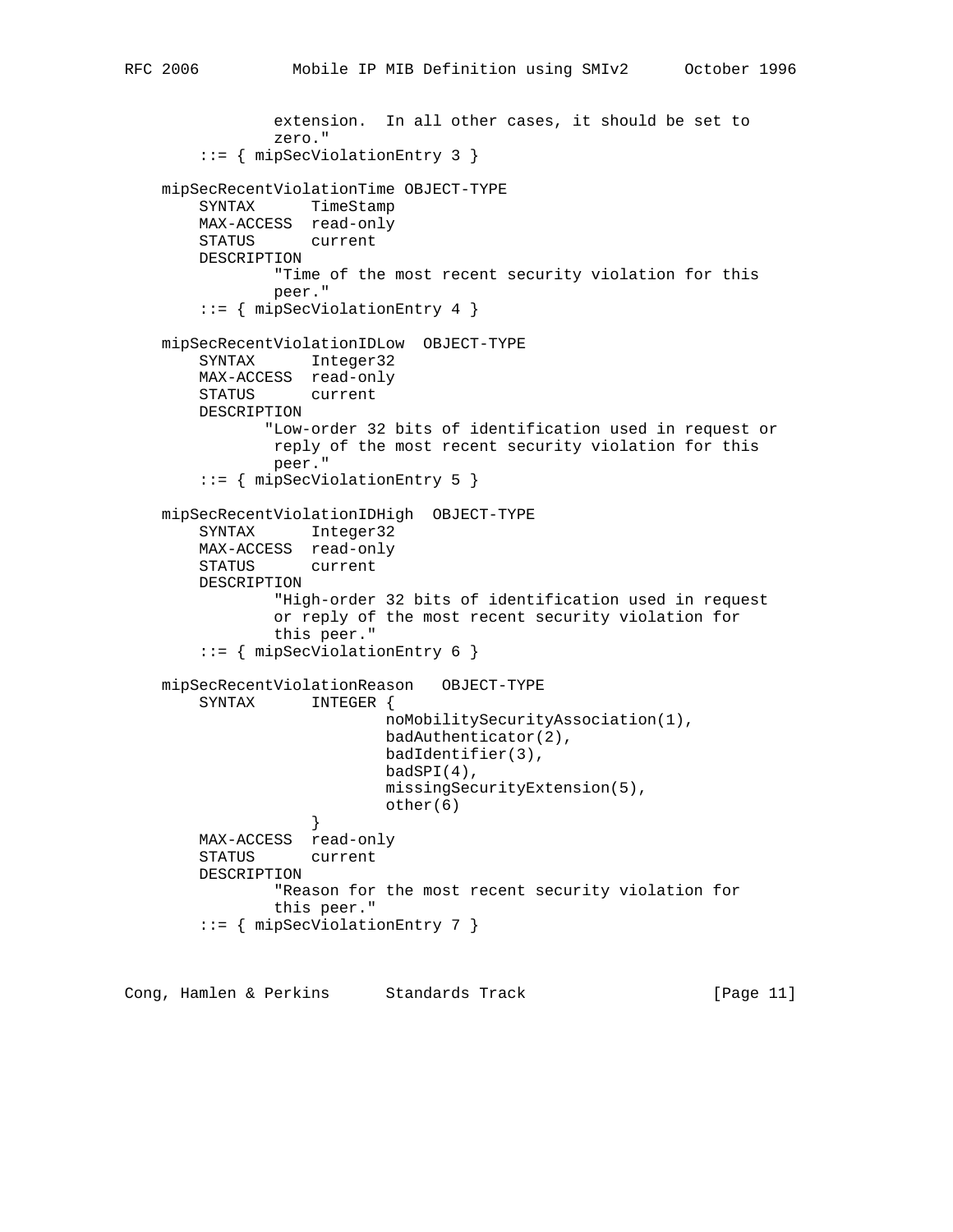```
                extension.  In all other cases, it should be set to
                zero."
        ::= { mipSecViolationEntry 3 }

    mipSecRecentViolationTime OBJECT-TYPE
        SYNTAX      TimeStamp
        MAX-ACCESS  read-only
        STATUS      current
        DESCRIPTION
                "Time of the most recent security violation for this
                peer."
        ::= { mipSecViolationEntry 4 }

    mipSecRecentViolationIDLow  OBJECT-TYPE
        SYNTAX      Integer32
        MAX-ACCESS  read-only
        STATUS      current
        DESCRIPTION
               "Low-order 32 bits of identification used in request or
                reply of the most recent security violation for this
                peer."
        ::= { mipSecViolationEntry 5 }

    mipSecRecentViolationIDHigh  OBJECT-TYPE
        SYNTAX      Integer32
        MAX-ACCESS  read-only
        STATUS      current
        DESCRIPTION
                "High-order 32 bits of identification used in request
                or reply of the most recent security violation for
                this peer."
        ::= { mipSecViolationEntry 6 }

    mipSecRecentViolationReason   OBJECT-TYPE
        SYNTAX      INTEGER {
                        noMobilitySecurityAssociation(1),
                        badAuthenticator(2),
                        badIdentifier(3),
                        badSPI(4),
                        missingSecurityExtension(5),
                        other(6)
                    }
        MAX-ACCESS  read-only
        STATUS      current
        DESCRIPTION
                "Reason for the most recent security violation for
                this peer."
        ::= { mipSecViolationEntry 7 }
```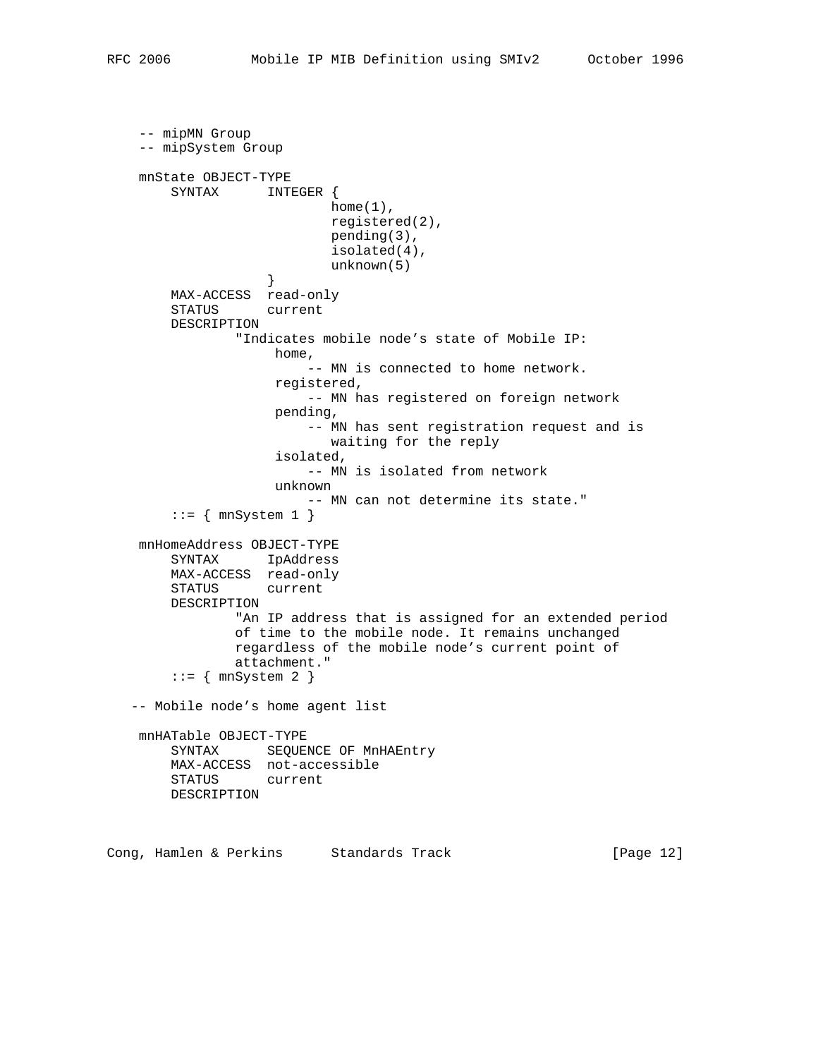```
    -- mipMN Group
    -- mipSystem Group

    mnState OBJECT-TYPE
        SYNTAX      INTEGER {
                            home(1),
                            registered(2),
                            pending(3),
                            isolated(4),
                            unknown(5)
                    }
        MAX-ACCESS  read-only
        STATUS      current
        DESCRIPTION
                "Indicates mobile node's state of Mobile IP:
                     home,
                         -- MN is connected to home network.
                     registered,
                         -- MN has registered on foreign network
                     pending,
                         -- MN has sent registration request and is
                            waiting for the reply
                     isolated,
                         -- MN is isolated from network
                     unknown
                         -- MN can not determine its state."
        ::= { mnSystem 1 }

    mnHomeAddress OBJECT-TYPE
        SYNTAX      IpAddress
        MAX-ACCESS  read-only
        STATUS      current
        DESCRIPTION
                "An IP address that is assigned for an extended period
                of time to the mobile node. It remains unchanged
                regardless of the mobile node's current point of
                attachment."
        ::= { mnSystem 2 }

   -- Mobile node's home agent list

    mnHATable OBJECT-TYPE
        SYNTAX      SEQUENCE OF MnHAEntry
        MAX-ACCESS  not-accessible
        STATUS      current
        DESCRIPTION
```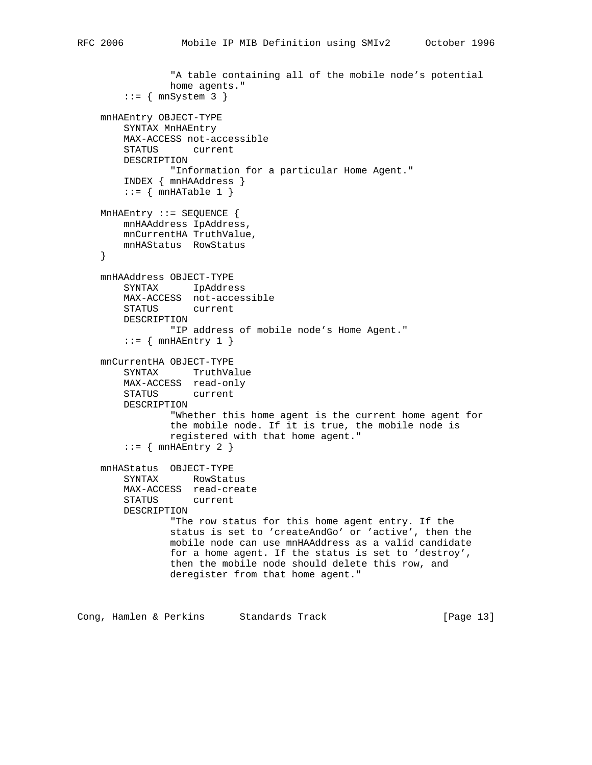```
                "A table containing all of the mobile node's potential
                home agents."
        ::= { mnSystem 3 }

    mnHAEntry OBJECT-TYPE
        SYNTAX MnHAEntry
        MAX-ACCESS not-accessible
        STATUS      current
        DESCRIPTION
                "Information for a particular Home Agent."
        INDEX { mnHAAddress }
        ::= { mnHATable 1 }

    MnHAEntry ::= SEQUENCE {
        mnHAAddress IpAddress,
        mnCurrentHA TruthValue,
        mnHAStatus  RowStatus
    }

    mnHAAddress OBJECT-TYPE
        SYNTAX      IpAddress
        MAX-ACCESS  not-accessible
        STATUS      current
        DESCRIPTION
                "IP address of mobile node's Home Agent."
        ::= { mnHAEntry 1 }

    mnCurrentHA OBJECT-TYPE
        SYNTAX      TruthValue
        MAX-ACCESS  read-only
        STATUS      current
        DESCRIPTION
                "Whether this home agent is the current home agent for
                the mobile node. If it is true, the mobile node is
                registered with that home agent."
        ::= { mnHAEntry 2 }

    mnHAStatus  OBJECT-TYPE
        SYNTAX      RowStatus
        MAX-ACCESS  read-create
        STATUS      current
        DESCRIPTION
                "The row status for this home agent entry. If the
                status is set to 'createAndGo' or 'active', then the
                mobile node can use mnHAAddress as a valid candidate
                for a home agent. If the status is set to 'destroy',
                then the mobile node should delete this row, and
                deregister from that home agent."
```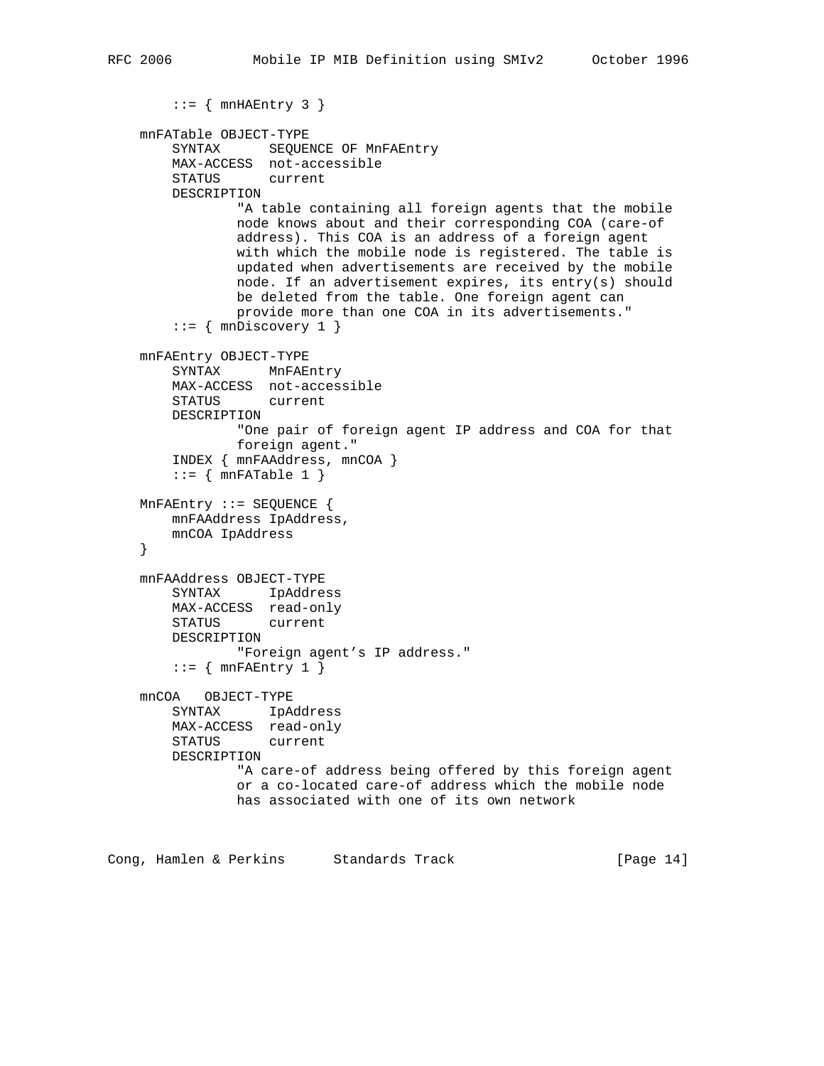```
        ::= { mnHAEntry 3 }

    mnFATable OBJECT-TYPE
        SYNTAX      SEQUENCE OF MnFAEntry
        MAX-ACCESS  not-accessible
        STATUS      current
        DESCRIPTION
                "A table containing all foreign agents that the mobile
                node knows about and their corresponding COA (care-of
                address). This COA is an address of a foreign agent
                with which the mobile node is registered. The table is
                updated when advertisements are received by the mobile
                node. If an advertisement expires, its entry(s) should
                be deleted from the table. One foreign agent can
                provide more than one COA in its advertisements."
        ::= { mnDiscovery 1 }

    mnFAEntry OBJECT-TYPE
        SYNTAX      MnFAEntry
        MAX-ACCESS  not-accessible
        STATUS      current
        DESCRIPTION
                "One pair of foreign agent IP address and COA for that
                foreign agent."
        INDEX { mnFAAddress, mnCOA }
        ::= { mnFATable 1 }

    MnFAEntry ::= SEQUENCE {
        mnFAAddress IpAddress,
        mnCOA IpAddress
    }

    mnFAAddress OBJECT-TYPE
        SYNTAX      IpAddress
        MAX-ACCESS  read-only
        STATUS      current
        DESCRIPTION
                "Foreign agent's IP address."
        ::= { mnFAEntry 1 }

    mnCOA   OBJECT-TYPE
        SYNTAX      IpAddress
        MAX-ACCESS  read-only
        STATUS      current
        DESCRIPTION
                "A care-of address being offered by this foreign agent
                or a co-located care-of address which the mobile node
                has associated with one of its own network
```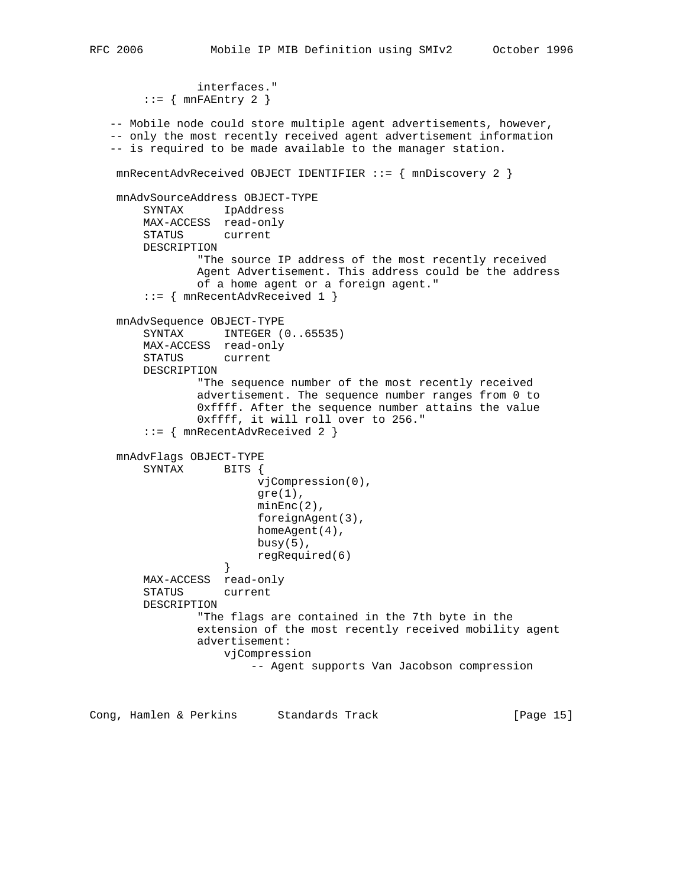```
               interfaces."
        ::= { mnFAEntry 2 }

   -- Mobile node could store multiple agent advertisements, however,
   -- only the most recently received agent advertisement information
   -- is required to be made available to the manager station.

    mnRecentAdvReceived OBJECT IDENTIFIER ::= { mnDiscovery 2 }

    mnAdvSourceAddress OBJECT-TYPE
        SYNTAX      IpAddress
        MAX-ACCESS  read-only
        STATUS      current
        DESCRIPTION
                "The source IP address of the most recently received
                Agent Advertisement. This address could be the address
                of a home agent or a foreign agent."
        ::= { mnRecentAdvReceived 1 }

    mnAdvSequence OBJECT-TYPE
        SYNTAX      INTEGER (0..65535)
        MAX-ACCESS  read-only
        STATUS      current
        DESCRIPTION
                "The sequence number of the most recently received
                advertisement. The sequence number ranges from 0 to
                0xffff. After the sequence number attains the value
                0xffff, it will roll over to 256."
        ::= { mnRecentAdvReceived 2 }

    mnAdvFlags OBJECT-TYPE
        SYNTAX      BITS {
                        vjCompression(0),
                        gre(1),
                        minEnc(2),
                        foreignAgent(3),
                        homeAgent(4),
                        busy(5),
                        regRequired(6)
                    }
        MAX-ACCESS  read-only
        STATUS      current
        DESCRIPTION
                "The flags are contained in the 7th byte in the
                extension of the most recently received mobility agent
                advertisement:
                    vjCompression
                        -- Agent supports Van Jacobson compression
```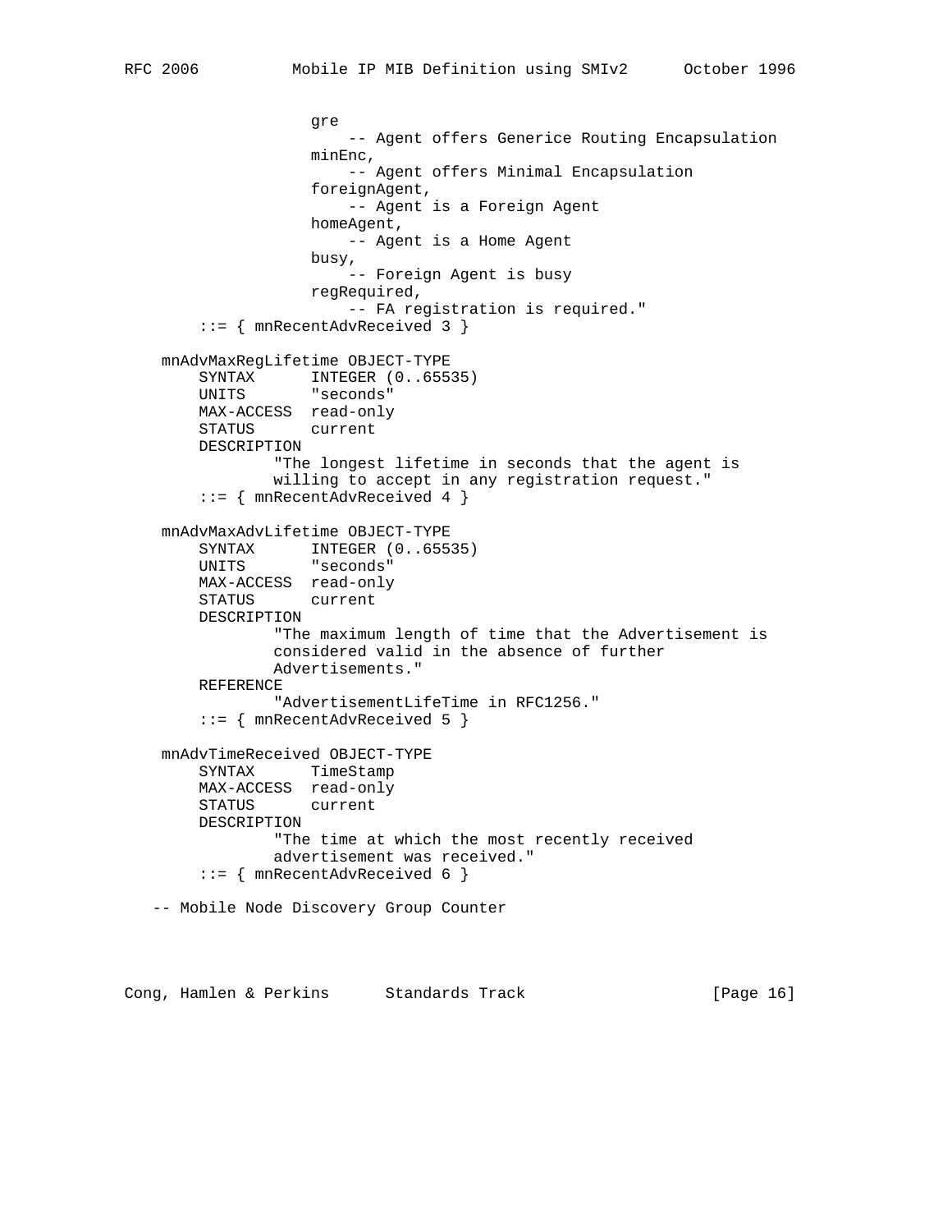```
                  gre
                     -- Agent offers Generice Routing Encapsulation
                  minEnc,
                     -- Agent offers Minimal Encapsulation
                  foreignAgent,
                     -- Agent is a Foreign Agent
                  homeAgent,
                     -- Agent is a Home Agent
                  busy,
                     -- Foreign Agent is busy
                  regRequired,
                     -- FA registration is required."
        ::= { mnRecentAdvReceived 3 }

    mnAdvMaxRegLifetime OBJECT-TYPE
        SYNTAX      INTEGER (0..65535)
        UNITS       "seconds"
        MAX-ACCESS  read-only
        STATUS      current
        DESCRIPTION
                "The longest lifetime in seconds that the agent is
                willing to accept in any registration request."
        ::= { mnRecentAdvReceived 4 }

    mnAdvMaxAdvLifetime OBJECT-TYPE
        SYNTAX      INTEGER (0..65535)
        UNITS       "seconds"
        MAX-ACCESS  read-only
        STATUS      current
        DESCRIPTION
                "The maximum length of time that the Advertisement is
                considered valid in the absence of further
                Advertisements."
        REFERENCE
                "AdvertisementLifeTime in RFC1256."
        ::= { mnRecentAdvReceived 5 }

    mnAdvTimeReceived OBJECT-TYPE
        SYNTAX      TimeStamp
        MAX-ACCESS  read-only
        STATUS      current
        DESCRIPTION
                "The time at which the most recently received
                advertisement was received."
        ::= { mnRecentAdvReceived 6 }

   -- Mobile Node Discovery Group Counter
```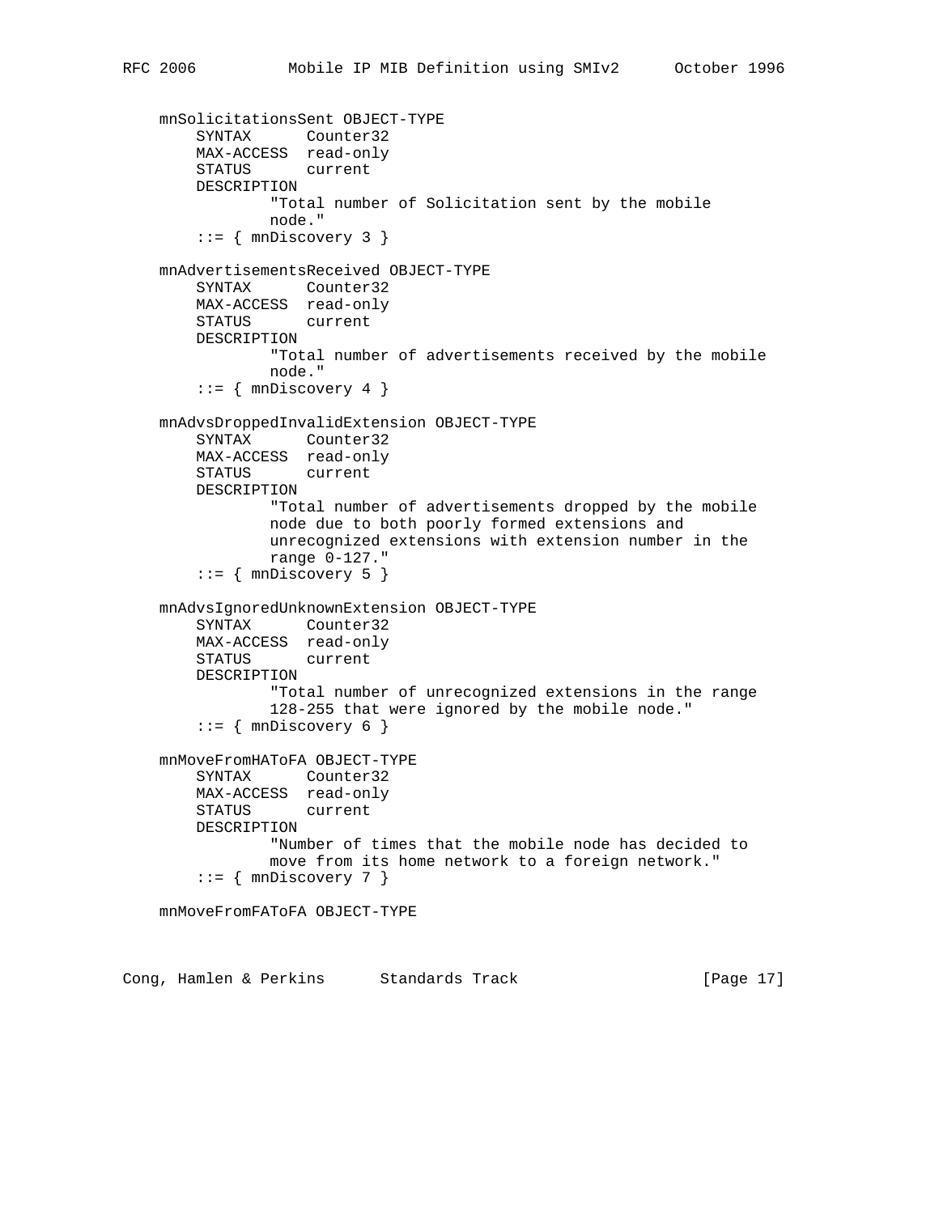```
    mnSolicitationsSent OBJECT-TYPE
        SYNTAX      Counter32
        MAX-ACCESS  read-only
        STATUS      current
        DESCRIPTION
                "Total number of Solicitation sent by the mobile
                node."
        ::= { mnDiscovery 3 }

    mnAdvertisementsReceived OBJECT-TYPE
        SYNTAX      Counter32
        MAX-ACCESS  read-only
        STATUS      current
        DESCRIPTION
                "Total number of advertisements received by the mobile
                node."
        ::= { mnDiscovery 4 }

    mnAdvsDroppedInvalidExtension OBJECT-TYPE
        SYNTAX      Counter32
        MAX-ACCESS  read-only
        STATUS      current
        DESCRIPTION
                "Total number of advertisements dropped by the mobile
                node due to both poorly formed extensions and
                unrecognized extensions with extension number in the
                range 0-127."
        ::= { mnDiscovery 5 }

    mnAdvsIgnoredUnknownExtension OBJECT-TYPE
        SYNTAX      Counter32
        MAX-ACCESS  read-only
        STATUS      current
        DESCRIPTION
                "Total number of unrecognized extensions in the range
                128-255 that were ignored by the mobile node."
        ::= { mnDiscovery 6 }

    mnMoveFromHAToFA OBJECT-TYPE
        SYNTAX      Counter32
        MAX-ACCESS  read-only
        STATUS      current
        DESCRIPTION
                "Number of times that the mobile node has decided to
                move from its home network to a foreign network."
        ::= { mnDiscovery 7 }

    mnMoveFromFAToFA OBJECT-TYPE
```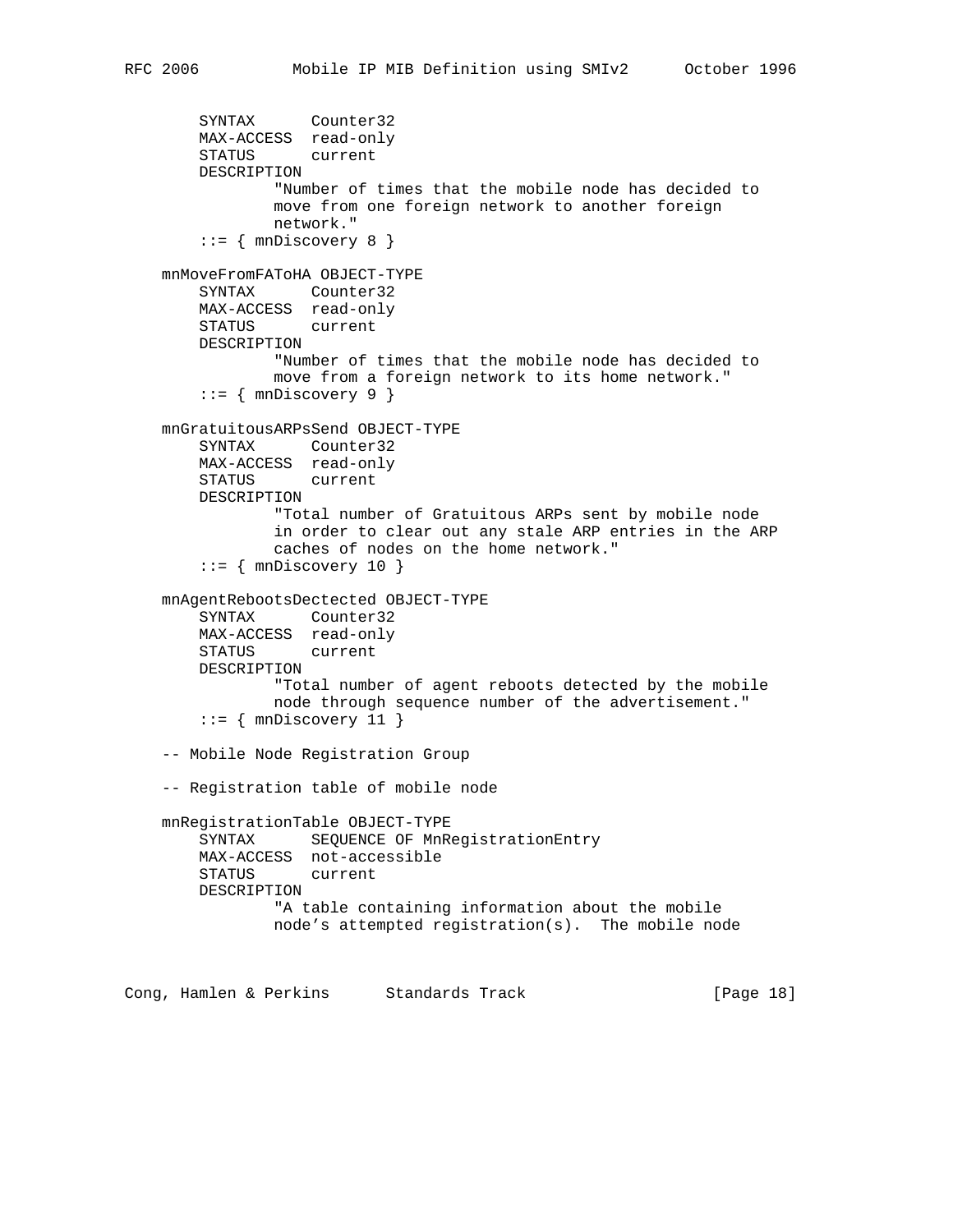```
        SYNTAX      Counter32
        MAX-ACCESS  read-only
        STATUS      current
        DESCRIPTION
                "Number of times that the mobile node has decided to
                move from one foreign network to another foreign
                network."
        ::= { mnDiscovery 8 }

    mnMoveFromFAToHA OBJECT-TYPE
        SYNTAX      Counter32
        MAX-ACCESS  read-only
        STATUS      current
        DESCRIPTION
                "Number of times that the mobile node has decided to
                move from a foreign network to its home network."
        ::= { mnDiscovery 9 }

    mnGratuitousARPsSend OBJECT-TYPE
        SYNTAX      Counter32
        MAX-ACCESS  read-only
        STATUS      current
        DESCRIPTION
                "Total number of Gratuitous ARPs sent by mobile node
                in order to clear out any stale ARP entries in the ARP
                caches of nodes on the home network."
        ::= { mnDiscovery 10 }

    mnAgentRebootsDectected OBJECT-TYPE
        SYNTAX      Counter32
        MAX-ACCESS  read-only
        STATUS      current
        DESCRIPTION
                "Total number of agent reboots detected by the mobile
                node through sequence number of the advertisement."
        ::= { mnDiscovery 11 }

    -- Mobile Node Registration Group

    -- Registration table of mobile node

    mnRegistrationTable OBJECT-TYPE
        SYNTAX      SEQUENCE OF MnRegistrationEntry
        MAX-ACCESS  not-accessible
        STATUS      current
        DESCRIPTION
                "A table containing information about the mobile
                node's attempted registration(s).  The mobile node
```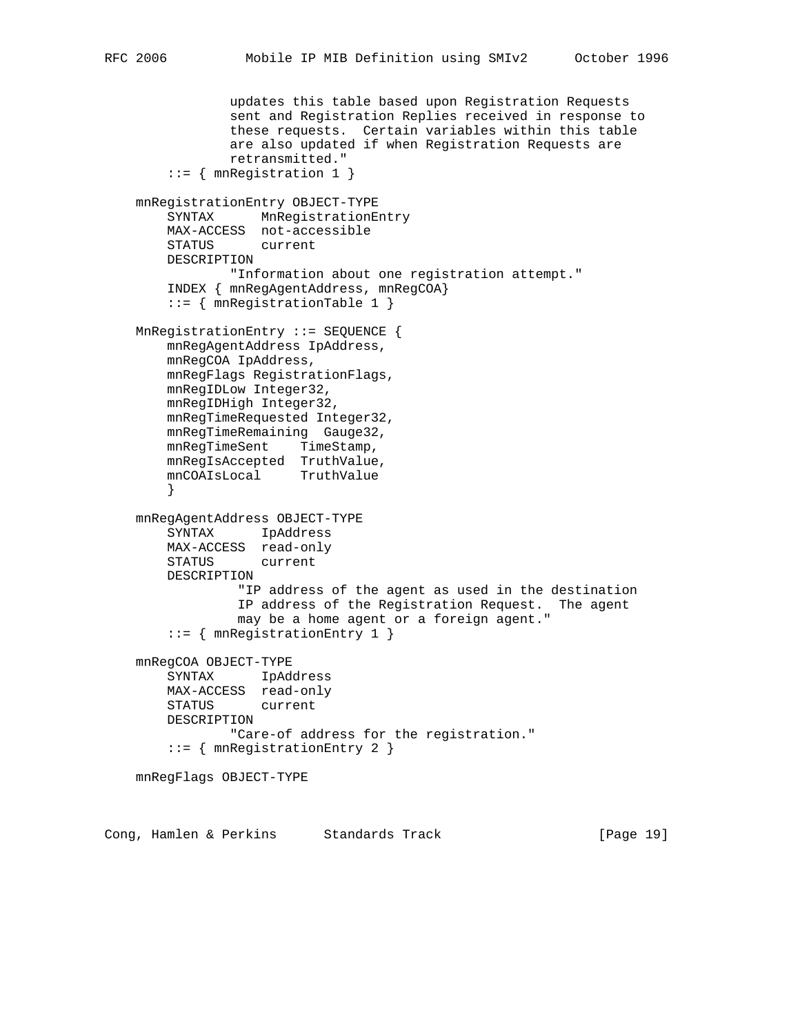```
               updates this table based upon Registration Requests
               sent and Registration Replies received in response to
               these requests.  Certain variables within this table
               are also updated if when Registration Requests are
               retransmitted."
        ::= { mnRegistration 1 }

    mnRegistrationEntry OBJECT-TYPE
        SYNTAX      MnRegistrationEntry
        MAX-ACCESS  not-accessible
        STATUS      current
        DESCRIPTION
               "Information about one registration attempt."
        INDEX { mnRegAgentAddress, mnRegCOA}
        ::= { mnRegistrationTable 1 }

    MnRegistrationEntry ::= SEQUENCE {
        mnRegAgentAddress IpAddress,
        mnRegCOA IpAddress,
        mnRegFlags RegistrationFlags,
        mnRegIDLow Integer32,
        mnRegIDHigh Integer32,
        mnRegTimeRequested Integer32,
        mnRegTimeRemaining  Gauge32,
        mnRegTimeSent    TimeStamp,
        mnRegIsAccepted  TruthValue,
        mnCOAIsLocal     TruthValue
        }

    mnRegAgentAddress OBJECT-TYPE
        SYNTAX      IpAddress
        MAX-ACCESS  read-only
        STATUS      current
        DESCRIPTION
                "IP address of the agent as used in the destination
                IP address of the Registration Request.  The agent
                may be a home agent or a foreign agent."
        ::= { mnRegistrationEntry 1 }

    mnRegCOA OBJECT-TYPE
        SYNTAX      IpAddress
        MAX-ACCESS  read-only
        STATUS      current
        DESCRIPTION
               "Care-of address for the registration."
        ::= { mnRegistrationEntry 2 }

    mnRegFlags OBJECT-TYPE
```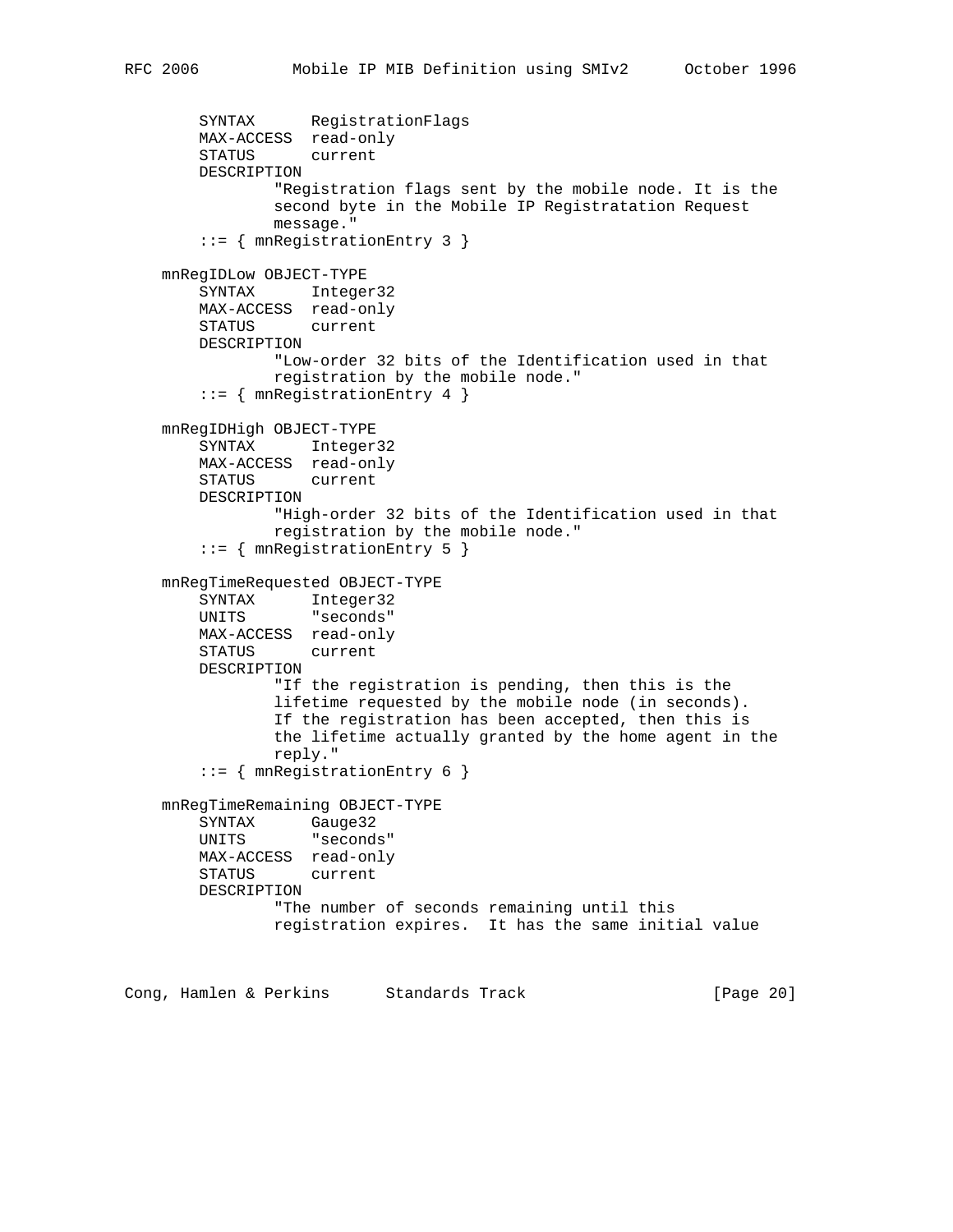```
        SYNTAX      RegistrationFlags
        MAX-ACCESS  read-only
        STATUS      current
        DESCRIPTION
                "Registration flags sent by the mobile node. It is the
                second byte in the Mobile IP Registratation Request
                message."
        ::= { mnRegistrationEntry 3 }

    mnRegIDLow OBJECT-TYPE
        SYNTAX      Integer32
        MAX-ACCESS  read-only
        STATUS      current
        DESCRIPTION
                "Low-order 32 bits of the Identification used in that
                registration by the mobile node."
        ::= { mnRegistrationEntry 4 }

    mnRegIDHigh OBJECT-TYPE
        SYNTAX      Integer32
        MAX-ACCESS  read-only
        STATUS      current
        DESCRIPTION
                "High-order 32 bits of the Identification used in that
                registration by the mobile node."
        ::= { mnRegistrationEntry 5 }

    mnRegTimeRequested OBJECT-TYPE
        SYNTAX      Integer32
        UNITS       "seconds"
        MAX-ACCESS  read-only
        STATUS      current
        DESCRIPTION
                "If the registration is pending, then this is the
                lifetime requested by the mobile node (in seconds).
                If the registration has been accepted, then this is
                the lifetime actually granted by the home agent in the
                reply."
        ::= { mnRegistrationEntry 6 }

    mnRegTimeRemaining OBJECT-TYPE
        SYNTAX      Gauge32
        UNITS       "seconds"
        MAX-ACCESS  read-only
        STATUS      current
        DESCRIPTION
                "The number of seconds remaining until this
                registration expires.  It has the same initial value
```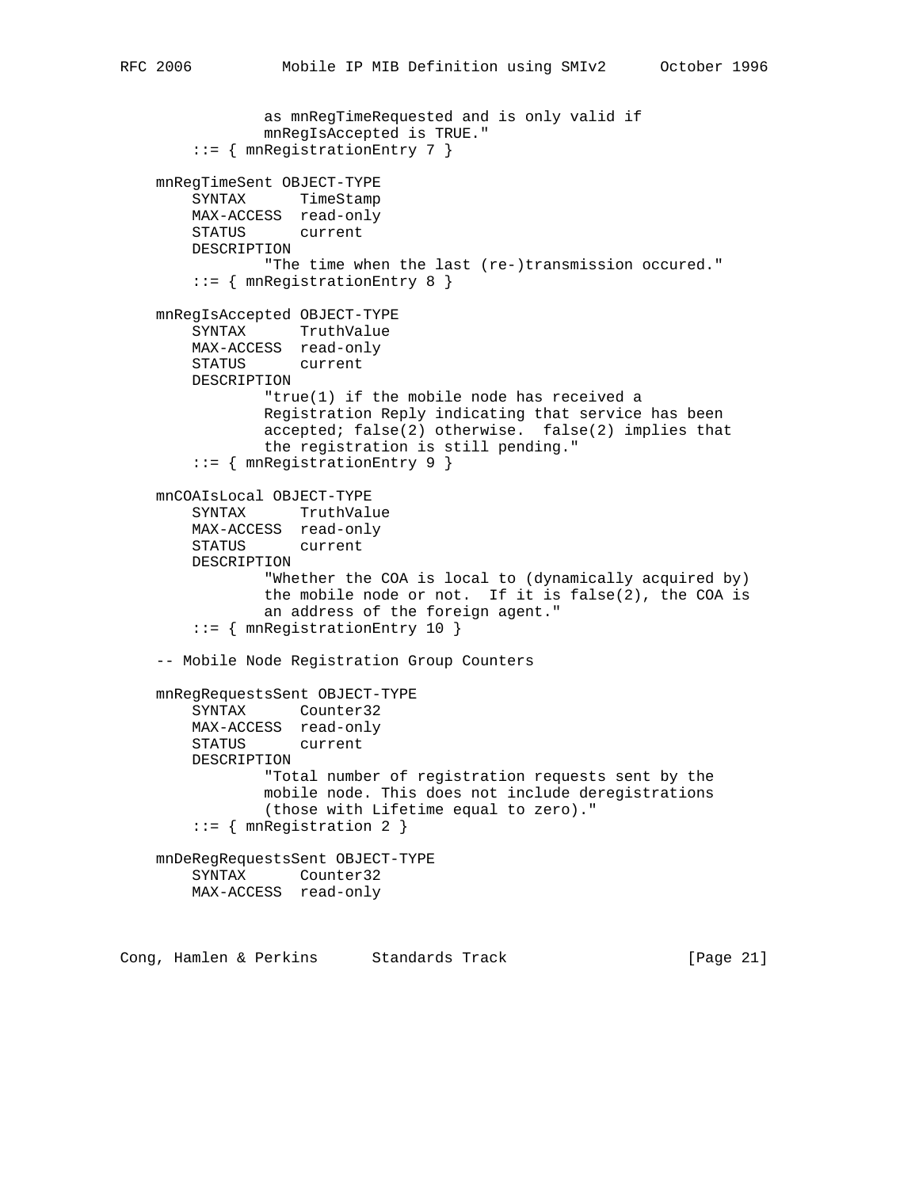```
                as mnRegTimeRequested and is only valid if
                mnRegIsAccepted is TRUE."
        ::= { mnRegistrationEntry 7 }

    mnRegTimeSent OBJECT-TYPE
        SYNTAX      TimeStamp
        MAX-ACCESS  read-only
        STATUS      current
        DESCRIPTION
                "The time when the last (re-)transmission occured."
        ::= { mnRegistrationEntry 8 }

    mnRegIsAccepted OBJECT-TYPE
        SYNTAX      TruthValue
        MAX-ACCESS  read-only
        STATUS      current
        DESCRIPTION
                "true(1) if the mobile node has received a
                Registration Reply indicating that service has been
                accepted; false(2) otherwise.  false(2) implies that
                the registration is still pending."
        ::= { mnRegistrationEntry 9 }

    mnCOAIsLocal OBJECT-TYPE
        SYNTAX      TruthValue
        MAX-ACCESS  read-only
        STATUS      current
        DESCRIPTION
                "Whether the COA is local to (dynamically acquired by)
                the mobile node or not.  If it is false(2), the COA is
                an address of the foreign agent."
        ::= { mnRegistrationEntry 10 }

    -- Mobile Node Registration Group Counters

    mnRegRequestsSent OBJECT-TYPE
        SYNTAX      Counter32
        MAX-ACCESS  read-only
        STATUS      current
        DESCRIPTION
                "Total number of registration requests sent by the
                mobile node. This does not include deregistrations
                (those with Lifetime equal to zero)."
        ::= { mnRegistration 2 }

    mnDeRegRequestsSent OBJECT-TYPE
        SYNTAX      Counter32
        MAX-ACCESS  read-only
```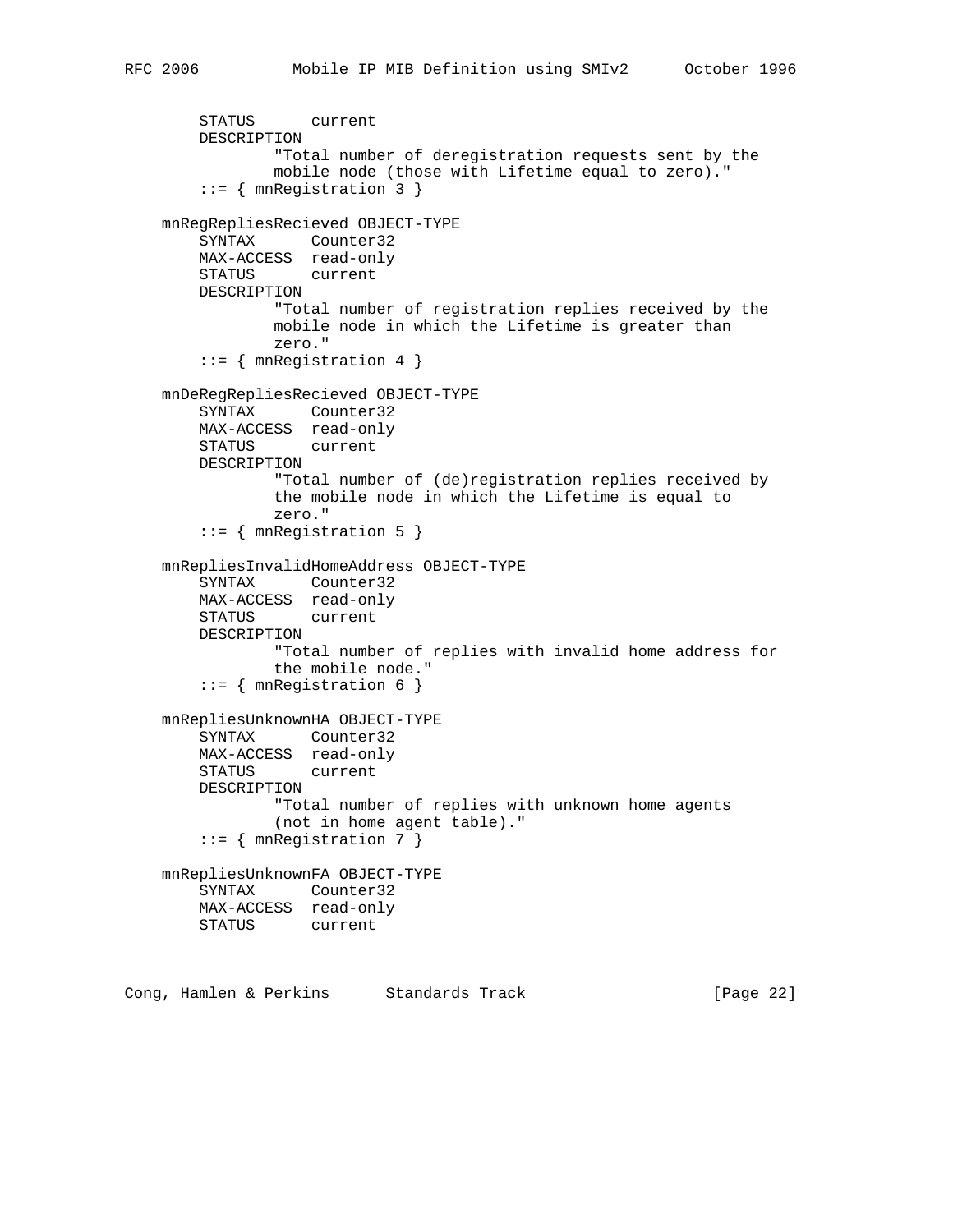```
        STATUS      current
        DESCRIPTION
                "Total number of deregistration requests sent by the
                mobile node (those with Lifetime equal to zero)."
        ::= { mnRegistration 3 }

    mnRegRepliesRecieved OBJECT-TYPE
        SYNTAX      Counter32
        MAX-ACCESS  read-only
        STATUS      current
        DESCRIPTION
                "Total number of registration replies received by the
                mobile node in which the Lifetime is greater than
                zero."
        ::= { mnRegistration 4 }

    mnDeRegRepliesRecieved OBJECT-TYPE
        SYNTAX      Counter32
        MAX-ACCESS  read-only
        STATUS      current
        DESCRIPTION
                "Total number of (de)registration replies received by
                the mobile node in which the Lifetime is equal to
                zero."
        ::= { mnRegistration 5 }

    mnRepliesInvalidHomeAddress OBJECT-TYPE
        SYNTAX      Counter32
        MAX-ACCESS  read-only
        STATUS      current
        DESCRIPTION
                "Total number of replies with invalid home address for
                the mobile node."
        ::= { mnRegistration 6 }

    mnRepliesUnknownHA OBJECT-TYPE
        SYNTAX      Counter32
        MAX-ACCESS  read-only
        STATUS      current
        DESCRIPTION
                "Total number of replies with unknown home agents
                (not in home agent table)."
        ::= { mnRegistration 7 }

    mnRepliesUnknownFA OBJECT-TYPE
        SYNTAX      Counter32
        MAX-ACCESS  read-only
        STATUS      current
```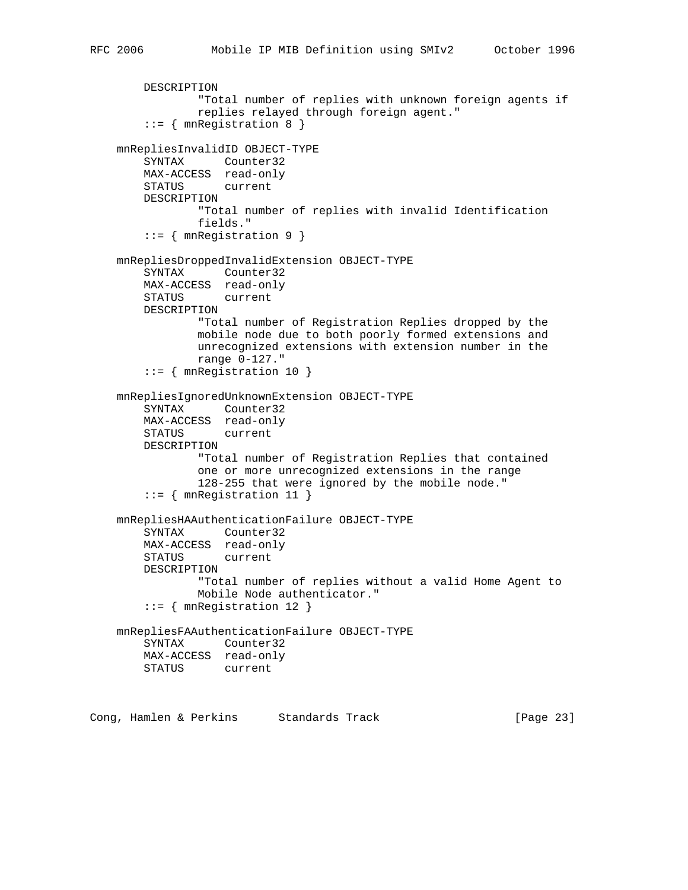```
        DESCRIPTION
                "Total number of replies with unknown foreign agents if
                replies relayed through foreign agent."
        ::= { mnRegistration 8 }

    mnRepliesInvalidID OBJECT-TYPE
        SYNTAX      Counter32
        MAX-ACCESS  read-only
        STATUS      current
        DESCRIPTION
                "Total number of replies with invalid Identification
                fields."
        ::= { mnRegistration 9 }

    mnRepliesDroppedInvalidExtension OBJECT-TYPE
        SYNTAX      Counter32
        MAX-ACCESS  read-only
        STATUS      current
        DESCRIPTION
                "Total number of Registration Replies dropped by the
                mobile node due to both poorly formed extensions and
                unrecognized extensions with extension number in the
                range 0-127."
        ::= { mnRegistration 10 }

    mnRepliesIgnoredUnknownExtension OBJECT-TYPE
        SYNTAX      Counter32
        MAX-ACCESS  read-only
        STATUS      current
        DESCRIPTION
                "Total number of Registration Replies that contained
                one or more unrecognized extensions in the range
                128-255 that were ignored by the mobile node."
        ::= { mnRegistration 11 }

    mnRepliesHAAuthenticationFailure OBJECT-TYPE
        SYNTAX      Counter32
        MAX-ACCESS  read-only
        STATUS      current
        DESCRIPTION
                "Total number of replies without a valid Home Agent to
                Mobile Node authenticator."
        ::= { mnRegistration 12 }

    mnRepliesFAAuthenticationFailure OBJECT-TYPE
        SYNTAX      Counter32
        MAX-ACCESS  read-only
        STATUS      current
```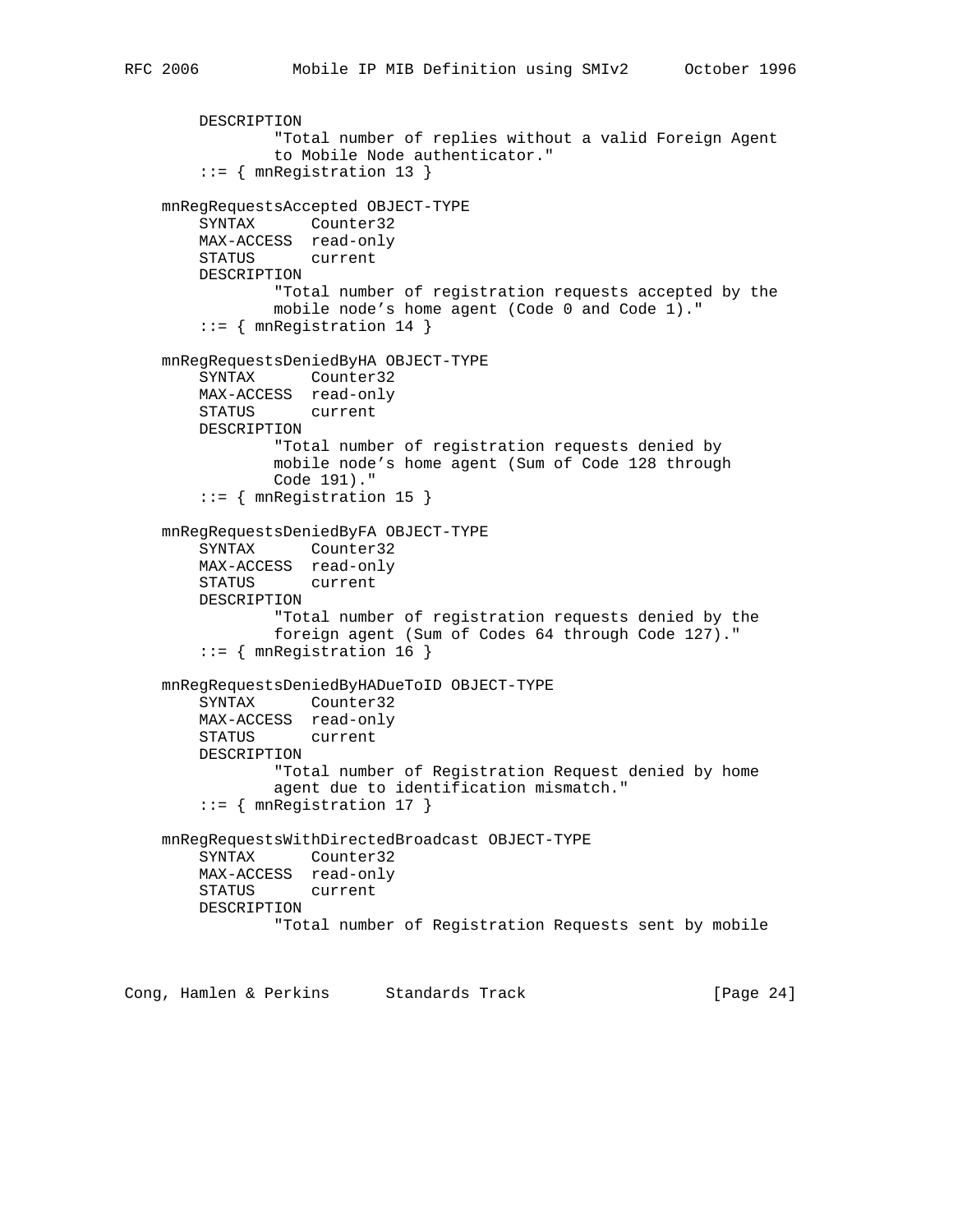```
        DESCRIPTION
                "Total number of replies without a valid Foreign Agent
                to Mobile Node authenticator."
        ::= { mnRegistration 13 }

    mnRegRequestsAccepted OBJECT-TYPE
        SYNTAX      Counter32
        MAX-ACCESS  read-only
        STATUS      current
        DESCRIPTION
                "Total number of registration requests accepted by the
                mobile node's home agent (Code 0 and Code 1)."
        ::= { mnRegistration 14 }

    mnRegRequestsDeniedByHA OBJECT-TYPE
        SYNTAX      Counter32
        MAX-ACCESS  read-only
        STATUS      current
        DESCRIPTION
                "Total number of registration requests denied by
                mobile node's home agent (Sum of Code 128 through
                Code 191)."
        ::= { mnRegistration 15 }

    mnRegRequestsDeniedByFA OBJECT-TYPE
        SYNTAX      Counter32
        MAX-ACCESS  read-only
        STATUS      current
        DESCRIPTION
                "Total number of registration requests denied by the
                foreign agent (Sum of Codes 64 through Code 127)."
        ::= { mnRegistration 16 }

    mnRegRequestsDeniedByHADueToID OBJECT-TYPE
        SYNTAX      Counter32
        MAX-ACCESS  read-only
        STATUS      current
        DESCRIPTION
                "Total number of Registration Request denied by home
                agent due to identification mismatch."
        ::= { mnRegistration 17 }

    mnRegRequestsWithDirectedBroadcast OBJECT-TYPE
        SYNTAX      Counter32
        MAX-ACCESS  read-only
        STATUS      current
        DESCRIPTION
                "Total number of Registration Requests sent by mobile
```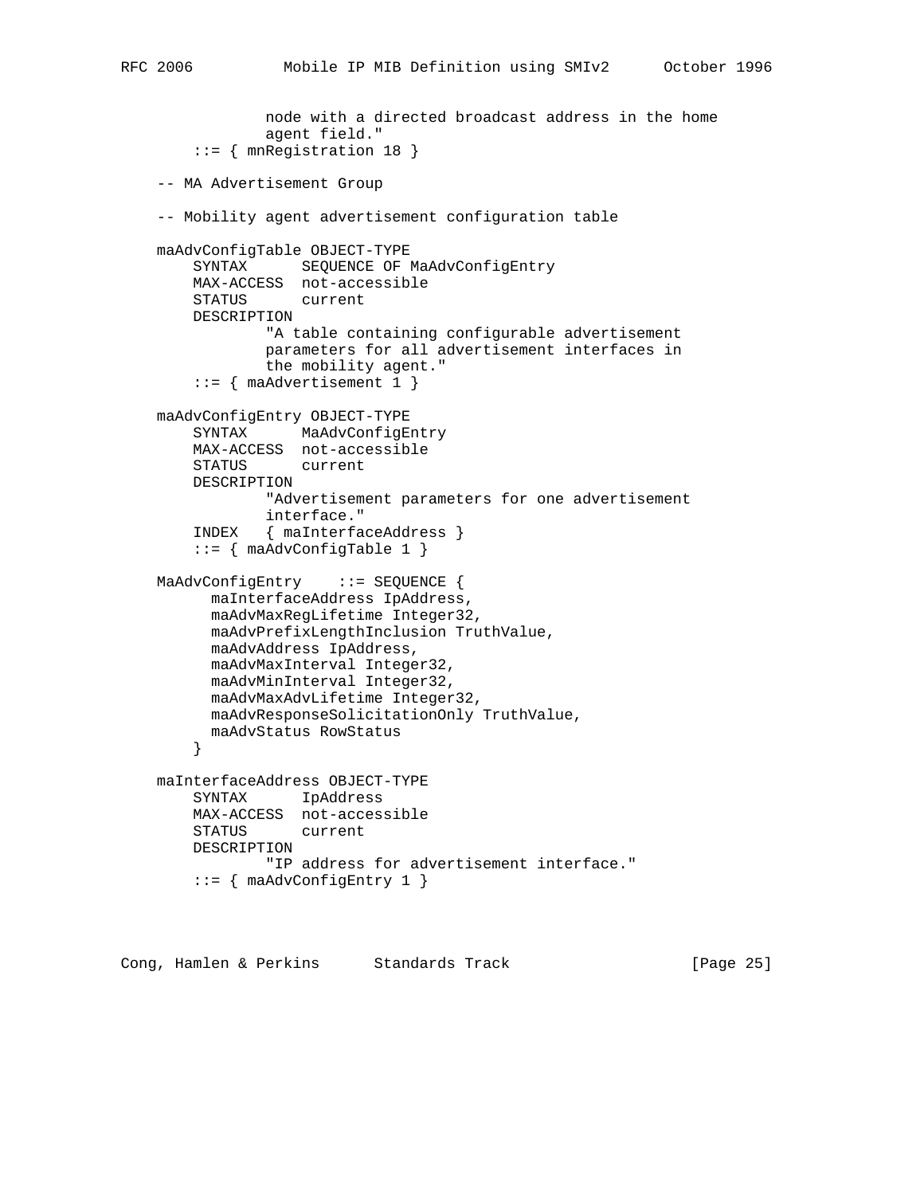```
                node with a directed broadcast address in the home
                agent field."
        ::= { mnRegistration 18 }

    -- MA Advertisement Group

    -- Mobility agent advertisement configuration table

    maAdvConfigTable OBJECT-TYPE
        SYNTAX      SEQUENCE OF MaAdvConfigEntry
        MAX-ACCESS  not-accessible
        STATUS      current
        DESCRIPTION
                "A table containing configurable advertisement
                parameters for all advertisement interfaces in
                the mobility agent."
        ::= { maAdvertisement 1 }

    maAdvConfigEntry OBJECT-TYPE
        SYNTAX      MaAdvConfigEntry
        MAX-ACCESS  not-accessible
        STATUS      current
        DESCRIPTION
                "Advertisement parameters for one advertisement
                interface."
        INDEX   { maInterfaceAddress }
        ::= { maAdvConfigTable 1 }

    MaAdvConfigEntry    ::= SEQUENCE {
          maInterfaceAddress IpAddress,
          maAdvMaxRegLifetime Integer32,
          maAdvPrefixLengthInclusion TruthValue,
          maAdvAddress IpAddress,
          maAdvMaxInterval Integer32,
          maAdvMinInterval Integer32,
          maAdvMaxAdvLifetime Integer32,
          maAdvResponseSolicitationOnly TruthValue,
          maAdvStatus RowStatus
        }

    maInterfaceAddress OBJECT-TYPE
        SYNTAX      IpAddress
        MAX-ACCESS  not-accessible
        STATUS      current
        DESCRIPTION
                "IP address for advertisement interface."
        ::= { maAdvConfigEntry 1 }
```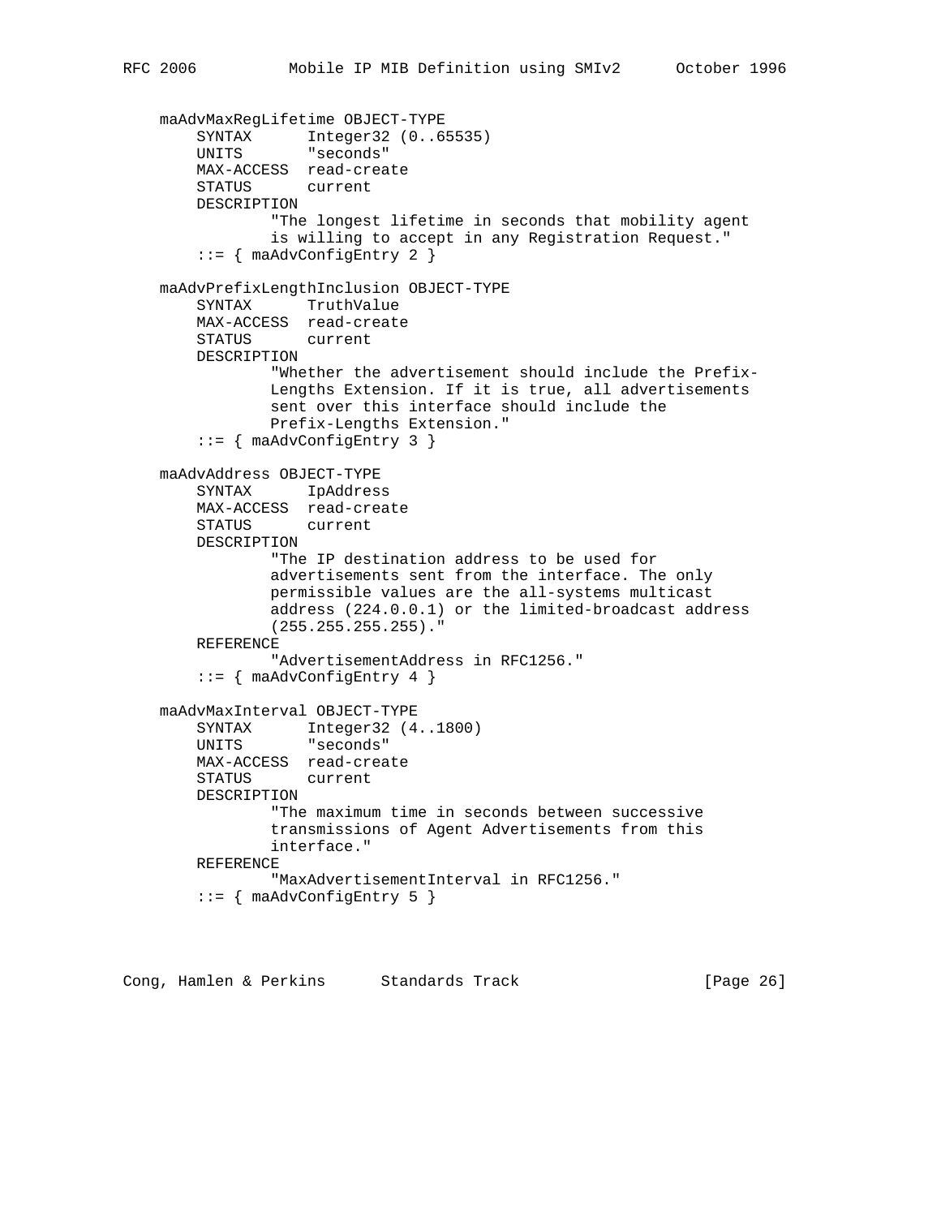```
    maAdvMaxRegLifetime OBJECT-TYPE
        SYNTAX      Integer32 (0..65535)
        UNITS       "seconds"
        MAX-ACCESS  read-create
        STATUS      current
        DESCRIPTION
                "The longest lifetime in seconds that mobility agent
                is willing to accept in any Registration Request."
        ::= { maAdvConfigEntry 2 }

    maAdvPrefixLengthInclusion OBJECT-TYPE
        SYNTAX      TruthValue
        MAX-ACCESS  read-create
        STATUS      current
        DESCRIPTION
                "Whether the advertisement should include the Prefix-
                Lengths Extension. If it is true, all advertisements
                sent over this interface should include the
                Prefix-Lengths Extension."
        ::= { maAdvConfigEntry 3 }

    maAdvAddress OBJECT-TYPE
        SYNTAX      IpAddress
        MAX-ACCESS  read-create
        STATUS      current
        DESCRIPTION
                "The IP destination address to be used for
                advertisements sent from the interface. The only
                permissible values are the all-systems multicast
                address (224.0.0.1) or the limited-broadcast address
                (255.255.255.255)."
        REFERENCE
                "AdvertisementAddress in RFC1256."
        ::= { maAdvConfigEntry 4 }

    maAdvMaxInterval OBJECT-TYPE
        SYNTAX      Integer32 (4..1800)
        UNITS       "seconds"
        MAX-ACCESS  read-create
        STATUS      current
        DESCRIPTION
                "The maximum time in seconds between successive
                transmissions of Agent Advertisements from this
                interface."
        REFERENCE
                "MaxAdvertisementInterval in RFC1256."
        ::= { maAdvConfigEntry 5 }
```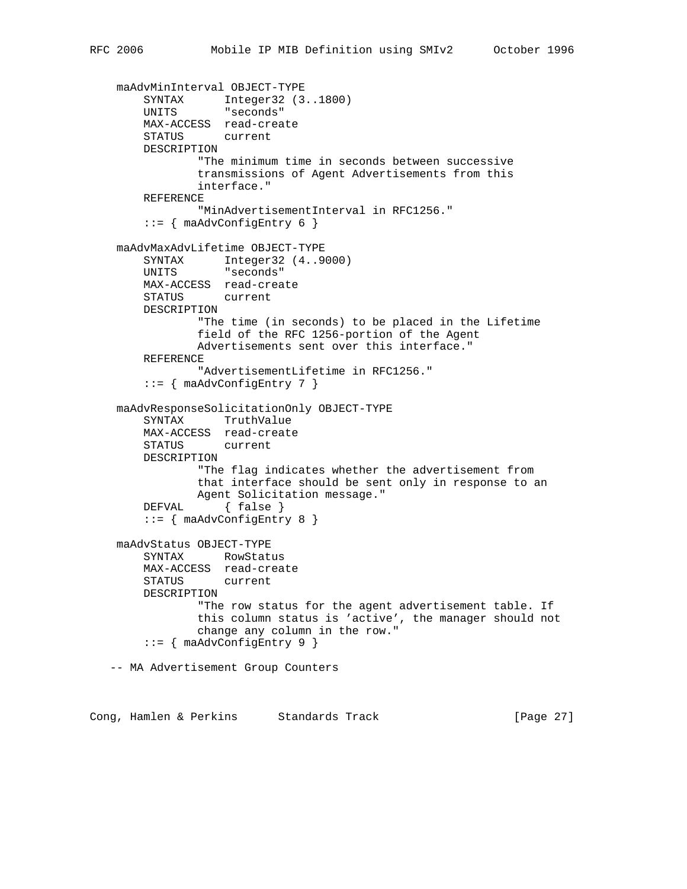```
    maAdvMinInterval OBJECT-TYPE
        SYNTAX      Integer32 (3..1800)
        UNITS       "seconds"
        MAX-ACCESS  read-create
        STATUS      current
        DESCRIPTION
                "The minimum time in seconds between successive
                transmissions of Agent Advertisements from this
                interface."
        REFERENCE
                "MinAdvertisementInterval in RFC1256."
        ::= { maAdvConfigEntry 6 }

    maAdvMaxAdvLifetime OBJECT-TYPE
        SYNTAX      Integer32 (4..9000)
        UNITS       "seconds"
        MAX-ACCESS  read-create
        STATUS      current
        DESCRIPTION
                "The time (in seconds) to be placed in the Lifetime
                field of the RFC 1256-portion of the Agent
                Advertisements sent over this interface."
        REFERENCE
                "AdvertisementLifetime in RFC1256."
        ::= { maAdvConfigEntry 7 }

    maAdvResponseSolicitationOnly OBJECT-TYPE
        SYNTAX      TruthValue
        MAX-ACCESS  read-create
        STATUS      current
        DESCRIPTION
                "The flag indicates whether the advertisement from
                that interface should be sent only in response to an
                Agent Solicitation message."
        DEFVAL      { false }
        ::= { maAdvConfigEntry 8 }

    maAdvStatus OBJECT-TYPE
        SYNTAX      RowStatus
        MAX-ACCESS  read-create
        STATUS      current
        DESCRIPTION
                "The row status for the agent advertisement table. If
                this column status is 'active', the manager should not
                change any column in the row."
        ::= { maAdvConfigEntry 9 }

   -- MA Advertisement Group Counters
```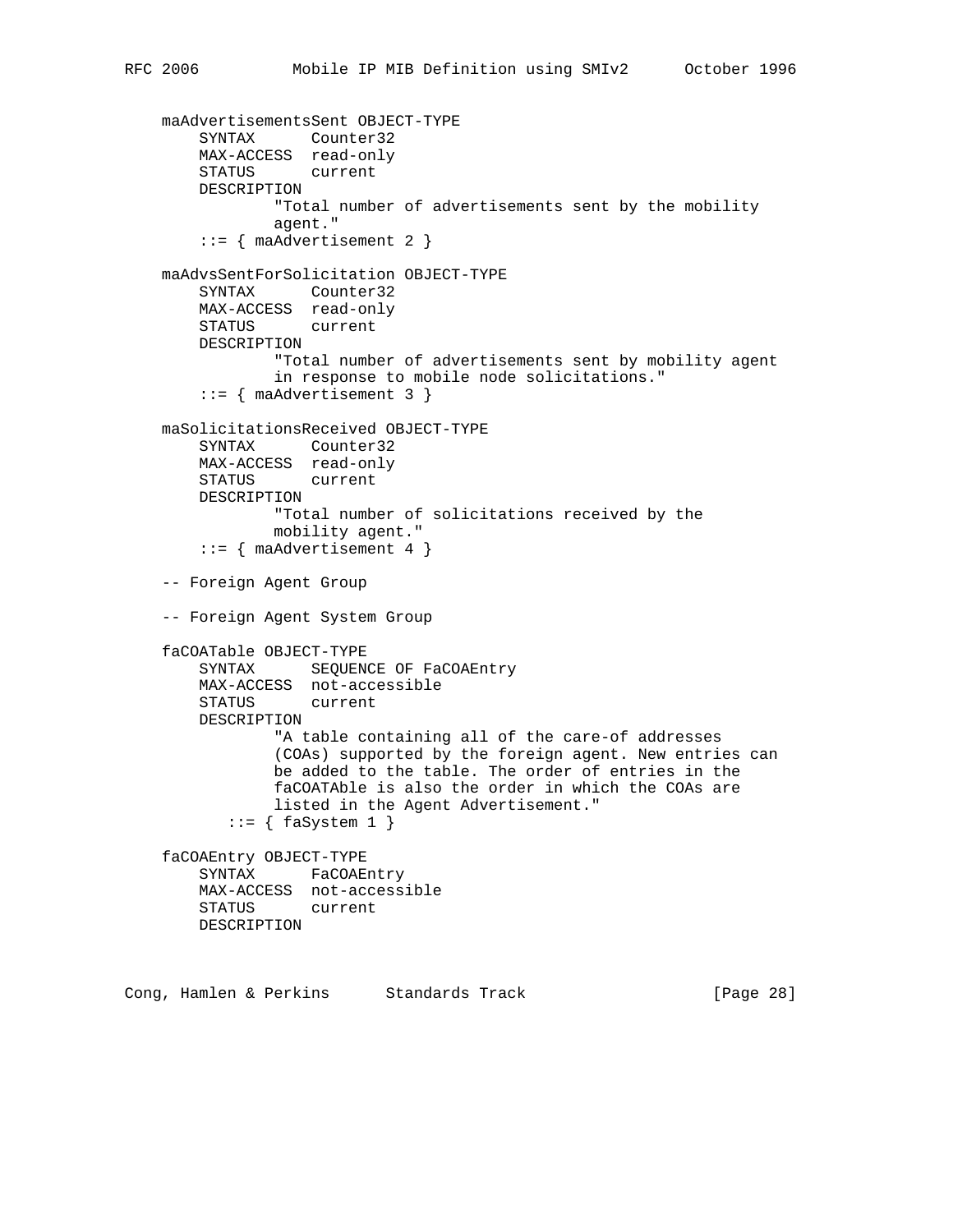```
    maAdvertisementsSent OBJECT-TYPE
        SYNTAX      Counter32
        MAX-ACCESS  read-only
        STATUS      current
        DESCRIPTION
                "Total number of advertisements sent by the mobility
                agent."
        ::= { maAdvertisement 2 }

    maAdvsSentForSolicitation OBJECT-TYPE
        SYNTAX      Counter32
        MAX-ACCESS  read-only
        STATUS      current
        DESCRIPTION
                "Total number of advertisements sent by mobility agent
                in response to mobile node solicitations."
        ::= { maAdvertisement 3 }

    maSolicitationsReceived OBJECT-TYPE
        SYNTAX      Counter32
        MAX-ACCESS  read-only
        STATUS      current
        DESCRIPTION
                "Total number of solicitations received by the
                mobility agent."
        ::= { maAdvertisement 4 }

    -- Foreign Agent Group

    -- Foreign Agent System Group

    faCOATable OBJECT-TYPE
        SYNTAX      SEQUENCE OF FaCOAEntry
        MAX-ACCESS  not-accessible
        STATUS      current
        DESCRIPTION
                "A table containing all of the care-of addresses
                (COAs) supported by the foreign agent. New entries can
                be added to the table. The order of entries in the
                faCOATAble is also the order in which the COAs are
                listed in the Agent Advertisement."
           ::= { faSystem 1 }

    faCOAEntry OBJECT-TYPE
        SYNTAX      FaCOAEntry
        MAX-ACCESS  not-accessible
        STATUS      current
        DESCRIPTION
```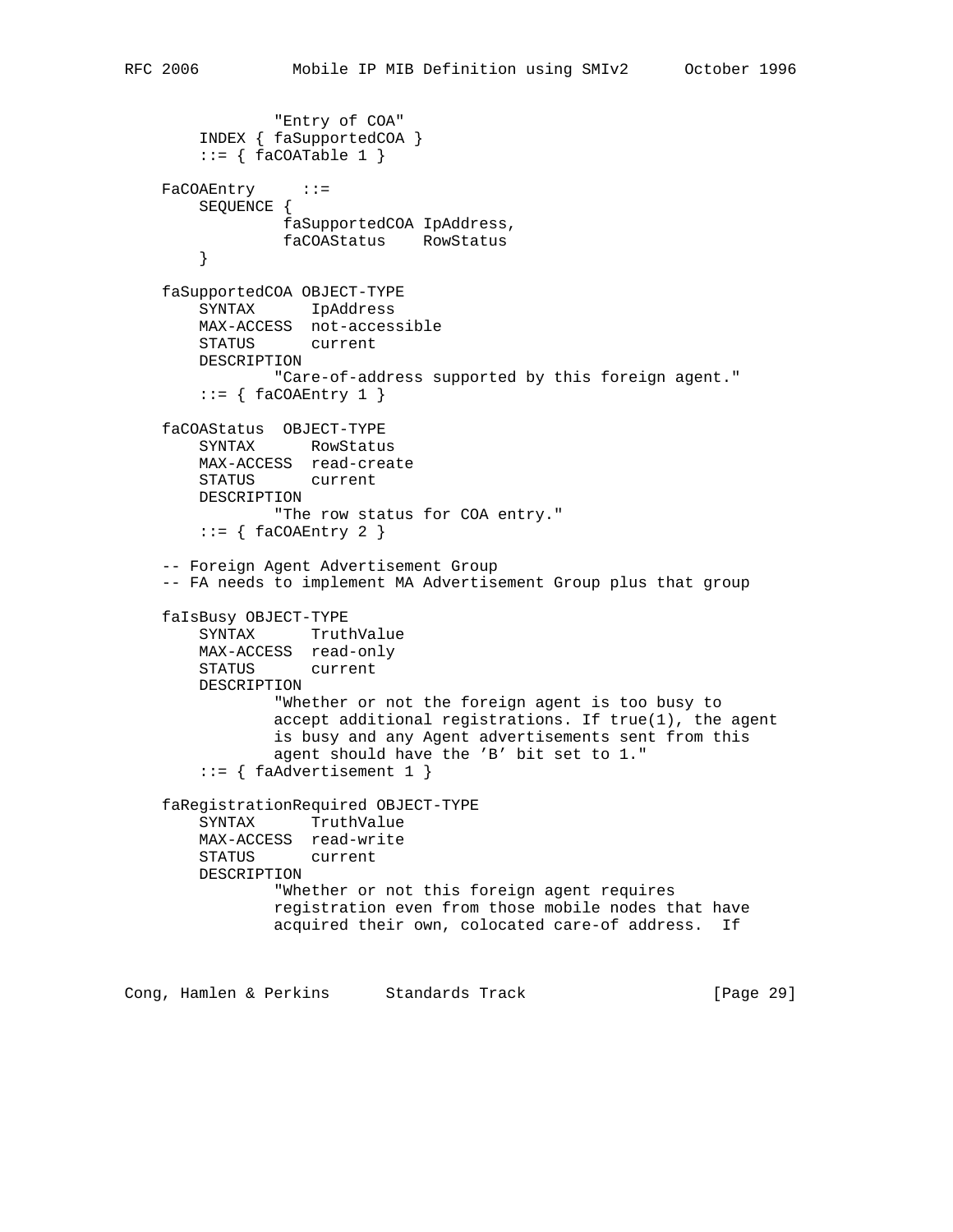```
                "Entry of COA"
        INDEX { faSupportedCOA }
        ::= { faCOATable 1 }

    FaCOAEntry     ::=
        SEQUENCE {
                 faSupportedCOA IpAddress,
                 faCOAStatus    RowStatus
        }

    faSupportedCOA OBJECT-TYPE
        SYNTAX      IpAddress
        MAX-ACCESS  not-accessible
        STATUS      current
        DESCRIPTION
                "Care-of-address supported by this foreign agent."
        ::= { faCOAEntry 1 }

    faCOAStatus  OBJECT-TYPE
        SYNTAX      RowStatus
        MAX-ACCESS  read-create
        STATUS      current
        DESCRIPTION
                "The row status for COA entry."
        ::= { faCOAEntry 2 }

    -- Foreign Agent Advertisement Group
    -- FA needs to implement MA Advertisement Group plus that group

    faIsBusy OBJECT-TYPE
        SYNTAX      TruthValue
        MAX-ACCESS  read-only
        STATUS      current
        DESCRIPTION
                "Whether or not the foreign agent is too busy to
                accept additional registrations. If true(1), the agent
                is busy and any Agent advertisements sent from this
                agent should have the 'B' bit set to 1."
        ::= { faAdvertisement 1 }

    faRegistrationRequired OBJECT-TYPE
        SYNTAX      TruthValue
        MAX-ACCESS  read-write
        STATUS      current
        DESCRIPTION
                "Whether or not this foreign agent requires
                registration even from those mobile nodes that have
                acquired their own, colocated care-of address.  If
```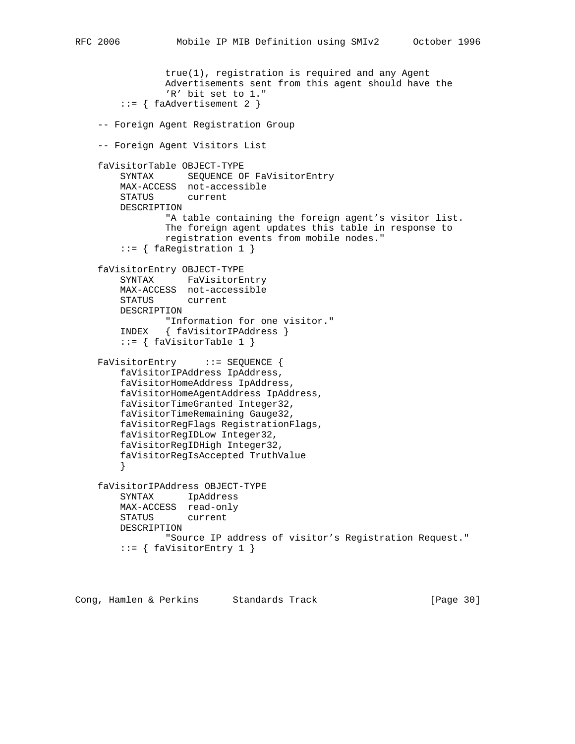```
                true(1), registration is required and any Agent
                Advertisements sent from this agent should have the
                'R' bit set to 1."
        ::= { faAdvertisement 2 }

    -- Foreign Agent Registration Group

    -- Foreign Agent Visitors List

    faVisitorTable OBJECT-TYPE
        SYNTAX      SEQUENCE OF FaVisitorEntry
        MAX-ACCESS  not-accessible
        STATUS      current
        DESCRIPTION
                "A table containing the foreign agent's visitor list.
                The foreign agent updates this table in response to
                registration events from mobile nodes."
        ::= { faRegistration 1 }

    faVisitorEntry OBJECT-TYPE
        SYNTAX      FaVisitorEntry
        MAX-ACCESS  not-accessible
        STATUS      current
        DESCRIPTION
                "Information for one visitor."
        INDEX   { faVisitorIPAddress }
        ::= { faVisitorTable 1 }

    FaVisitorEntry     ::= SEQUENCE {
        faVisitorIPAddress IpAddress,
        faVisitorHomeAddress IpAddress,
        faVisitorHomeAgentAddress IpAddress,
        faVisitorTimeGranted Integer32,
        faVisitorTimeRemaining Gauge32,
        faVisitorRegFlags RegistrationFlags,
        faVisitorRegIDLow Integer32,
        faVisitorRegIDHigh Integer32,
        faVisitorRegIsAccepted TruthValue
        }

    faVisitorIPAddress OBJECT-TYPE
        SYNTAX      IpAddress
        MAX-ACCESS  read-only
        STATUS      current
        DESCRIPTION
                "Source IP address of visitor's Registration Request."
        ::= { faVisitorEntry 1 }
```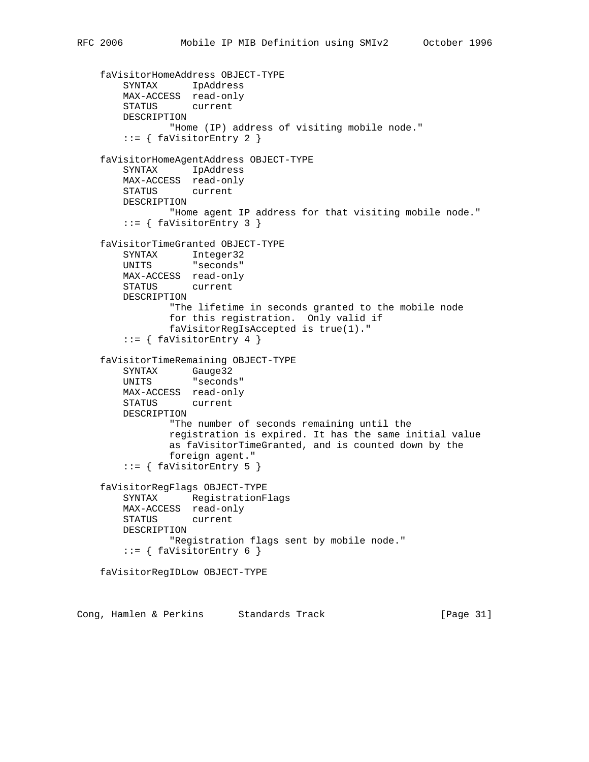```
    faVisitorHomeAddress OBJECT-TYPE
        SYNTAX      IpAddress
        MAX-ACCESS  read-only
        STATUS      current
        DESCRIPTION
                "Home (IP) address of visiting mobile node."
        ::= { faVisitorEntry 2 }

    faVisitorHomeAgentAddress OBJECT-TYPE
        SYNTAX      IpAddress
        MAX-ACCESS  read-only
        STATUS      current
        DESCRIPTION
                "Home agent IP address for that visiting mobile node."
        ::= { faVisitorEntry 3 }

    faVisitorTimeGranted OBJECT-TYPE
        SYNTAX      Integer32
        UNITS       "seconds"
        MAX-ACCESS  read-only
        STATUS      current
        DESCRIPTION
                "The lifetime in seconds granted to the mobile node
                for this registration.  Only valid if
                faVisitorRegIsAccepted is true(1)."
        ::= { faVisitorEntry 4 }

    faVisitorTimeRemaining OBJECT-TYPE
        SYNTAX      Gauge32
        UNITS       "seconds"
        MAX-ACCESS  read-only
        STATUS      current
        DESCRIPTION
                "The number of seconds remaining until the
                registration is expired. It has the same initial value
                as faVisitorTimeGranted, and is counted down by the
                foreign agent."
        ::= { faVisitorEntry 5 }

    faVisitorRegFlags OBJECT-TYPE
        SYNTAX      RegistrationFlags
        MAX-ACCESS  read-only
        STATUS      current
        DESCRIPTION
                "Registration flags sent by mobile node."
        ::= { faVisitorEntry 6 }

    faVisitorRegIDLow OBJECT-TYPE
```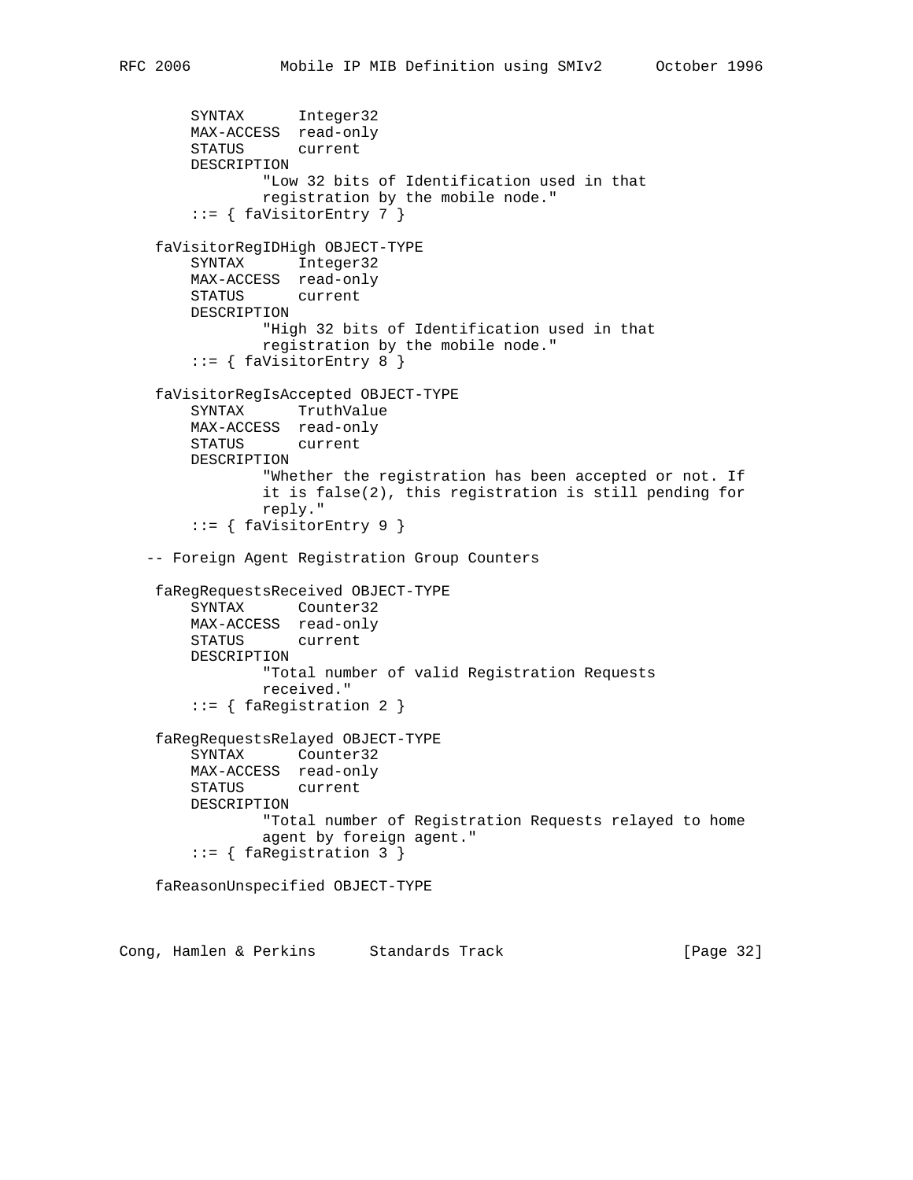```
        SYNTAX      Integer32
        MAX-ACCESS  read-only
        STATUS      current
        DESCRIPTION
                "Low 32 bits of Identification used in that
                registration by the mobile node."
        ::= { faVisitorEntry 7 }

    faVisitorRegIDHigh OBJECT-TYPE
        SYNTAX      Integer32
        MAX-ACCESS  read-only
        STATUS      current
        DESCRIPTION
                "High 32 bits of Identification used in that
                registration by the mobile node."
        ::= { faVisitorEntry 8 }

    faVisitorRegIsAccepted OBJECT-TYPE
        SYNTAX      TruthValue
        MAX-ACCESS  read-only
        STATUS      current
        DESCRIPTION
                "Whether the registration has been accepted or not. If
                it is false(2), this registration is still pending for
                reply."
        ::= { faVisitorEntry 9 }

   -- Foreign Agent Registration Group Counters

    faRegRequestsReceived OBJECT-TYPE
        SYNTAX      Counter32
        MAX-ACCESS  read-only
        STATUS      current
        DESCRIPTION
                "Total number of valid Registration Requests
                received."
        ::= { faRegistration 2 }

    faRegRequestsRelayed OBJECT-TYPE
        SYNTAX      Counter32
        MAX-ACCESS  read-only
        STATUS      current
        DESCRIPTION
                "Total number of Registration Requests relayed to home
                agent by foreign agent."
        ::= { faRegistration 3 }

    faReasonUnspecified OBJECT-TYPE
```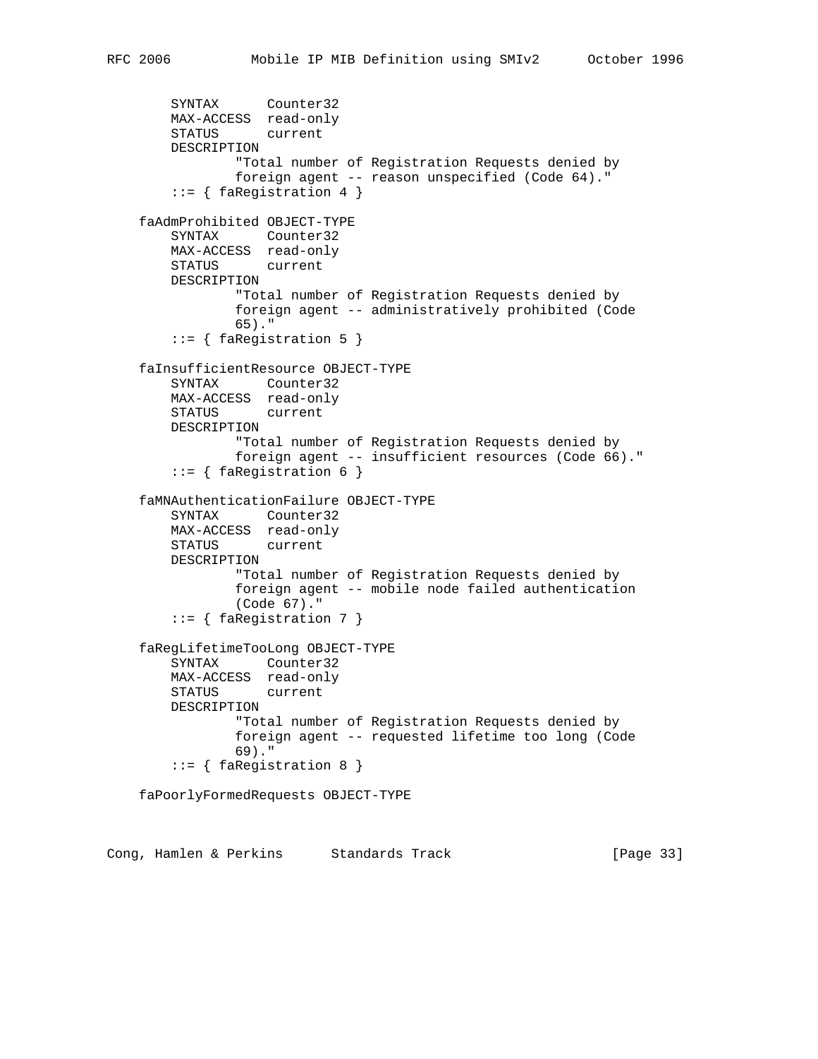```
        SYNTAX      Counter32
        MAX-ACCESS  read-only
        STATUS      current
        DESCRIPTION
                "Total number of Registration Requests denied by
                foreign agent -- reason unspecified (Code 64)."
        ::= { faRegistration 4 }

    faAdmProhibited OBJECT-TYPE
        SYNTAX      Counter32
        MAX-ACCESS  read-only
        STATUS      current
        DESCRIPTION
                "Total number of Registration Requests denied by
                foreign agent -- administratively prohibited (Code
                65)."
        ::= { faRegistration 5 }

    faInsufficientResource OBJECT-TYPE
        SYNTAX      Counter32
        MAX-ACCESS  read-only
        STATUS      current
        DESCRIPTION
                "Total number of Registration Requests denied by
                foreign agent -- insufficient resources (Code 66)."
        ::= { faRegistration 6 }

    faMNAuthenticationFailure OBJECT-TYPE
        SYNTAX      Counter32
        MAX-ACCESS  read-only
        STATUS      current
        DESCRIPTION
                "Total number of Registration Requests denied by
                foreign agent -- mobile node failed authentication
                (Code 67)."
        ::= { faRegistration 7 }

    faRegLifetimeTooLong OBJECT-TYPE
        SYNTAX      Counter32
        MAX-ACCESS  read-only
        STATUS      current
        DESCRIPTION
                "Total number of Registration Requests denied by
                foreign agent -- requested lifetime too long (Code
                69)."
        ::= { faRegistration 8 }

    faPoorlyFormedRequests OBJECT-TYPE
```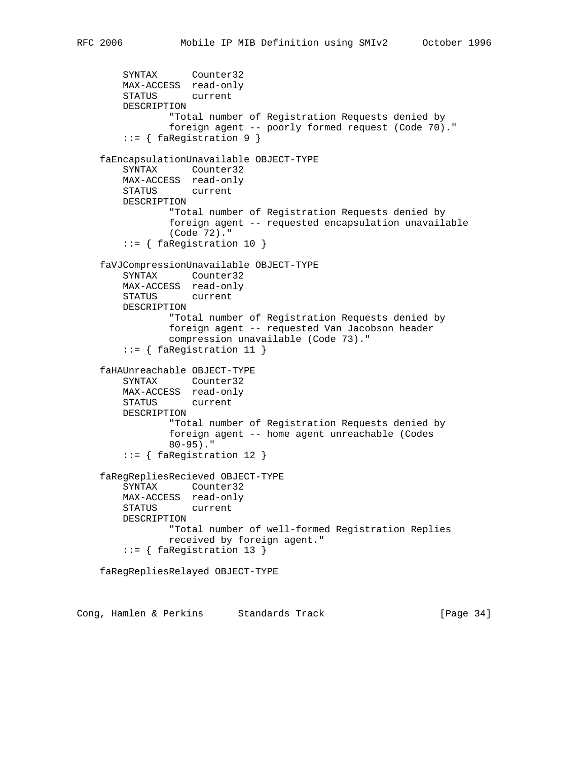```
        SYNTAX      Counter32
        MAX-ACCESS  read-only
        STATUS      current
        DESCRIPTION
                "Total number of Registration Requests denied by
                foreign agent -- poorly formed request (Code 70)."
        ::= { faRegistration 9 }

    faEncapsulationUnavailable OBJECT-TYPE
        SYNTAX      Counter32
        MAX-ACCESS  read-only
        STATUS      current
        DESCRIPTION
                "Total number of Registration Requests denied by
                foreign agent -- requested encapsulation unavailable
                (Code 72)."
        ::= { faRegistration 10 }

    faVJCompressionUnavailable OBJECT-TYPE
        SYNTAX      Counter32
        MAX-ACCESS  read-only
        STATUS      current
        DESCRIPTION
                "Total number of Registration Requests denied by
                foreign agent -- requested Van Jacobson header
                compression unavailable (Code 73)."
        ::= { faRegistration 11 }

    faHAUnreachable OBJECT-TYPE
        SYNTAX      Counter32
        MAX-ACCESS  read-only
        STATUS      current
        DESCRIPTION
                "Total number of Registration Requests denied by
                foreign agent -- home agent unreachable (Codes
                80-95)."
        ::= { faRegistration 12 }

    faRegRepliesRecieved OBJECT-TYPE
        SYNTAX      Counter32
        MAX-ACCESS  read-only
        STATUS      current
        DESCRIPTION
                "Total number of well-formed Registration Replies
                received by foreign agent."
        ::= { faRegistration 13 }

    faRegRepliesRelayed OBJECT-TYPE
```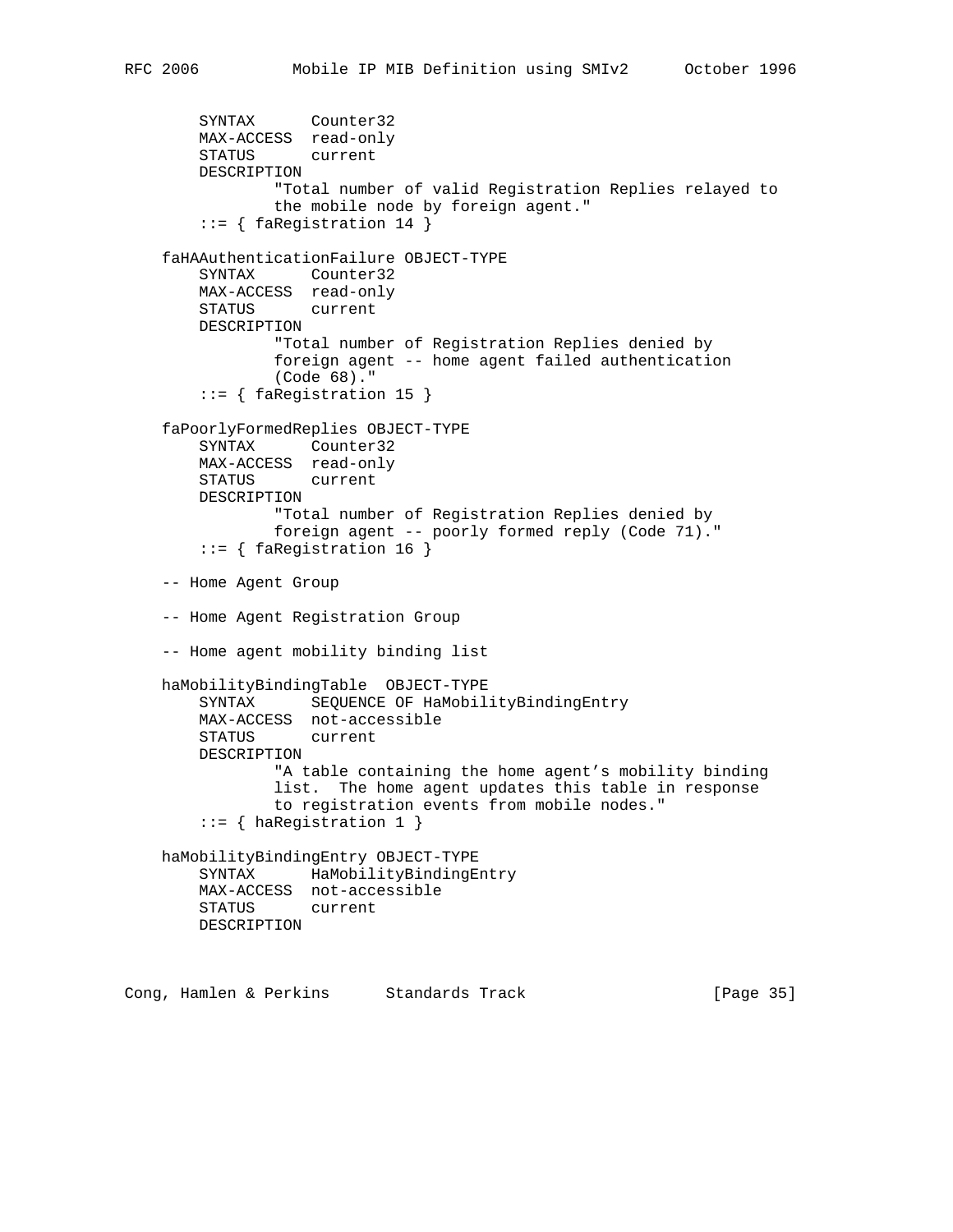```
        SYNTAX      Counter32
        MAX-ACCESS  read-only
        STATUS      current
        DESCRIPTION
                "Total number of valid Registration Replies relayed to
                the mobile node by foreign agent."
        ::= { faRegistration 14 }

    faHAAuthenticationFailure OBJECT-TYPE
        SYNTAX      Counter32
        MAX-ACCESS  read-only
        STATUS      current
        DESCRIPTION
                "Total number of Registration Replies denied by
                foreign agent -- home agent failed authentication
                (Code 68)."
        ::= { faRegistration 15 }

    faPoorlyFormedReplies OBJECT-TYPE
        SYNTAX      Counter32
        MAX-ACCESS  read-only
        STATUS      current
        DESCRIPTION
                "Total number of Registration Replies denied by
                foreign agent -- poorly formed reply (Code 71)."
        ::= { faRegistration 16 }

    -- Home Agent Group

    -- Home Agent Registration Group

    -- Home agent mobility binding list

    haMobilityBindingTable  OBJECT-TYPE
        SYNTAX      SEQUENCE OF HaMobilityBindingEntry
        MAX-ACCESS  not-accessible
        STATUS      current
        DESCRIPTION
                "A table containing the home agent's mobility binding
                list.  The home agent updates this table in response
                to registration events from mobile nodes."
        ::= { haRegistration 1 }

    haMobilityBindingEntry OBJECT-TYPE
        SYNTAX      HaMobilityBindingEntry
        MAX-ACCESS  not-accessible
        STATUS      current
        DESCRIPTION
```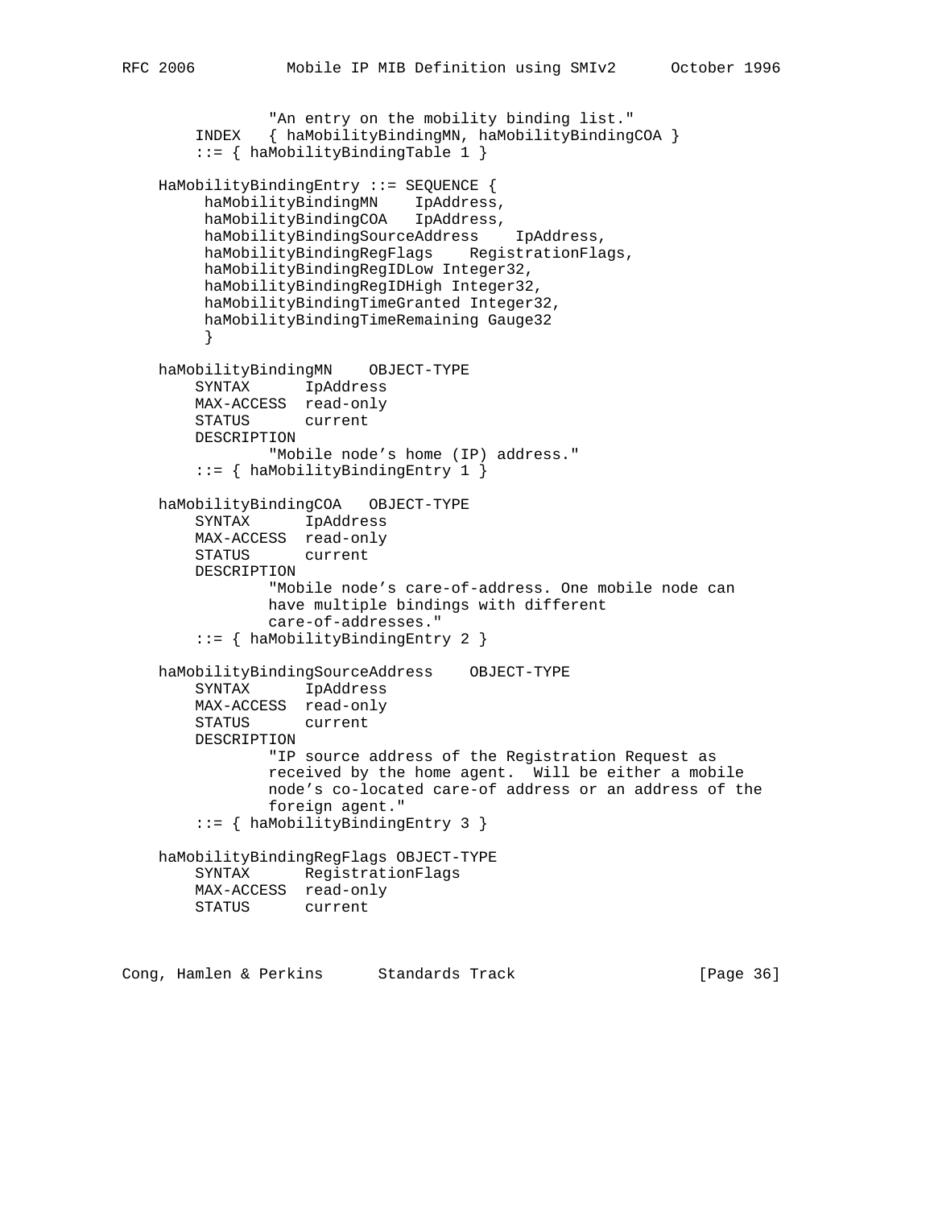```
                "An entry on the mobility binding list."
        INDEX   { haMobilityBindingMN, haMobilityBindingCOA }
        ::= { haMobilityBindingTable 1 }

    HaMobilityBindingEntry ::= SEQUENCE {
         haMobilityBindingMN    IpAddress,
         haMobilityBindingCOA   IpAddress,
         haMobilityBindingSourceAddress    IpAddress,
         haMobilityBindingRegFlags    RegistrationFlags,
         haMobilityBindingRegIDLow Integer32,
         haMobilityBindingRegIDHigh Integer32,
         haMobilityBindingTimeGranted Integer32,
         haMobilityBindingTimeRemaining Gauge32
         }

    haMobilityBindingMN    OBJECT-TYPE
        SYNTAX      IpAddress
        MAX-ACCESS  read-only
        STATUS      current
        DESCRIPTION
                "Mobile node's home (IP) address."
        ::= { haMobilityBindingEntry 1 }

    haMobilityBindingCOA   OBJECT-TYPE
        SYNTAX      IpAddress
        MAX-ACCESS  read-only
        STATUS      current
        DESCRIPTION
                "Mobile node's care-of-address. One mobile node can
                have multiple bindings with different
                care-of-addresses."
        ::= { haMobilityBindingEntry 2 }

    haMobilityBindingSourceAddress    OBJECT-TYPE
        SYNTAX      IpAddress
        MAX-ACCESS  read-only
        STATUS      current
        DESCRIPTION
                "IP source address of the Registration Request as
                received by the home agent.  Will be either a mobile
                node's co-located care-of address or an address of the
                foreign agent."
        ::= { haMobilityBindingEntry 3 }

    haMobilityBindingRegFlags OBJECT-TYPE
        SYNTAX      RegistrationFlags
        MAX-ACCESS  read-only
        STATUS      current
```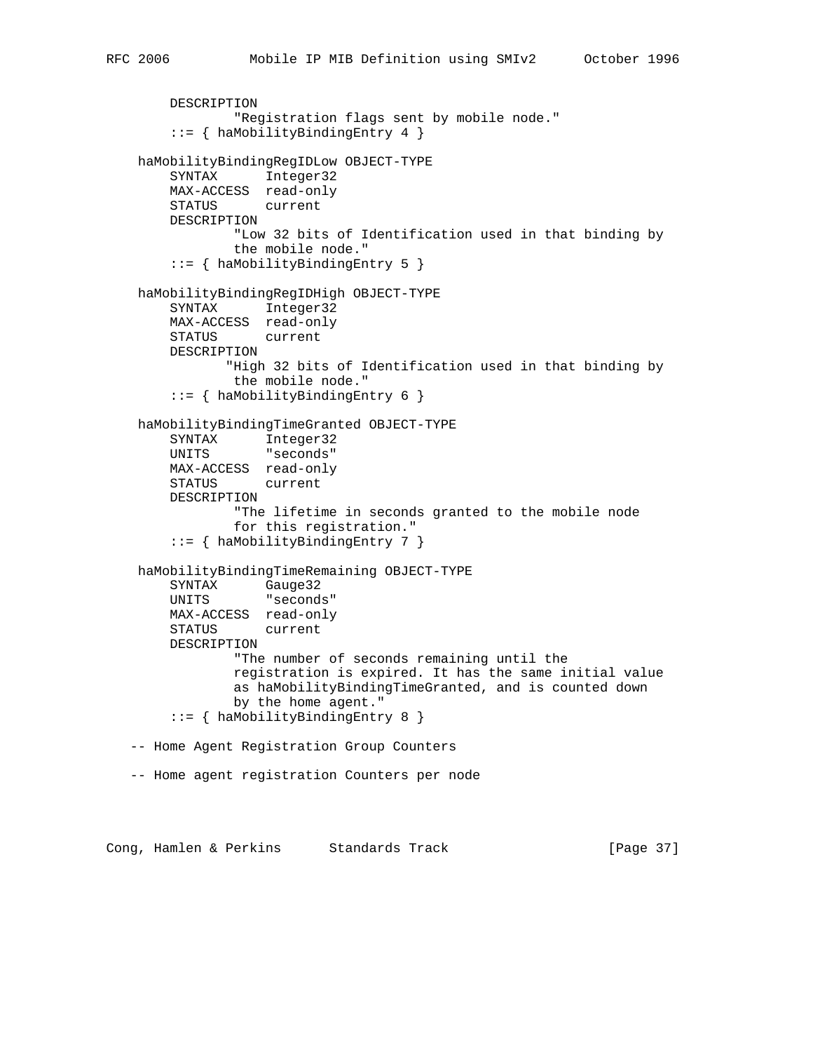```
        DESCRIPTION
                "Registration flags sent by mobile node."
        ::= { haMobilityBindingEntry 4 }

    haMobilityBindingRegIDLow OBJECT-TYPE
        SYNTAX      Integer32
        MAX-ACCESS  read-only
        STATUS      current
        DESCRIPTION
                "Low 32 bits of Identification used in that binding by
                the mobile node."
        ::= { haMobilityBindingEntry 5 }

    haMobilityBindingRegIDHigh OBJECT-TYPE
        SYNTAX      Integer32
        MAX-ACCESS  read-only
        STATUS      current
        DESCRIPTION
               "High 32 bits of Identification used in that binding by
                the mobile node."
        ::= { haMobilityBindingEntry 6 }

    haMobilityBindingTimeGranted OBJECT-TYPE
        SYNTAX      Integer32
        UNITS       "seconds"
        MAX-ACCESS  read-only
        STATUS      current
        DESCRIPTION
                "The lifetime in seconds granted to the mobile node
                for this registration."
        ::= { haMobilityBindingEntry 7 }

    haMobilityBindingTimeRemaining OBJECT-TYPE
        SYNTAX      Gauge32
        UNITS       "seconds"
        MAX-ACCESS  read-only
        STATUS      current
        DESCRIPTION
                "The number of seconds remaining until the
                registration is expired. It has the same initial value
                as haMobilityBindingTimeGranted, and is counted down
                by the home agent."
        ::= { haMobilityBindingEntry 8 }

   -- Home Agent Registration Group Counters

   -- Home agent registration Counters per node
```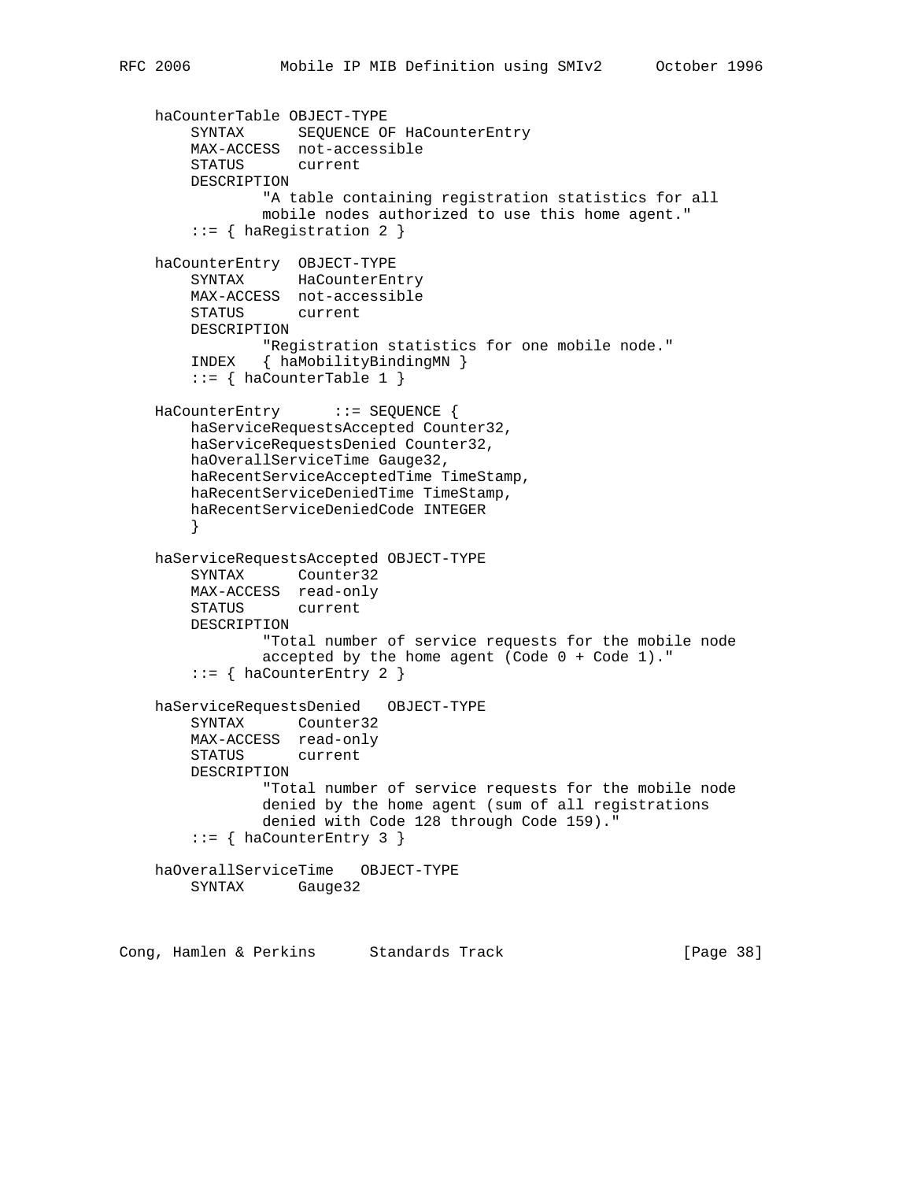```
    haCounterTable OBJECT-TYPE
        SYNTAX      SEQUENCE OF HaCounterEntry
        MAX-ACCESS  not-accessible
        STATUS      current
        DESCRIPTION
                "A table containing registration statistics for all
                mobile nodes authorized to use this home agent."
        ::= { haRegistration 2 }

    haCounterEntry  OBJECT-TYPE
        SYNTAX      HaCounterEntry
        MAX-ACCESS  not-accessible
        STATUS      current
        DESCRIPTION
                "Registration statistics for one mobile node."
        INDEX   { haMobilityBindingMN }
        ::= { haCounterTable 1 }

    HaCounterEntry      ::= SEQUENCE {
        haServiceRequestsAccepted Counter32,
        haServiceRequestsDenied Counter32,
        haOverallServiceTime Gauge32,
        haRecentServiceAcceptedTime TimeStamp,
        haRecentServiceDeniedTime TimeStamp,
        haRecentServiceDeniedCode INTEGER
        }

    haServiceRequestsAccepted OBJECT-TYPE
        SYNTAX      Counter32
        MAX-ACCESS  read-only
        STATUS      current
        DESCRIPTION
                "Total number of service requests for the mobile node
                accepted by the home agent (Code 0 + Code 1)."
        ::= { haCounterEntry 2 }

    haServiceRequestsDenied   OBJECT-TYPE
        SYNTAX      Counter32
        MAX-ACCESS  read-only
        STATUS      current
        DESCRIPTION
                "Total number of service requests for the mobile node
                denied by the home agent (sum of all registrations
                denied with Code 128 through Code 159)."
        ::= { haCounterEntry 3 }

    haOverallServiceTime   OBJECT-TYPE
        SYNTAX      Gauge32
```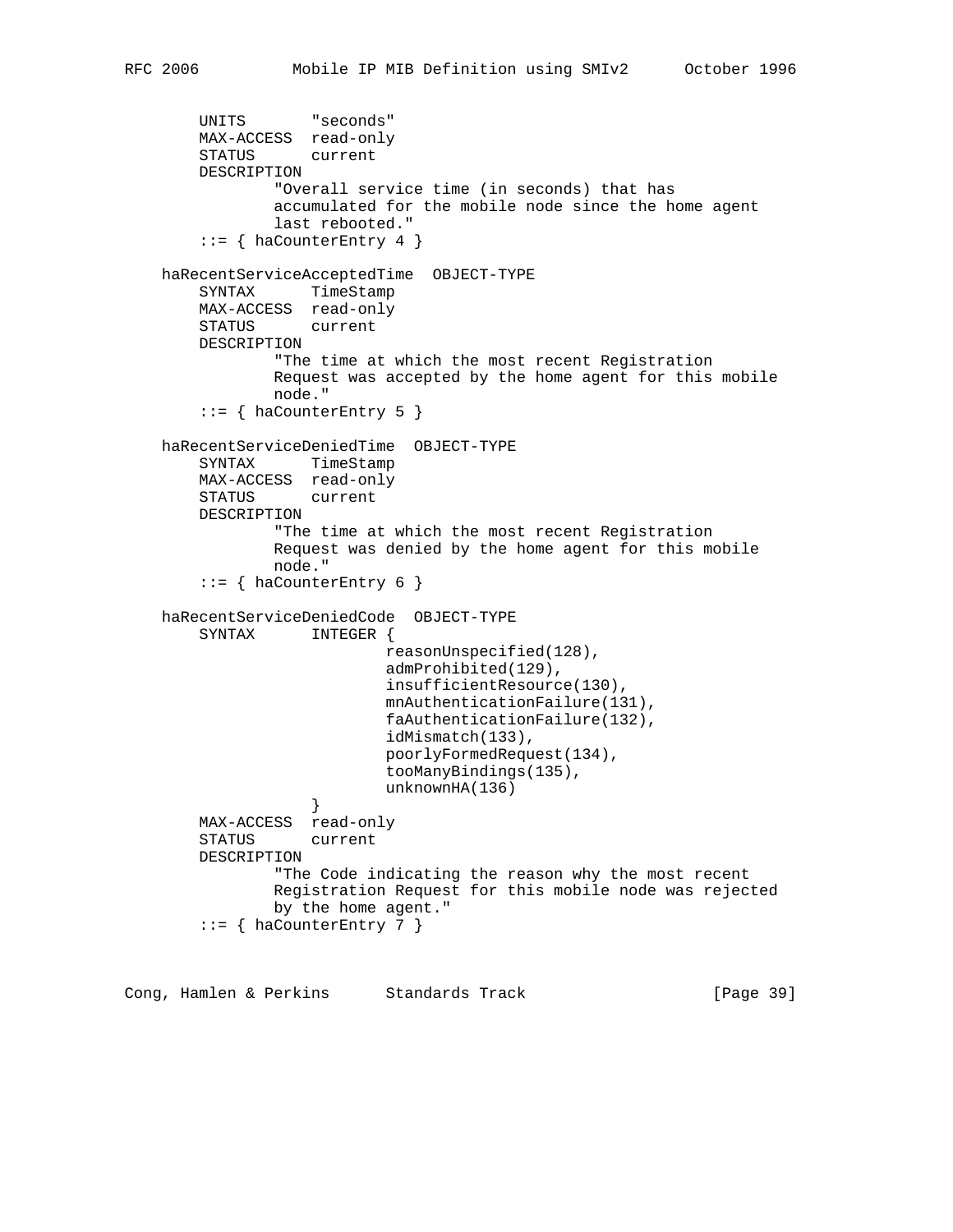```
        UNITS       "seconds"
        MAX-ACCESS  read-only
        STATUS      current
        DESCRIPTION
                "Overall service time (in seconds) that has
                accumulated for the mobile node since the home agent
                last rebooted."
        ::= { haCounterEntry 4 }

    haRecentServiceAcceptedTime  OBJECT-TYPE
        SYNTAX      TimeStamp
        MAX-ACCESS  read-only
        STATUS      current
        DESCRIPTION
                "The time at which the most recent Registration
                Request was accepted by the home agent for this mobile
                node."
        ::= { haCounterEntry 5 }

    haRecentServiceDeniedTime  OBJECT-TYPE
        SYNTAX      TimeStamp
        MAX-ACCESS  read-only
        STATUS      current
        DESCRIPTION
                "The time at which the most recent Registration
                Request was denied by the home agent for this mobile
                node."
        ::= { haCounterEntry 6 }

    haRecentServiceDeniedCode  OBJECT-TYPE
        SYNTAX      INTEGER {
                        reasonUnspecified(128),
                        admProhibited(129),
                        insufficientResource(130),
                        mnAuthenticationFailure(131),
                        faAuthenticationFailure(132),
                        idMismatch(133),
                        poorlyFormedRequest(134),
                        tooManyBindings(135),
                        unknownHA(136)
                    }
        MAX-ACCESS  read-only
        STATUS      current
        DESCRIPTION
                "The Code indicating the reason why the most recent
                Registration Request for this mobile node was rejected
                by the home agent."
        ::= { haCounterEntry 7 }
```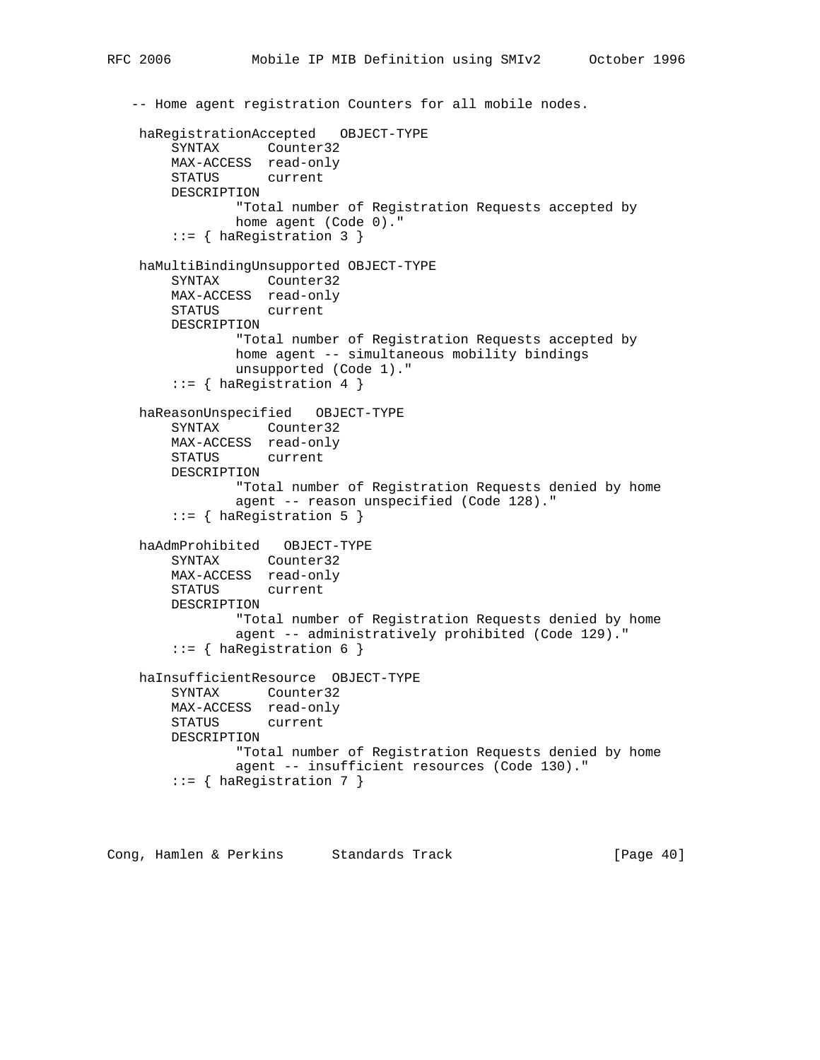```
   -- Home agent registration Counters for all mobile nodes.

    haRegistrationAccepted   OBJECT-TYPE
        SYNTAX      Counter32
        MAX-ACCESS  read-only
        STATUS      current
        DESCRIPTION
                "Total number of Registration Requests accepted by
                home agent (Code 0)."
        ::= { haRegistration 3 }

    haMultiBindingUnsupported OBJECT-TYPE
        SYNTAX      Counter32
        MAX-ACCESS  read-only
        STATUS      current
        DESCRIPTION
                "Total number of Registration Requests accepted by
                home agent -- simultaneous mobility bindings
                unsupported (Code 1)."
        ::= { haRegistration 4 }

    haReasonUnspecified   OBJECT-TYPE
        SYNTAX      Counter32
        MAX-ACCESS  read-only
        STATUS      current
        DESCRIPTION
                "Total number of Registration Requests denied by home
                agent -- reason unspecified (Code 128)."
        ::= { haRegistration 5 }

    haAdmProhibited   OBJECT-TYPE
        SYNTAX      Counter32
        MAX-ACCESS  read-only
        STATUS      current
        DESCRIPTION
                "Total number of Registration Requests denied by home
                agent -- administratively prohibited (Code 129)."
        ::= { haRegistration 6 }

    haInsufficientResource  OBJECT-TYPE
        SYNTAX      Counter32
        MAX-ACCESS  read-only
        STATUS      current
        DESCRIPTION
                "Total number of Registration Requests denied by home
                agent -- insufficient resources (Code 130)."
        ::= { haRegistration 7 }
```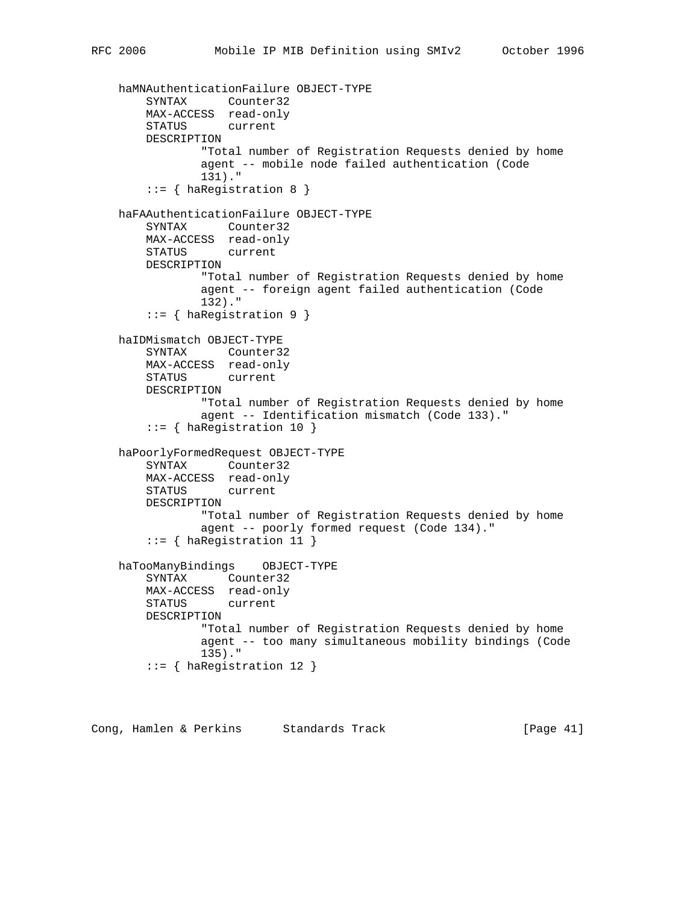```
    haMNAuthenticationFailure OBJECT-TYPE
        SYNTAX      Counter32
        MAX-ACCESS  read-only
        STATUS      current
        DESCRIPTION
                "Total number of Registration Requests denied by home
                agent -- mobile node failed authentication (Code
                131)."
        ::= { haRegistration 8 }

    haFAAuthenticationFailure OBJECT-TYPE
        SYNTAX      Counter32
        MAX-ACCESS  read-only
        STATUS      current
        DESCRIPTION
                "Total number of Registration Requests denied by home
                agent -- foreign agent failed authentication (Code
                132)."
        ::= { haRegistration 9 }

    haIDMismatch OBJECT-TYPE
        SYNTAX      Counter32
        MAX-ACCESS  read-only
        STATUS      current
        DESCRIPTION
                "Total number of Registration Requests denied by home
                agent -- Identification mismatch (Code 133)."
        ::= { haRegistration 10 }

    haPoorlyFormedRequest OBJECT-TYPE
        SYNTAX      Counter32
        MAX-ACCESS  read-only
        STATUS      current
        DESCRIPTION
                "Total number of Registration Requests denied by home
                agent -- poorly formed request (Code 134)."
        ::= { haRegistration 11 }

    haTooManyBindings    OBJECT-TYPE
        SYNTAX      Counter32
        MAX-ACCESS  read-only
        STATUS      current
        DESCRIPTION
                "Total number of Registration Requests denied by home
                agent -- too many simultaneous mobility bindings (Code
                135)."
        ::= { haRegistration 12 }
```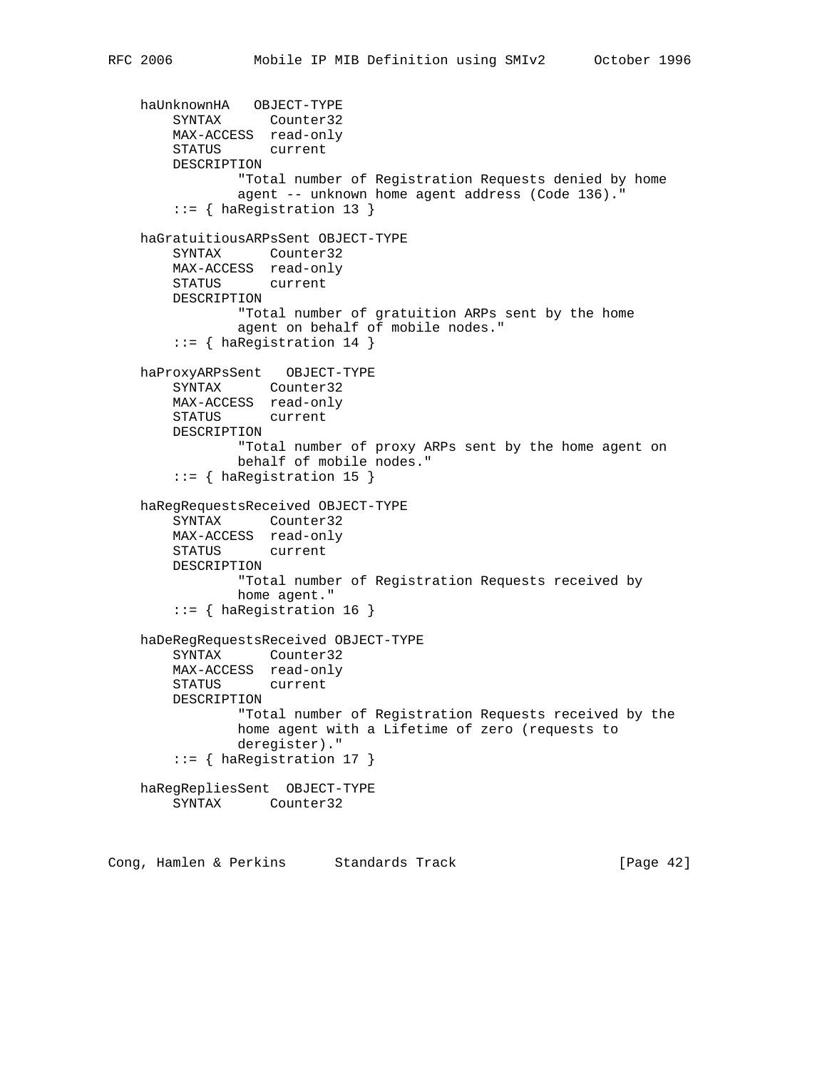```
    haUnknownHA   OBJECT-TYPE
        SYNTAX      Counter32
        MAX-ACCESS  read-only
        STATUS      current
        DESCRIPTION
                "Total number of Registration Requests denied by home
                agent -- unknown home agent address (Code 136)."
        ::= { haRegistration 13 }

    haGratuitiousARPsSent OBJECT-TYPE
        SYNTAX      Counter32
        MAX-ACCESS  read-only
        STATUS      current
        DESCRIPTION
                "Total number of gratuition ARPs sent by the home
                agent on behalf of mobile nodes."
        ::= { haRegistration 14 }

    haProxyARPsSent   OBJECT-TYPE
        SYNTAX      Counter32
        MAX-ACCESS  read-only
        STATUS      current
        DESCRIPTION
                "Total number of proxy ARPs sent by the home agent on
                behalf of mobile nodes."
        ::= { haRegistration 15 }

    haRegRequestsReceived OBJECT-TYPE
        SYNTAX      Counter32
        MAX-ACCESS  read-only
        STATUS      current
        DESCRIPTION
                "Total number of Registration Requests received by
                home agent."
        ::= { haRegistration 16 }

    haDeRegRequestsReceived OBJECT-TYPE
        SYNTAX      Counter32
        MAX-ACCESS  read-only
        STATUS      current
        DESCRIPTION
                "Total number of Registration Requests received by the
                home agent with a Lifetime of zero (requests to
                deregister)."
        ::= { haRegistration 17 }

    haRegRepliesSent  OBJECT-TYPE
        SYNTAX      Counter32
```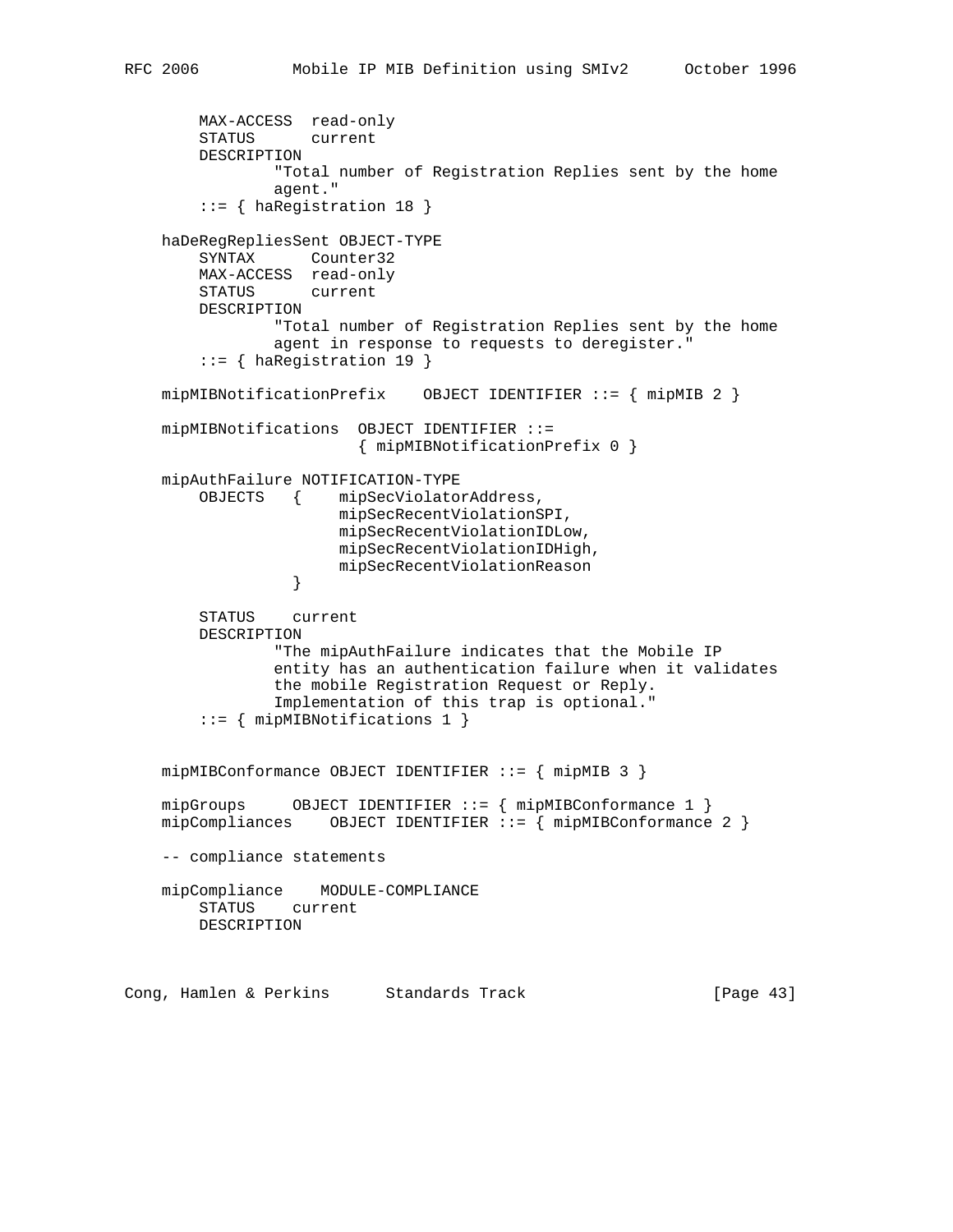```
        MAX-ACCESS  read-only
        STATUS      current
        DESCRIPTION
                "Total number of Registration Replies sent by the home
                agent."
        ::= { haRegistration 18 }

    haDeRegRepliesSent OBJECT-TYPE
        SYNTAX      Counter32
        MAX-ACCESS  read-only
        STATUS      current
        DESCRIPTION
                "Total number of Registration Replies sent by the home
                agent in response to requests to deregister."
        ::= { haRegistration 19 }

    mipMIBNotificationPrefix    OBJECT IDENTIFIER ::= { mipMIB 2 }

    mipMIBNotifications  OBJECT IDENTIFIER ::=
                          { mipMIBNotificationPrefix 0 }

    mipAuthFailure NOTIFICATION-TYPE
        OBJECTS   {    mipSecViolatorAddress,
                       mipSecRecentViolationSPI,
                       mipSecRecentViolationIDLow,
                       mipSecRecentViolationIDHigh,
                       mipSecRecentViolationReason
                  }

        STATUS    current
        DESCRIPTION
                "The mipAuthFailure indicates that the Mobile IP
                entity has an authentication failure when it validates
                the mobile Registration Request or Reply.
                Implementation of this trap is optional."
        ::= { mipMIBNotifications 1 }


    mipMIBConformance OBJECT IDENTIFIER ::= { mipMIB 3 }

    mipGroups      OBJECT IDENTIFIER ::= { mipMIBConformance 1 }
    mipCompliances    OBJECT IDENTIFIER ::= { mipMIBConformance 2 }

    -- compliance statements

    mipCompliance    MODULE-COMPLIANCE
        STATUS    current
        DESCRIPTION
```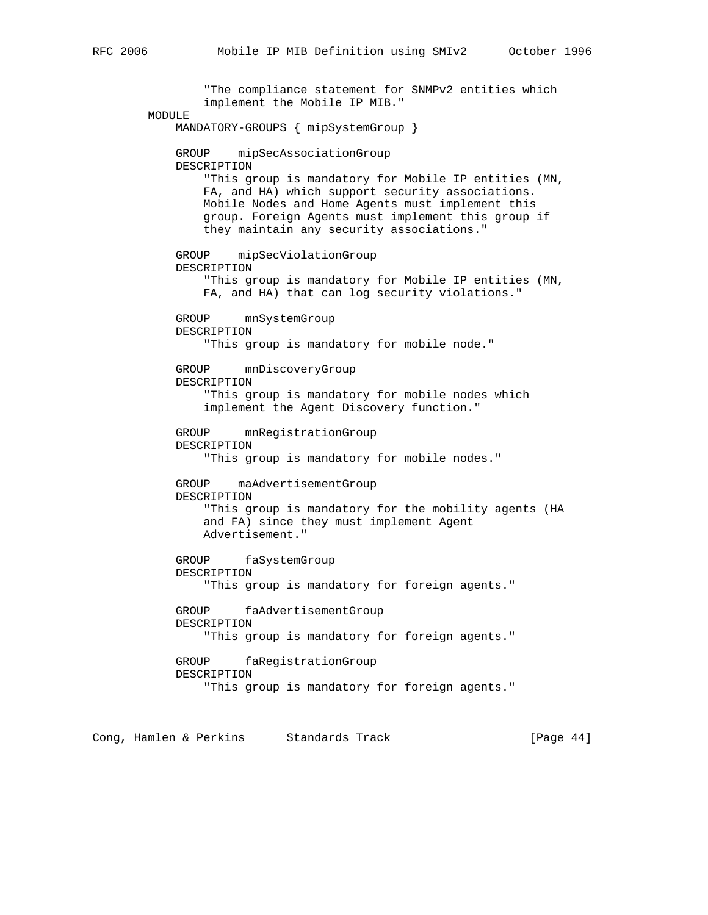```
            "The compliance statement for SNMPv2 entities which
            implement the Mobile IP MIB."
    MODULE
        MANDATORY-GROUPS { mipSystemGroup }

        GROUP    mipSecAssociationGroup
        DESCRIPTION
            "This group is mandatory for Mobile IP entities (MN,
            FA, and HA) which support security associations.
            Mobile Nodes and Home Agents must implement this
            group. Foreign Agents must implement this group if
            they maintain any security associations."

        GROUP    mipSecViolationGroup
        DESCRIPTION
            "This group is mandatory for Mobile IP entities (MN,
            FA, and HA) that can log security violations."

        GROUP     mnSystemGroup
        DESCRIPTION
            "This group is mandatory for mobile node."

        GROUP     mnDiscoveryGroup
        DESCRIPTION
            "This group is mandatory for mobile nodes which
            implement the Agent Discovery function."

        GROUP     mnRegistrationGroup
        DESCRIPTION
            "This group is mandatory for mobile nodes."

        GROUP    maAdvertisementGroup
        DESCRIPTION
            "This group is mandatory for the mobility agents (HA
            and FA) since they must implement Agent
            Advertisement."

        GROUP     faSystemGroup
        DESCRIPTION
            "This group is mandatory for foreign agents."

        GROUP     faAdvertisementGroup
        DESCRIPTION
            "This group is mandatory for foreign agents."

        GROUP     faRegistrationGroup
        DESCRIPTION
            "This group is mandatory for foreign agents."
```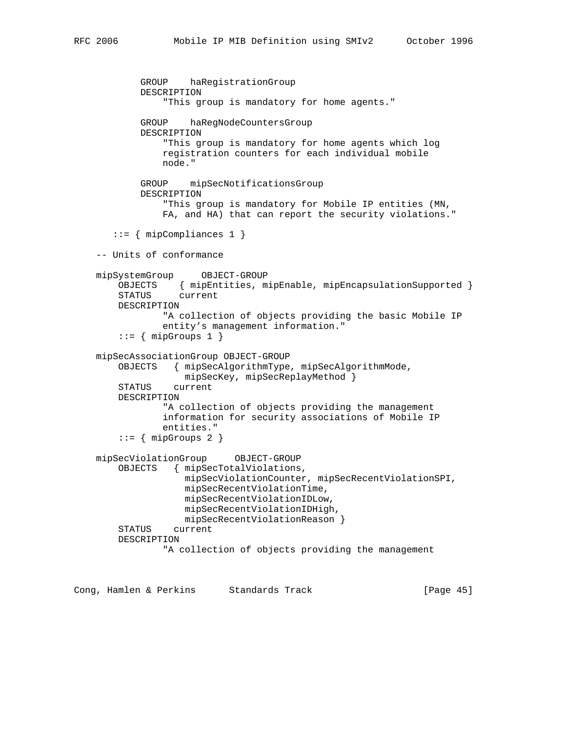```
           GROUP    haRegistrationGroup
           DESCRIPTION
               "This group is mandatory for home agents."

           GROUP    haRegNodeCountersGroup
           DESCRIPTION
               "This group is mandatory for home agents which log
               registration counters for each individual mobile
               node."

           GROUP    mipSecNotificationsGroup
           DESCRIPTION
               "This group is mandatory for Mobile IP entities (MN,
               FA, and HA) that can report the security violations."

       ::= { mipCompliances 1 }

    -- Units of conformance

    mipSystemGroup     OBJECT-GROUP
        OBJECTS    { mipEntities, mipEnable, mipEncapsulationSupported }
        STATUS     current
        DESCRIPTION
               "A collection of objects providing the basic Mobile IP
               entity's management information."
        ::= { mipGroups 1 }

    mipSecAssociationGroup OBJECT-GROUP
        OBJECTS   { mipSecAlgorithmType, mipSecAlgorithmMode,
                    mipSecKey, mipSecReplayMethod }
        STATUS    current
        DESCRIPTION
               "A collection of objects providing the management
               information for security associations of Mobile IP
               entities."
        ::= { mipGroups 2 }

    mipSecViolationGroup     OBJECT-GROUP
        OBJECTS   { mipSecTotalViolations,
                    mipSecViolationCounter, mipSecRecentViolationSPI,
                    mipSecRecentViolationTime,
                    mipSecRecentViolationIDLow,
                    mipSecRecentViolationIDHigh,
                    mipSecRecentViolationReason }
        STATUS    current
        DESCRIPTION
               "A collection of objects providing the management
```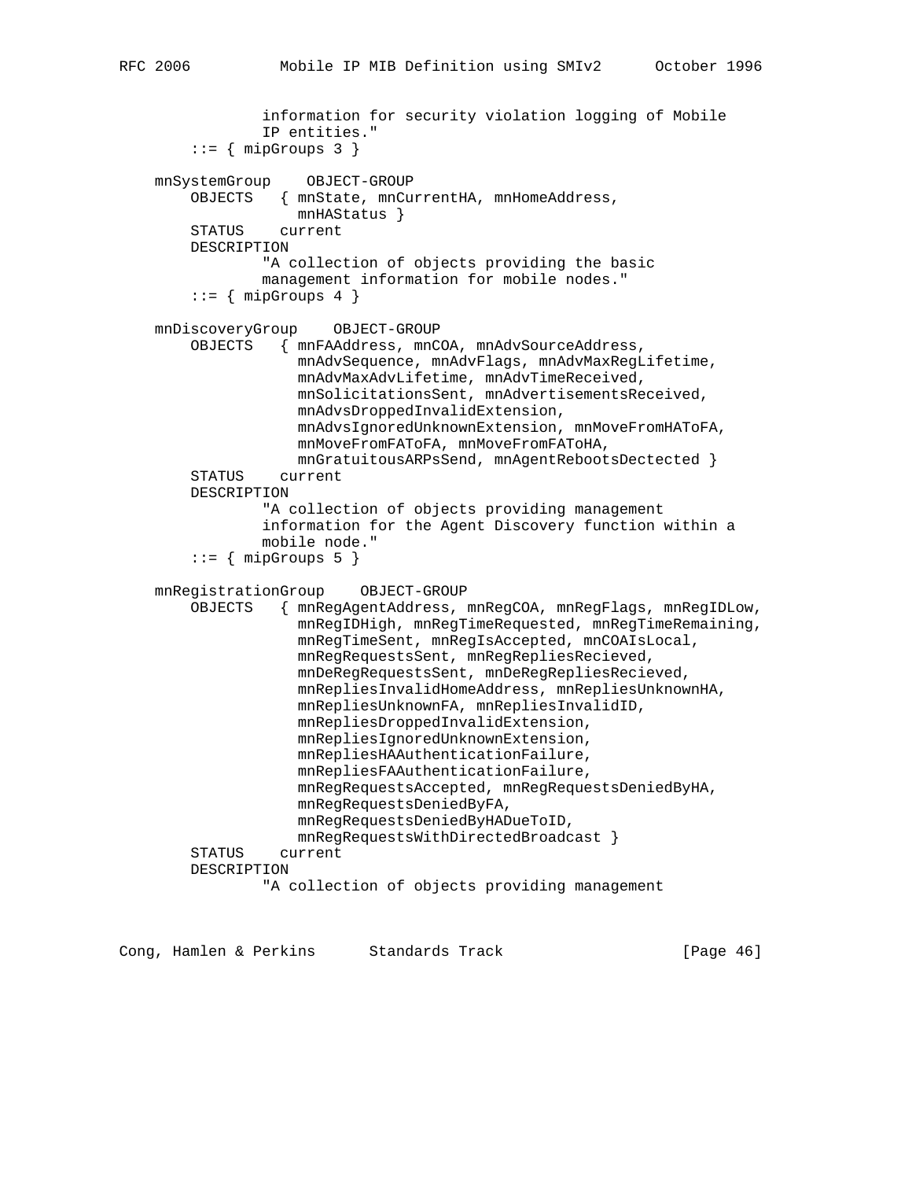```
               information for security violation logging of Mobile
               IP entities."
       ::= { mipGroups 3 }

   mnSystemGroup    OBJECT-GROUP
       OBJECTS   { mnState, mnCurrentHA, mnHomeAddress,
                   mnHAStatus }
       STATUS    current
       DESCRIPTION
               "A collection of objects providing the basic
               management information for mobile nodes."
       ::= { mipGroups 4 }

   mnDiscoveryGroup    OBJECT-GROUP
       OBJECTS   { mnFAAddress, mnCOA, mnAdvSourceAddress,
                   mnAdvSequence, mnAdvFlags, mnAdvMaxRegLifetime,
                   mnAdvMaxAdvLifetime, mnAdvTimeReceived,
                   mnSolicitationsSent, mnAdvertisementsReceived,
                   mnAdvsDroppedInvalidExtension,
                   mnAdvsIgnoredUnknownExtension, mnMoveFromHAToFA,
                   mnMoveFromFAToFA, mnMoveFromFAToHA,
                   mnGratuitousARPsSend, mnAgentRebootsDectected }
       STATUS    current
       DESCRIPTION
               "A collection of objects providing management
               information for the Agent Discovery function within a
               mobile node."
       ::= { mipGroups 5 }

   mnRegistrationGroup    OBJECT-GROUP
       OBJECTS   { mnRegAgentAddress, mnRegCOA, mnRegFlags, mnRegIDLow,
                   mnRegIDHigh, mnRegTimeRequested, mnRegTimeRemaining,
                   mnRegTimeSent, mnRegIsAccepted, mnCOAIsLocal,
                   mnRegRequestsSent, mnRegRepliesRecieved,
                   mnDeRegRequestsSent, mnDeRegRepliesRecieved,
                   mnRepliesInvalidHomeAddress, mnRepliesUnknownHA,
                   mnRepliesUnknownFA, mnRepliesInvalidID,
                   mnRepliesDroppedInvalidExtension,
                   mnRepliesIgnoredUnknownExtension,
                   mnRepliesHAAuthenticationFailure,
                   mnRepliesFAAuthenticationFailure,
                   mnRegRequestsAccepted, mnRegRequestsDeniedByHA,
                   mnRegRequestsDeniedByFA,
                   mnRegRequestsDeniedByHADueToID,
                   mnRegRequestsWithDirectedBroadcast }
       STATUS    current
       DESCRIPTION
               "A collection of objects providing management
```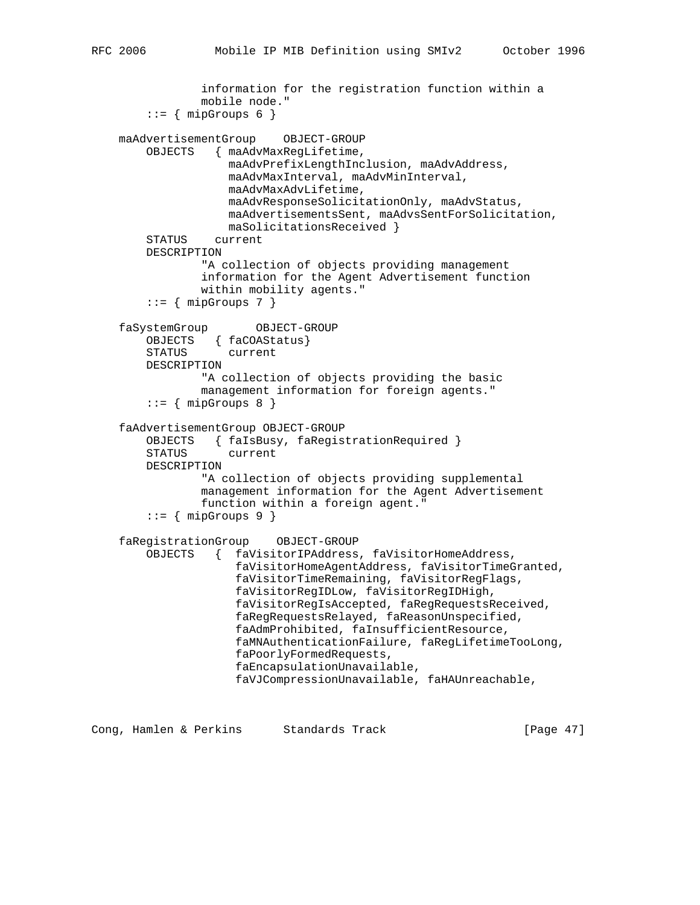```
                information for the registration function within a
                mobile node."
        ::= { mipGroups 6 }

    maAdvertisementGroup    OBJECT-GROUP
        OBJECTS   { maAdvMaxRegLifetime,
                    maAdvPrefixLengthInclusion, maAdvAddress,
                    maAdvMaxInterval, maAdvMinInterval,
                    maAdvMaxAdvLifetime,
                    maAdvResponseSolicitationOnly, maAdvStatus,
                    maAdvertisementsSent, maAdvsSentForSolicitation,
                    maSolicitationsReceived }
        STATUS    current
        DESCRIPTION
                "A collection of objects providing management
                information for the Agent Advertisement function
                within mobility agents."
        ::= { mipGroups 7 }

    faSystemGroup       OBJECT-GROUP
        OBJECTS   { faCOAStatus}
        STATUS      current
        DESCRIPTION
                "A collection of objects providing the basic
                management information for foreign agents."
        ::= { mipGroups 8 }

    faAdvertisementGroup OBJECT-GROUP
        OBJECTS   { faIsBusy, faRegistrationRequired }
        STATUS      current
        DESCRIPTION
                "A collection of objects providing supplemental
                management information for the Agent Advertisement
                function within a foreign agent."
        ::= { mipGroups 9 }

    faRegistrationGroup    OBJECT-GROUP
        OBJECTS   {  faVisitorIPAddress, faVisitorHomeAddress,
                     faVisitorHomeAgentAddress, faVisitorTimeGranted,
                     faVisitorTimeRemaining, faVisitorRegFlags,
                     faVisitorRegIDLow, faVisitorRegIDHigh,
                     faVisitorRegIsAccepted, faRegRequestsReceived,
                     faRegRequestsRelayed, faReasonUnspecified,
                     faAdmProhibited, faInsufficientResource,
                     faMNAuthenticationFailure, faRegLifetimeTooLong,
                     faPoorlyFormedRequests,
                     faEncapsulationUnavailable,
                     faVJCompressionUnavailable, faHAUnreachable,
```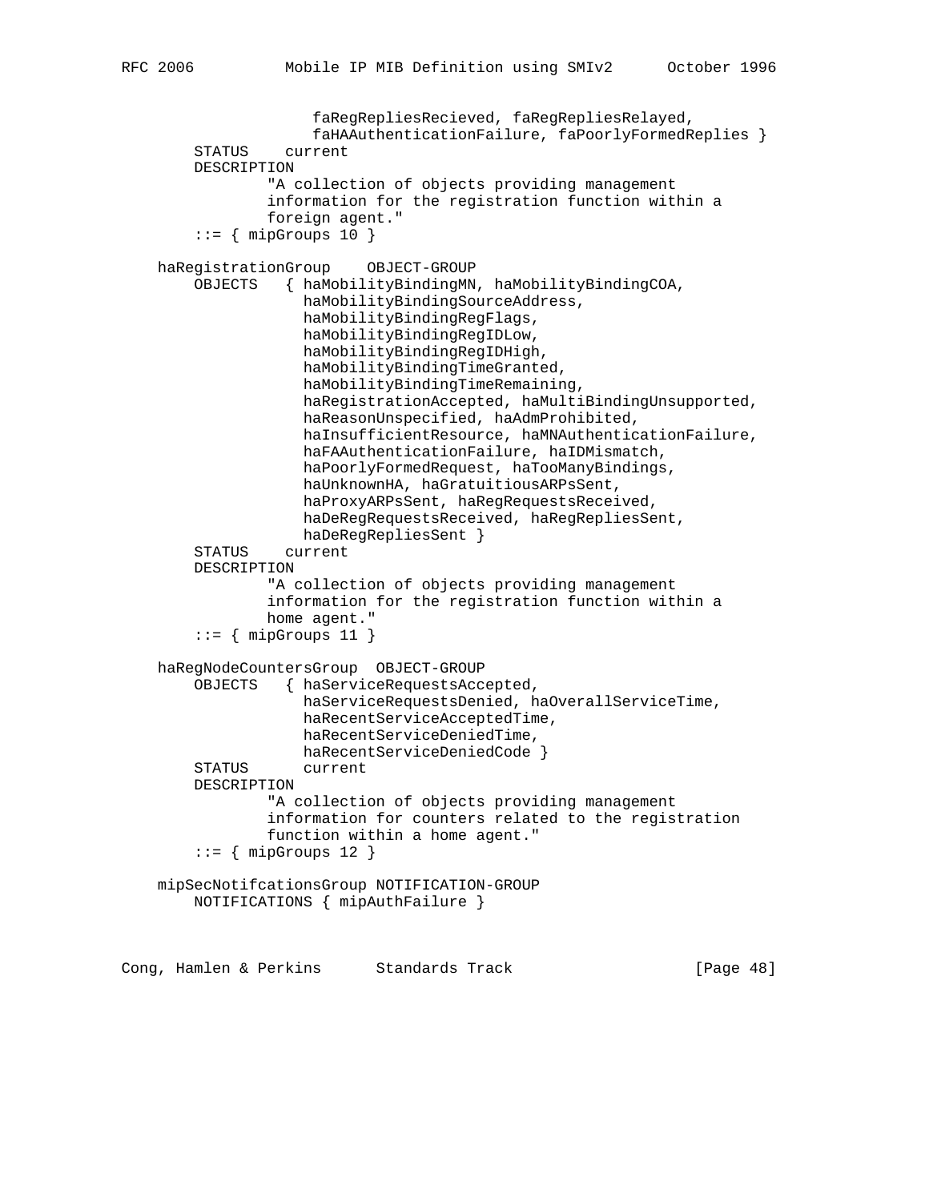```
                  faRegRepliesRecieved, faRegRepliesRelayed,
                  faHAAuthenticationFailure, faPoorlyFormedReplies }
        STATUS    current
        DESCRIPTION
                "A collection of objects providing management
                information for the registration function within a
                foreign agent."
        ::= { mipGroups 10 }

    haRegistrationGroup    OBJECT-GROUP
        OBJECTS    { haMobilityBindingMN, haMobilityBindingCOA,
                     haMobilityBindingSourceAddress,
                     haMobilityBindingRegFlags,
                     haMobilityBindingRegIDLow,
                     haMobilityBindingRegIDHigh,
                     haMobilityBindingTimeGranted,
                     haMobilityBindingTimeRemaining,
                     haRegistrationAccepted, haMultiBindingUnsupported,
                     haReasonUnspecified, haAdmProhibited,
                     haInsufficientResource, haMNAuthenticationFailure,
                     haFAAuthenticationFailure, haIDMismatch,
                     haPoorlyFormedRequest, haTooManyBindings,
                     haUnknownHA, haGratuitiousARPsSent,
                     haProxyARPsSent, haRegRequestsReceived,
                     haDeRegRequestsReceived, haRegRepliesSent,
                     haDeRegRepliesSent }
        STATUS    current
        DESCRIPTION
                "A collection of objects providing management
                information for the registration function within a
                home agent."
        ::= { mipGroups 11 }

    haRegNodeCountersGroup  OBJECT-GROUP
        OBJECTS    { haServiceRequestsAccepted,
                     haServiceRequestsDenied, haOverallServiceTime,
                     haRecentServiceAcceptedTime,
                     haRecentServiceDeniedTime,
                     haRecentServiceDeniedCode }
        STATUS      current
        DESCRIPTION
                "A collection of objects providing management
                information for counters related to the registration
                function within a home agent."
        ::= { mipGroups 12 }

    mipSecNotifcationsGroup NOTIFICATION-GROUP
        NOTIFICATIONS { mipAuthFailure }
```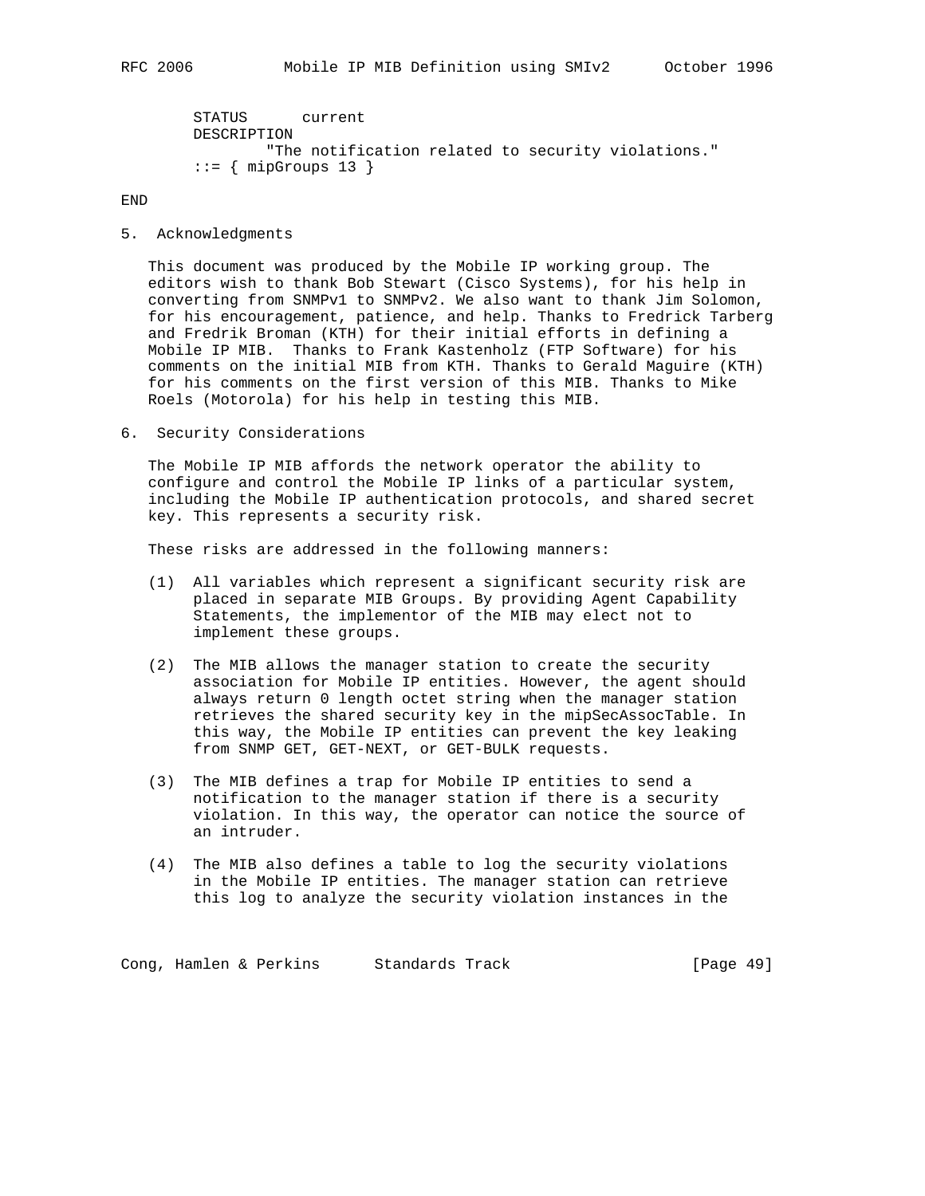```
        STATUS      current
        DESCRIPTION
                "The notification related to security violations."
        ::= { mipGroups 13 }

END
```

## 5. Acknowledgments

This document was produced by the Mobile IP working group. The editors wish to thank Bob Stewart (Cisco Systems), for his help in converting from SNMPv1 to SNMPv2. We also want to thank Jim Solomon, for his encouragement, patience, and help. Thanks to Fredrick Tarberg and Fredrik Broman (KTH) for their initial efforts in defining a Mobile IP MIB. Thanks to Frank Kastenholz (FTP Software) for his comments on the initial MIB from KTH. Thanks to Gerald Maguire (KTH) for his comments on the first version of this MIB. Thanks to Mike Roels (Motorola) for his help in testing this MIB.

## 6. Security Considerations

The Mobile IP MIB affords the network operator the ability to configure and control the Mobile IP links of a particular system, including the Mobile IP authentication protocols, and shared secret key. This represents a security risk.

These risks are addressed in the following manners:

(1) All variables which represent a significant security risk are placed in separate MIB Groups. By providing Agent Capability Statements, the implementor of the MIB may elect not to implement these groups.

(2) The MIB allows the manager station to create the security association for Mobile IP entities. However, the agent should always return 0 length octet string when the manager station retrieves the shared security key in the mipSecAssocTable. In this way, the Mobile IP entities can prevent the key leaking from SNMP GET, GET-NEXT, or GET-BULK requests.

(3) The MIB defines a trap for Mobile IP entities to send a notification to the manager station if there is a security violation. In this way, the operator can notice the source of an intruder.

(4) The MIB also defines a table to log the security violations in the Mobile IP entities. The manager station can retrieve this log to analyze the security violation instances in the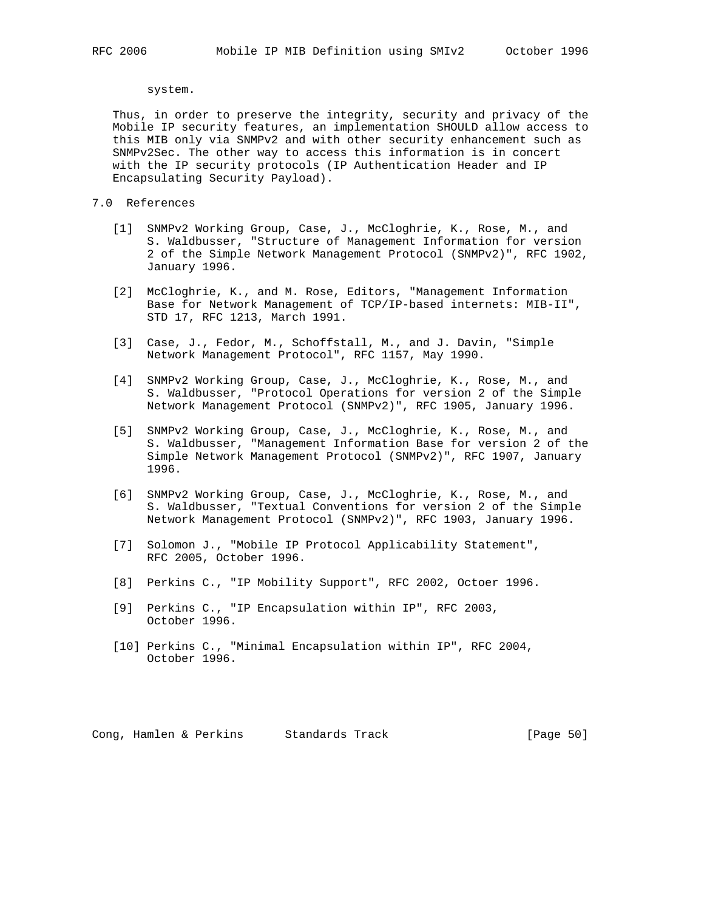system.

Thus, in order to preserve the integrity, security and privacy of the Mobile IP security features, an implementation SHOULD allow access to this MIB only via SNMPv2 and with other security enhancement such as SNMPv2Sec. The other way to access this information is in concert with the IP security protocols (IP Authentication Header and IP Encapsulating Security Payload).

## 7.0 References

[1] SNMPv2 Working Group, Case, J., McCloghrie, K., Rose, M., and S. Waldbusser, "Structure of Management Information for version 2 of the Simple Network Management Protocol (SNMPv2)", RFC 1902, January 1996.

[2] McCloghrie, K., and M. Rose, Editors, "Management Information Base for Network Management of TCP/IP-based internets: MIB-II", STD 17, RFC 1213, March 1991.

[3] Case, J., Fedor, M., Schoffstall, M., and J. Davin, "Simple Network Management Protocol", RFC 1157, May 1990.

[4] SNMPv2 Working Group, Case, J., McCloghrie, K., Rose, M., and S. Waldbusser, "Protocol Operations for version 2 of the Simple Network Management Protocol (SNMPv2)", RFC 1905, January 1996.

[5] SNMPv2 Working Group, Case, J., McCloghrie, K., Rose, M., and S. Waldbusser, "Management Information Base for version 2 of the Simple Network Management Protocol (SNMPv2)", RFC 1907, January 1996.

[6] SNMPv2 Working Group, Case, J., McCloghrie, K., Rose, M., and S. Waldbusser, "Textual Conventions for version 2 of the Simple Network Management Protocol (SNMPv2)", RFC 1903, January 1996.

[7] Solomon J., "Mobile IP Protocol Applicability Statement", RFC 2005, October 1996.

[8] Perkins C., "IP Mobility Support", RFC 2002, Octoer 1996.

[9] Perkins C., "IP Encapsulation within IP", RFC 2003, October 1996.

[10] Perkins C., "Minimal Encapsulation within IP", RFC 2004, October 1996.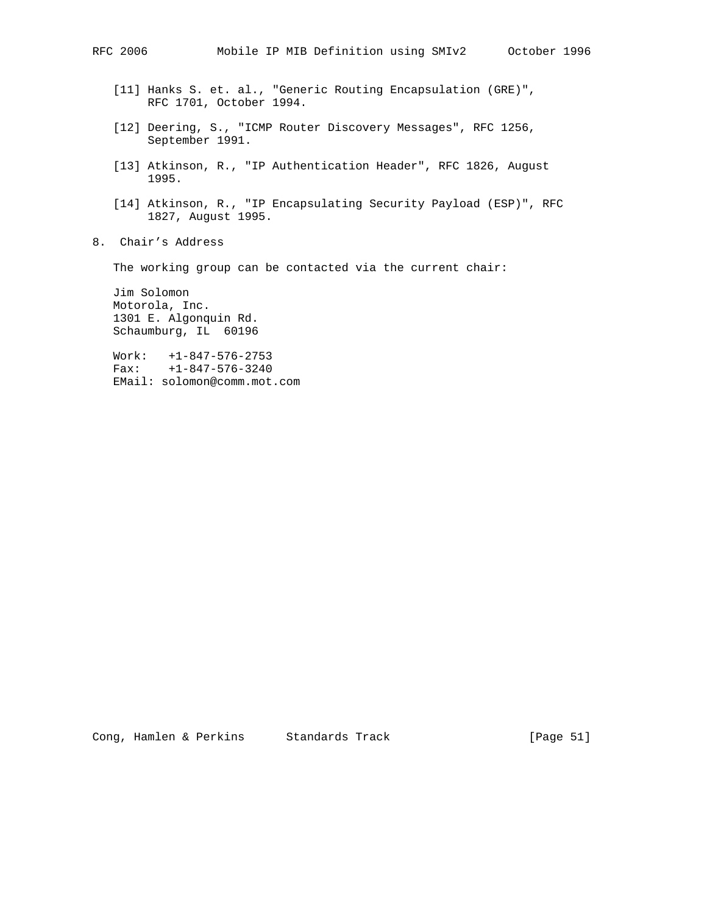[11] Hanks S. et. al., "Generic Routing Encapsulation (GRE)", RFC 1701, October 1994.

[12] Deering, S., "ICMP Router Discovery Messages", RFC 1256, September 1991.

[13] Atkinson, R., "IP Authentication Header", RFC 1826, August 1995.

[14] Atkinson, R., "IP Encapsulating Security Payload (ESP)", RFC 1827, August 1995.

## 8. Chair's Address

The working group can be contacted via the current chair:

Jim Solomon
Motorola, Inc.
1301 E. Algonquin Rd.
Schaumburg, IL  60196

Work:   +1-847-576-2753
Fax:    +1-847-576-3240
EMail: solomon@comm.mot.com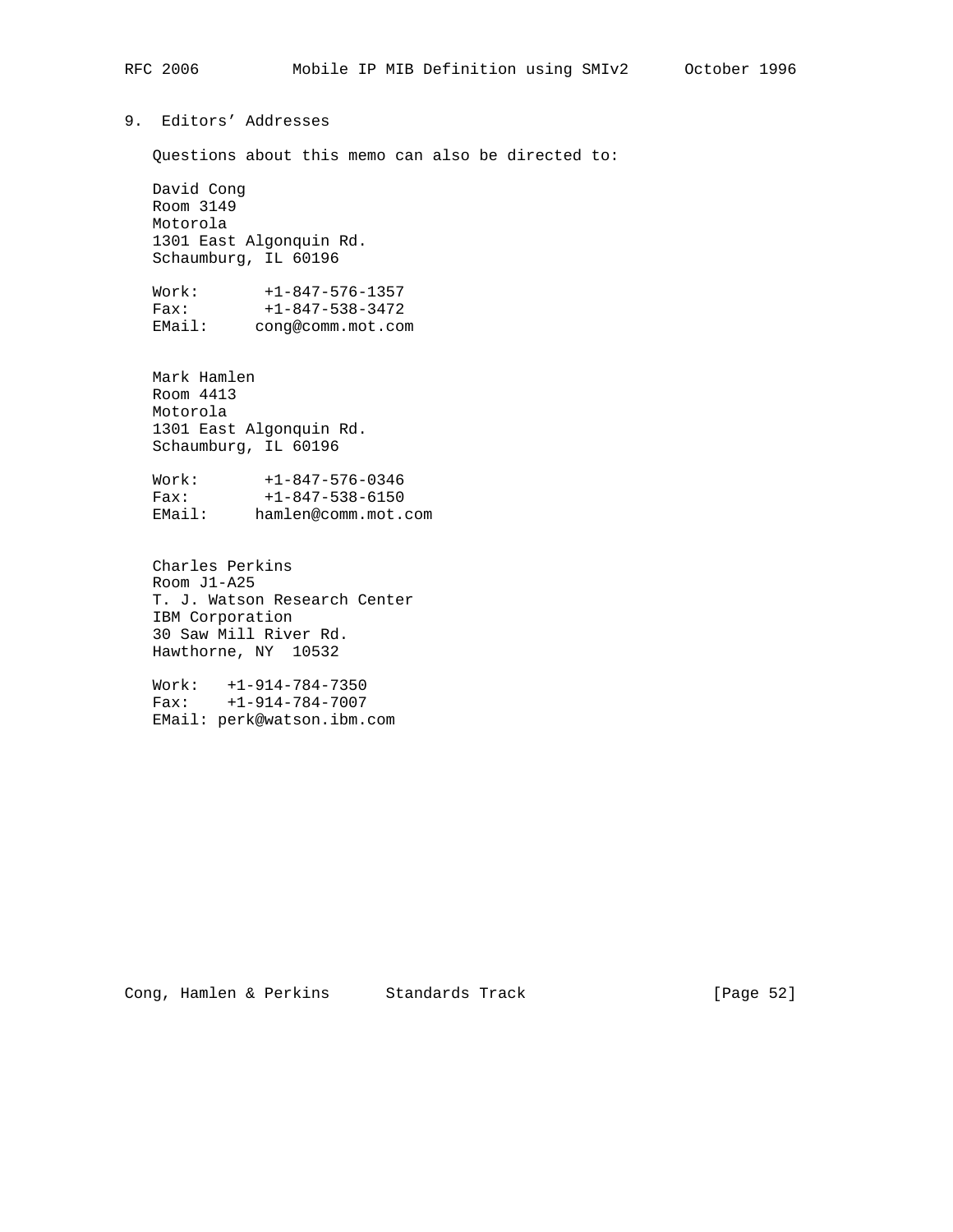## 9. Editors' Addresses

Questions about this memo can also be directed to:

David Cong
Room 3149
Motorola
1301 East Algonquin Rd.
Schaumburg, IL 60196

Work: +1-847-576-1357
Fax: +1-847-538-3472
EMail: cong@comm.mot.com

Mark Hamlen
Room 4413
Motorola
1301 East Algonquin Rd.
Schaumburg, IL 60196

Work: +1-847-576-0346
Fax: +1-847-538-6150
EMail: hamlen@comm.mot.com

Charles Perkins
Room J1-A25
T. J. Watson Research Center
IBM Corporation
30 Saw Mill River Rd.
Hawthorne, NY 10532

Work: +1-914-784-7350
Fax: +1-914-784-7007
EMail: perk@watson.ibm.com